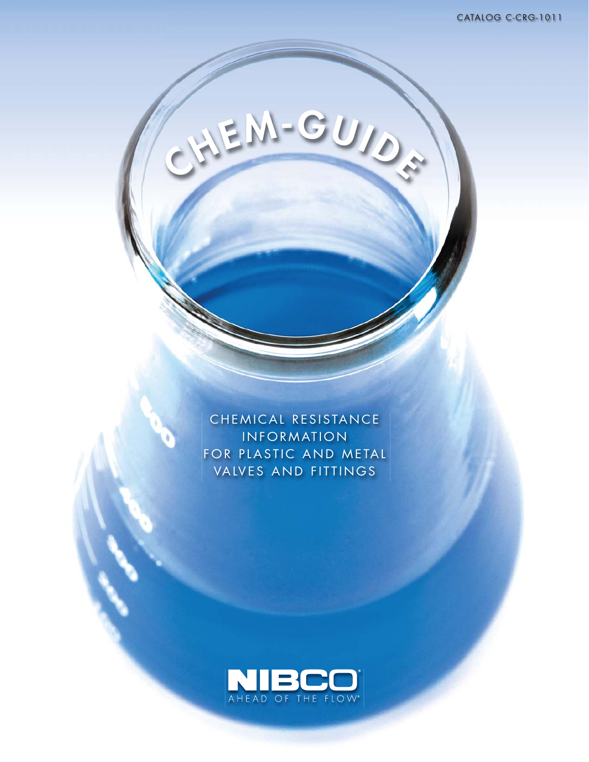CATALOG C-CRG-1011

# CHEM-GUIDE

CHEMICAL RESISTANCE INFORMATION FOR PLASTIC AND METAL VALVES AND FITTINGS

NIBCO®

AHEAD OF THE FLOW®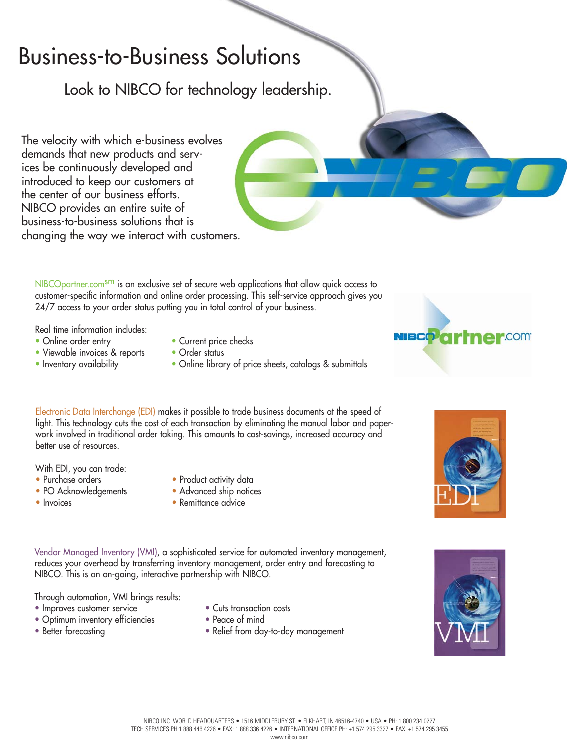# Business-to-Business Solutions

## Look to NIBCO for technology leadership.

The velocity with which e-business evolves demands that new products and services be continuously developed and introduced to keep our customers at the center of our business efforts. NIBCO provides an entire suite of business-to-business solutions that is changing the way we interact with customers.

NIBCOpartner.com[sm] is an exclusive set of secure web applications that allow quick access to customer-specific information and online order processing. This self-service approach gives you 24/7 access to your order status putting you in total control of your business.

Real time information includes:

- Online order entry
- Viewable invoices & reports
- Inventory availability
- Current price checks
- Order status
- Online library of price sheets, catalogs & submittals

Electronic Data Interchange (EDI) makes it possible to trade business documents at the speed of light. This technology cuts the cost of each transaction by eliminating the manual labor and paperwork involved in traditional order taking. This amounts to cost-savings, increased accuracy and better use of resources.

With EDI, you can trade:

- Purchase orders
- PO Acknowledgements
- Invoices
- Product activity data
- Advanced ship notices
- Remittance advice

Vendor Managed Inventory (VMI), a sophisticated service for automated inventory management, reduces your overhead by transferring inventory management, order entry and forecasting to NIBCO. This is an on-going, interactive partnership with NIBCO.

Through automation, VMI brings results:

- Improves customer service
- Optimum inventory efficiencies
- Better forecasting
- Cuts transaction costs
- Peace of mind
- Relief from day-to-day management

NIBCO INC. WORLD HEADQUARTERS • 1516 MIDDLEBURY ST. • ELKHART, IN 46516-4740 • USA • PH: 1.800.234.0227
TECH SERVICES PH:1.888.446.4226 • FAX: 1.888.336.4226 • INTERNATIONAL OFFICE PH: +1.574.295.3327 • FAX: +1.574.295.3455
www.nibco.com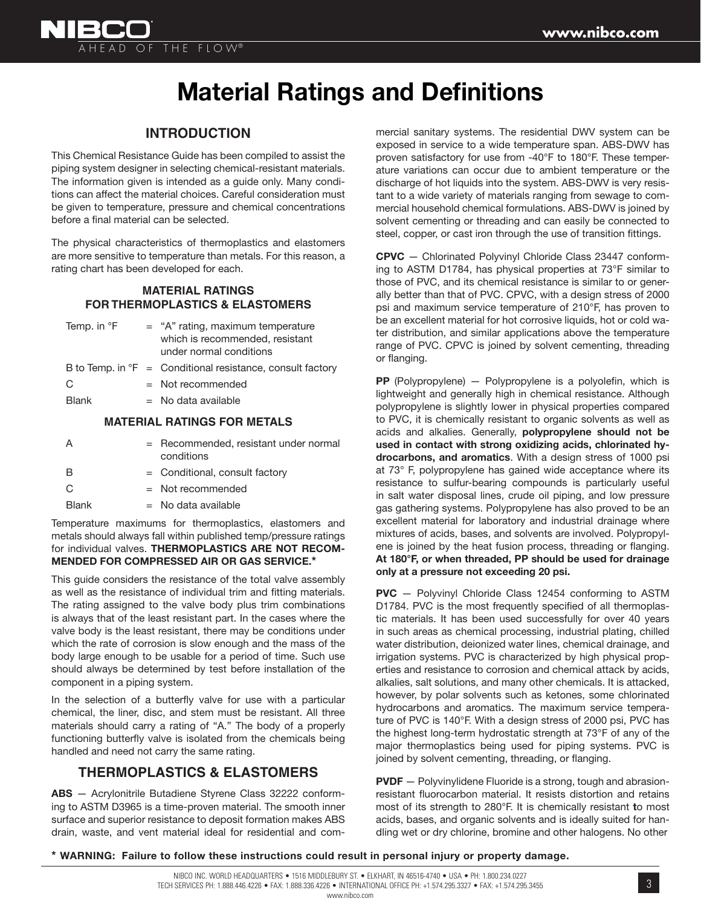# Material Ratings and Definitions

## INTRODUCTION

This Chemical Resistance Guide has been compiled to assist the piping system designer in selecting chemical-resistant materials. The information given is intended as a guide only. Many conditions can affect the material choices. Careful consideration must be given to temperature, pressure and chemical concentrations before a final material can be selected.

The physical characteristics of thermoplastics and elastomers are more sensitive to temperature than metals. For this reason, a rating chart has been developed for each.

### MATERIAL RATINGS FOR THERMOPLASTICS & ELASTOMERS

| | | |
|---|---|---|
| Temp. in °F | = | "A" rating, maximum temperature which is recommended, resistant under normal conditions |
| B to Temp. in °F | = | Conditional resistance, consult factory |
| C | = | Not recommended |
| Blank | = | No data available |

### MATERIAL RATINGS FOR METALS

| | | |
|---|---|---|
| A | = | Recommended, resistant under normal conditions |
| B | = | Conditional, consult factory |
| C | = | Not recommended |
| Blank | = | No data available |

Temperature maximums for thermoplastics, elastomers and metals should always fall within published temp/pressure ratings for individual valves. **THERMOPLASTICS ARE NOT RECOMMENDED FOR COMPRESSED AIR OR GAS SERVICE.***

This guide considers the resistance of the total valve assembly as well as the resistance of individual trim and fitting materials. The rating assigned to the valve body plus trim combinations is always that of the least resistant part. In the cases where the valve body is the least resistant, there may be conditions under which the rate of corrosion is slow enough and the mass of the body large enough to be usable for a period of time. Such use should always be determined by test before installation of the component in a piping system.

In the selection of a butterfly valve for use with a particular chemical, the liner, disc, and stem must be resistant. All three materials should carry a rating of "A." The body of a properly functioning butterfly valve is isolated from the chemicals being handled and need not carry the same rating.

## THERMOPLASTICS & ELASTOMERS

**ABS** — Acrylonitrile Butadiene Styrene Class 32222 conforming to ASTM D3965 is a time-proven material. The smooth inner surface and superior resistance to deposit formation makes ABS drain, waste, and vent material ideal for residential and commercial sanitary systems. The residential DWV system can be exposed in service to a wide temperature span. ABS-DWV has proven satisfactory for use from -40°F to 180°F. These temperature variations can occur due to ambient temperature or the discharge of hot liquids into the system. ABS-DWV is very resistant to a wide variety of materials ranging from sewage to commercial household chemical formulations. ABS-DWV is joined by solvent cementing or threading and can easily be connected to steel, copper, or cast iron through the use of transition fittings.

**CPVC** — Chlorinated Polyvinyl Chloride Class 23447 conforming to ASTM D1784, has physical properties at 73°F similar to those of PVC, and its chemical resistance is similar to or generally better than that of PVC. CPVC, with a design stress of 2000 psi and maximum service temperature of 210°F, has proven to be an excellent material for hot corrosive liquids, hot or cold water distribution, and similar applications above the temperature range of PVC. CPVC is joined by solvent cementing, threading or flanging.

**PP** (Polypropylene) — Polypropylene is a polyolefin, which is lightweight and generally high in chemical resistance. Although polypropylene is slightly lower in physical properties compared to PVC, it is chemically resistant to organic solvents as well as acids and alkalies. Generally, **polypropylene should not be used in contact with strong oxidizing acids, chlorinated hydrocarbons, and aromatics**. With a design stress of 1000 psi at 73° F, polypropylene has gained wide acceptance where its resistance to sulfur-bearing compounds is particularly useful in salt water disposal lines, crude oil piping, and low pressure gas gathering systems. Polypropylene has also proved to be an excellent material for laboratory and industrial drainage where mixtures of acids, bases, and solvents are involved. Polypropylene is joined by the heat fusion process, threading or flanging. **At 180°F, or when threaded, PP should be used for drainage only at a pressure not exceeding 20 psi.**

**PVC** — Polyvinyl Chloride Class 12454 conforming to ASTM D1784. PVC is the most frequently specified of all thermoplastic materials. It has been used successfully for over 40 years in such areas as chemical processing, industrial plating, chilled water distribution, deionized water lines, chemical drainage, and irrigation systems. PVC is characterized by high physical properties and resistance to corrosion and chemical attack by acids, alkalies, salt solutions, and many other chemicals. It is attacked, however, by polar solvents such as ketones, some chlorinated hydrocarbons and aromatics. The maximum service temperature of PVC is 140°F. With a design stress of 2000 psi, PVC has the highest long-term hydrostatic strength at 73°F of any of the major thermoplastics being used for piping systems. PVC is joined by solvent cementing, threading, or flanging.

**PVDF** — Polyvinylidene Fluoride is a strong, tough and abrasion-resistant fluorocarbon material. It resists distortion and retains most of its strength to 280°F. It is chemically resistant to most acids, bases, and organic solvents and is ideally suited for handling wet or dry chlorine, bromine and other halogens. No other

**\* WARNING: Failure to follow these instructions could result in personal injury or property damage.**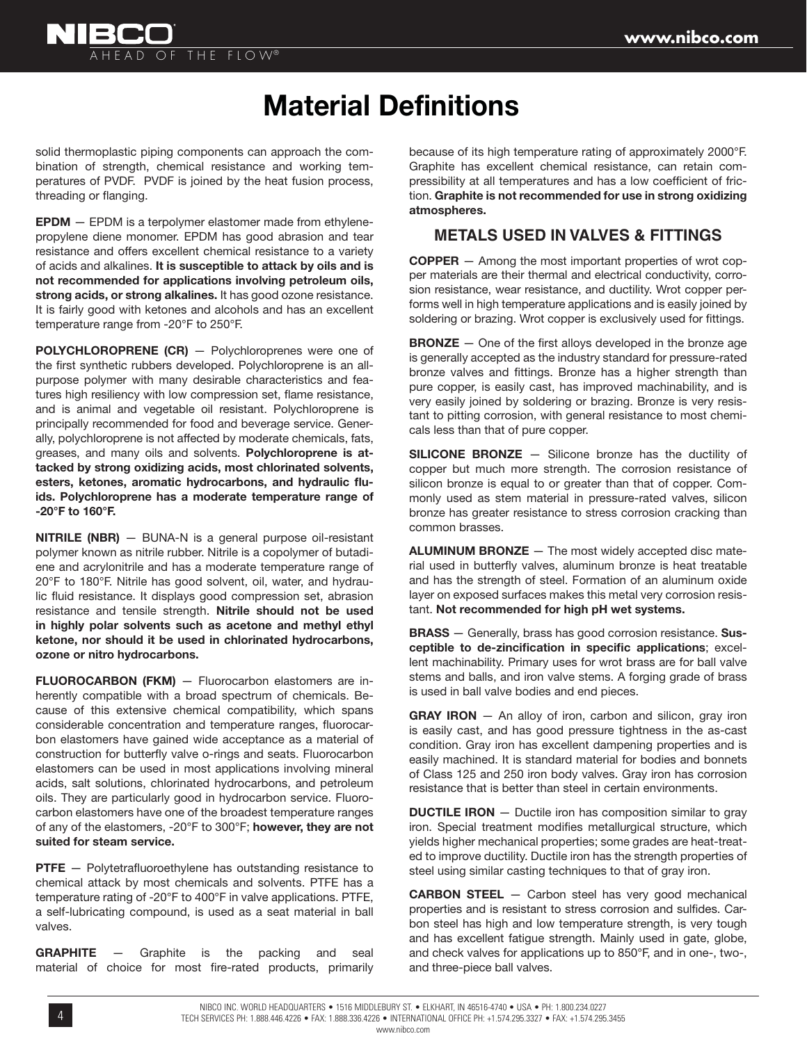# Material Definitions

solid thermoplastic piping components can approach the combination of strength, chemical resistance and working temperatures of PVDF. PVDF is joined by the heat fusion process, threading or flanging.

**EPDM** — EPDM is a terpolymer elastomer made from ethylene-propylene diene monomer. EPDM has good abrasion and tear resistance and offers excellent chemical resistance to a variety of acids and alkalines. **It is susceptible to attack by oils and is not recommended for applications involving petroleum oils, strong acids, or strong alkalines.** It has good ozone resistance. It is fairly good with ketones and alcohols and has an excellent temperature range from -20°F to 250°F.

**POLYCHLOROPRENE (CR)** — Polychloroprenes were one of the first synthetic rubbers developed. Polychloroprene is an all-purpose polymer with many desirable characteristics and features high resiliency with low compression set, flame resistance, and is animal and vegetable oil resistant. Polychloroprene is principally recommended for food and beverage service. Generally, polychloroprene is not affected by moderate chemicals, fats, greases, and many oils and solvents. **Polychloroprene is attacked by strong oxidizing acids, most chlorinated solvents, esters, ketones, aromatic hydrocarbons, and hydraulic fluids. Polychloroprene has a moderate temperature range of -20°F to 160°F.**

**NITRILE (NBR)** — BUNA-N is a general purpose oil-resistant polymer known as nitrile rubber. Nitrile is a copolymer of butadiene and acrylonitrile and has a moderate temperature range of 20°F to 180°F. Nitrile has good solvent, oil, water, and hydraulic fluid resistance. It displays good compression set, abrasion resistance and tensile strength. **Nitrile should not be used in highly polar solvents such as acetone and methyl ethyl ketone, nor should it be used in chlorinated hydrocarbons, ozone or nitro hydrocarbons.**

**FLUOROCARBON (FKM)** — Fluorocarbon elastomers are inherently compatible with a broad spectrum of chemicals. Because of this extensive chemical compatibility, which spans considerable concentration and temperature ranges, fluorocarbon elastomers have gained wide acceptance as a material of construction for butterfly valve o-rings and seats. Fluorocarbon elastomers can be used in most applications involving mineral acids, salt solutions, chlorinated hydrocarbons, and petroleum oils. They are particularly good in hydrocarbon service. Fluorocarbon elastomers have one of the broadest temperature ranges of any of the elastomers, -20°F to 300°F; **however, they are not suited for steam service.**

**PTFE** — Polytetrafluoroethylene has outstanding resistance to chemical attack by most chemicals and solvents. PTFE has a temperature rating of -20°F to 400°F in valve applications. PTFE, a self-lubricating compound, is used as a seat material in ball valves.

**GRAPHITE** — Graphite is the packing and seal material of choice for most fire-rated products, primarily because of its high temperature rating of approximately 2000°F. Graphite has excellent chemical resistance, can retain compressibility at all temperatures and has a low coefficient of friction. **Graphite is not recommended for use in strong oxidizing atmospheres.**

## METALS USED IN VALVES & FITTINGS

**COPPER** — Among the most important properties of wrot copper materials are their thermal and electrical conductivity, corrosion resistance, wear resistance, and ductility. Wrot copper performs well in high temperature applications and is easily joined by soldering or brazing. Wrot copper is exclusively used for fittings.

**BRONZE** — One of the first alloys developed in the bronze age is generally accepted as the industry standard for pressure-rated bronze valves and fittings. Bronze has a higher strength than pure copper, is easily cast, has improved machinability, and is very easily joined by soldering or brazing. Bronze is very resistant to pitting corrosion, with general resistance to most chemicals less than that of pure copper.

**SILICONE BRONZE** — Silicone bronze has the ductility of copper but much more strength. The corrosion resistance of silicon bronze is equal to or greater than that of copper. Commonly used as stem material in pressure-rated valves, silicon bronze has greater resistance to stress corrosion cracking than common brasses.

**ALUMINUM BRONZE** — The most widely accepted disc material used in butterfly valves, aluminum bronze is heat treatable and has the strength of steel. Formation of an aluminum oxide layer on exposed surfaces makes this metal very corrosion resistant. **Not recommended for high pH wet systems.**

**BRASS** — Generally, brass has good corrosion resistance. **Susceptible to de-zincification in specific applications**; excellent machinability. Primary uses for wrot brass are for ball valve stems and balls, and iron valve stems. A forging grade of brass is used in ball valve bodies and end pieces.

**GRAY IRON** — An alloy of iron, carbon and silicon, gray iron is easily cast, and has good pressure tightness in the as-cast condition. Gray iron has excellent dampening properties and is easily machined. It is standard material for bodies and bonnets of Class 125 and 250 iron body valves. Gray iron has corrosion resistance that is better than steel in certain environments.

**DUCTILE IRON** — Ductile iron has composition similar to gray iron. Special treatment modifies metallurgical structure, which yields higher mechanical properties; some grades are heat-treated to improve ductility. Ductile iron has the strength properties of steel using similar casting techniques to that of gray iron.

**CARBON STEEL** — Carbon steel has very good mechanical properties and is resistant to stress corrosion and sulfides. Carbon steel has high and low temperature strength, is very tough and has excellent fatigue strength. Mainly used in gate, globe, and check valves for applications up to 850°F, and in one-, two-, and three-piece ball valves.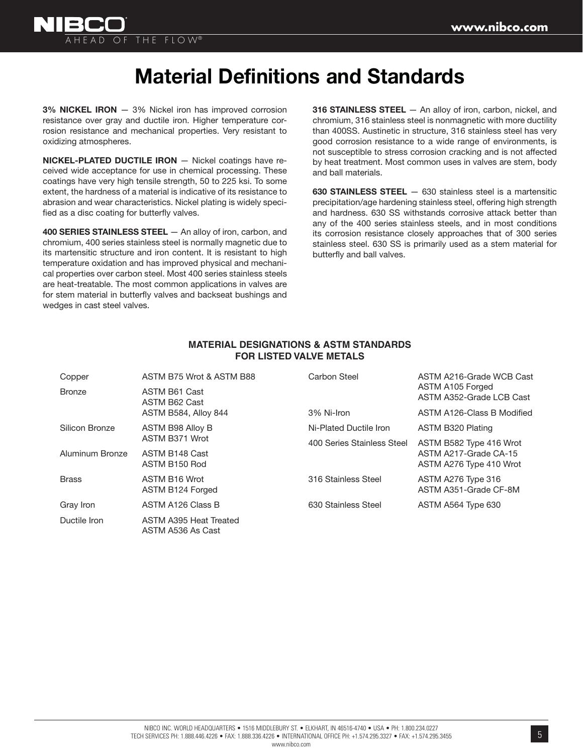# Material Definitions and Standards

**3% NICKEL IRON** — 3% Nickel iron has improved corrosion resistance over gray and ductile iron. Higher temperature corrosion resistance and mechanical properties. Very resistant to oxidizing atmospheres.

**NICKEL-PLATED DUCTILE IRON** — Nickel coatings have received wide acceptance for use in chemical processing. These coatings have very high tensile strength, 50 to 225 ksi. To some extent, the hardness of a material is indicative of its resistance to abrasion and wear characteristics. Nickel plating is widely specified as a disc coating for butterfly valves.

**400 SERIES STAINLESS STEEL** — An alloy of iron, carbon, and chromium, 400 series stainless steel is normally magnetic due to its martensitic structure and iron content. It is resistant to high temperature oxidation and has improved physical and mechanical properties over carbon steel. Most 400 series stainless steels are heat-treatable. The most common applications in valves are for stem material in butterfly valves and backseat bushings and wedges in cast steel valves.

**316 STAINLESS STEEL** — An alloy of iron, carbon, nickel, and chromium, 316 stainless steel is nonmagnetic with more ductility than 400SS. Austinetic in structure, 316 stainless steel has very good corrosion resistance to a wide range of environments, is not susceptible to stress corrosion cracking and is not affected by heat treatment. Most common uses in valves are stem, body and ball materials.

**630 STAINLESS STEEL** — 630 stainless steel is a martensitic precipitation/age hardening stainless steel, offering high strength and hardness. 630 SS withstands corrosive attack better than any of the 400 series stainless steels, and in most conditions its corrosion resistance closely approaches that of 300 series stainless steel. 630 SS is primarily used as a stem material for butterfly and ball valves.

**MATERIAL DESIGNATIONS & ASTM STANDARDS FOR LISTED VALVE METALS**

| Material | ASTM Standard |
|---|---|
| Copper | ASTM B75 Wrot & ASTM B88 |
| Bronze | ASTM B61 Cast<br>ASTM B62 Cast<br>ASTM B584, Alloy 844 |
| Silicon Bronze | ASTM B98 Alloy B<br>ASTM B371 Wrot |
| Aluminum Bronze | ASTM B148 Cast<br>ASTM B150 Rod |
| Brass | ASTM B16 Wrot<br>ASTM B124 Forged |
| Gray Iron | ASTM A126 Class B |
| Ductile Iron | ASTM A395 Heat Treated<br>ASTM A536 As Cast |
| Carbon Steel | ASTM A216-Grade WCB Cast<br>ASTM A105 Forged<br>ASTM A352-Grade LCB Cast |
| 3% Ni-Iron | ASTM A126-Class B Modified |
| Ni-Plated Ductile Iron | ASTM B320 Plating |
| 400 Series Stainless Steel | ASTM B582 Type 416 Wrot<br>ASTM A217-Grade CA-15<br>ASTM A276 Type 410 Wrot |
| 316 Stainless Steel | ASTM A276 Type 316<br>ASTM A351-Grade CF-8M |
| 630 Stainless Steel | ASTM A564 Type 630 |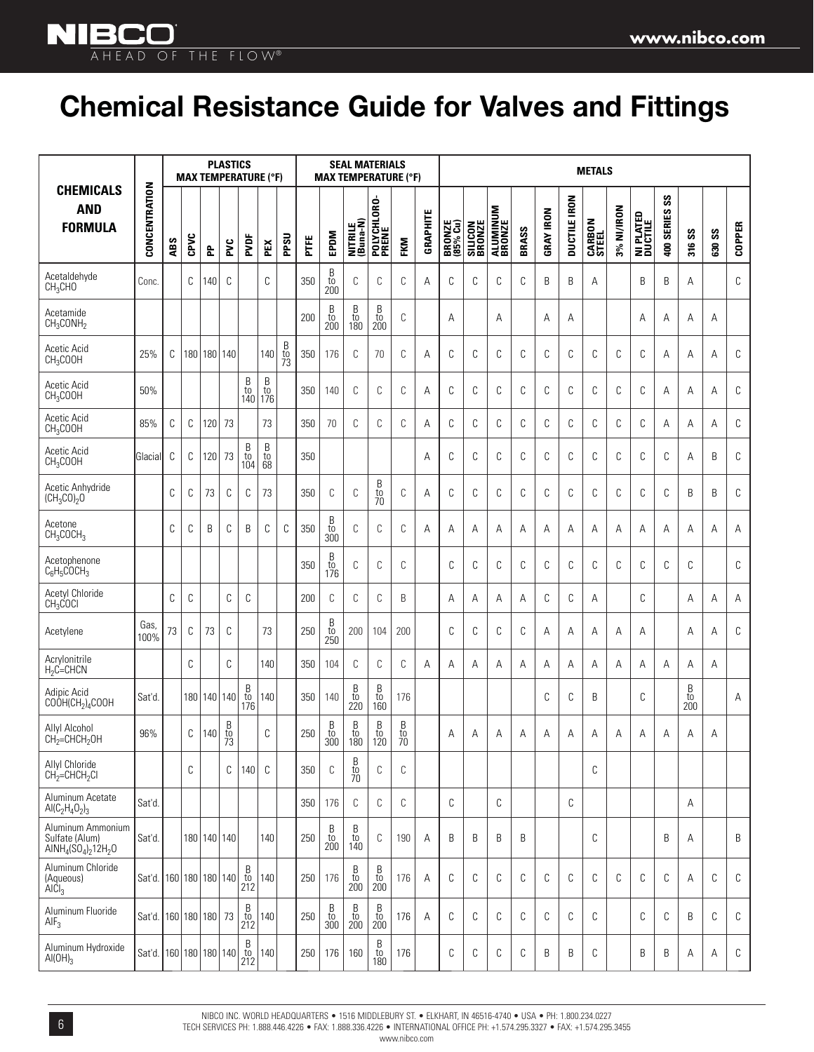# Chemical Resistance Guide for Valves and Fittings

| CHEMICALS AND FORMULA | CONCENTRATION | PLASTICS MAX TEMPERATURE (°F) | | | | | | | SEAL MATERIALS MAX TEMPERATURE (°F) | | | | | | METALS | | | | | | | | | | | | | |
|---|---|---|---|---|---|---|---|---|---|---|---|---|---|---|---|---|---|---|---|---|---|---|---|---|---|---|---|---|
| | | ABS | CPVC | PP | PVC | PVDF | PEX | PPSU | PTFE | EPDM | NITRILE (Buna-N) | POLYCHLORO-PRENE | FKM | GRAPHITE | BRONZE (85% Cu) | SILICON BRONZE | ALUMINUM BRONZE | BRASS | GRAY IRON | DUCTILE IRON | CARBON STEEL | 3% NI/IRON | NI PLATED DUCTILE | 400 SERIES SS | 316 SS | 630 SS | COPPER |
| Acetaldehyde $CH_3CHO$ | Conc. | | C | 140 | C | | C | | 350 | B to 200 | C | C | C | A | C | C | C | C | B | B | A | | B | B | A | | C |
| Acetamide $CH_3CONH_2$ | | | | | | | | | 200 | B to 200 | B to 180 | B to 200 | C | | A | | A | | A | A | | | A | A | A | A | |
| Acetic Acid $CH_3COOH$ | 25% | C | 180 | 180 | 140 | | 140 | B to 73 | 350 | 176 | C | 70 | C | A | C | C | C | C | C | C | C | C | C | A | A | A | C |
| Acetic Acid $CH_3COOH$ | 50% | | | | | B to 140 | B to 176 | | 350 | 140 | C | C | C | A | C | C | C | C | C | C | C | C | C | A | A | A | C |
| Acetic Acid $CH_3COOH$ | 85% | C | C | 120 | 73 | | 73 | | 350 | 70 | C | C | C | A | C | C | C | C | C | C | C | C | C | A | A | A | C |
| Acetic Acid $CH_3COOH$ | Glacial | C | C | 120 | 73 | B to 104 | B to 68 | | 350 | | | | | A | C | C | C | C | C | C | C | C | C | C | A | B | C |
| Acetic Anhydride $(CH_3CO)_2O$ | | C | C | 73 | C | C | 73 | | 350 | C | C | B to 70 | C | A | C | C | C | C | C | C | C | C | C | C | B | B | C |
| Acetone $CH_3COCH_3$ | | C | C | B | C | B | C | C | 350 | B to 300 | C | C | C | A | A | A | A | A | A | A | A | A | A | A | A | A | A |
| Acetophenone $C_6H_5COCH_3$ | | | | | | | | | 350 | B to 176 | C | C | C | | C | C | C | C | C | C | C | C | C | C | C | | C |
| Acetyl Chloride $CH_3COCl$ | | C | C | | C | C | | | 200 | C | C | C | B | | A | A | A | A | C | C | A | | C | | A | A | A |
| Acetylene | Gas, 100% | 73 | C | 73 | C | | 73 | | 250 | B to 250 | 200 | 104 | 200 | | C | C | C | C | A | A | A | A | A | | A | A | C |
| Acrylonitrile $H_2C{=}CHCN$ | | | C | | C | | 140 | | 350 | 104 | C | C | C | A | A | A | A | A | A | A | A | A | A | A | A | A | |
| Adipic Acid $COOH(CH_2)_4COOH$ | Sat'd. | | 180 | 140 | 140 | B to 176 | 140 | | 350 | 140 | B to 220 | B to 160 | 176 | | | | | | C | C | B | | C | | B to 200 | | A |
| Allyl Alcohol $CH_2{=}CHCH_2OH$ | 96% | | C | 140 | B to 73 | | C | | 250 | B to 300 | B to 180 | B to 120 | B to 70 | | A | A | A | A | A | A | A | A | A | A | A | A | |
| Allyl Chloride $CH_2{=}CHCH_2Cl$ | | | C | | C | 140 | C | | 350 | C | B to 70 | C | C | | | | | | | | C | | | | | | |
| Aluminum Acetate $Al(C_2H_4O_2)_3$ | Sat'd. | | | | | | | | 350 | 176 | C | C | C | | C | | C | | | C | | | | | A | | |
| Aluminum Ammonium Sulfate (Alum) $AlNH_4(SO_4)_2 12H_2O$ | Sat'd. | | 180 | 140 | 140 | | 140 | | 250 | B to 200 | B to 140 | C | 190 | A | B | B | B | B | | | C | | | B | A | | B |
| Aluminum Chloride (Aqueous) $AlCl_3$ | Sat'd. | 160 | 180 | 180 | 140 | B to 212 | 140 | | 250 | 176 | B to 200 | B to 200 | 176 | A | C | C | C | C | C | C | C | C | C | C | A | C | C |
| Aluminum Fluoride $AlF_3$ | Sat'd. | 160 | 180 | 180 | 73 | B to 212 | 140 | | 250 | B to 300 | B to 200 | B to 200 | 176 | A | C | C | C | C | C | C | C | | C | C | B | C | C |
| Aluminum Hydroxide $Al(OH)_3$ | Sat'd. | 160 | 180 | 180 | 140 | B to 212 | 140 | | 250 | 176 | 160 | B to 180 | 176 | | C | C | C | C | B | B | C | | B | B | A | A | C |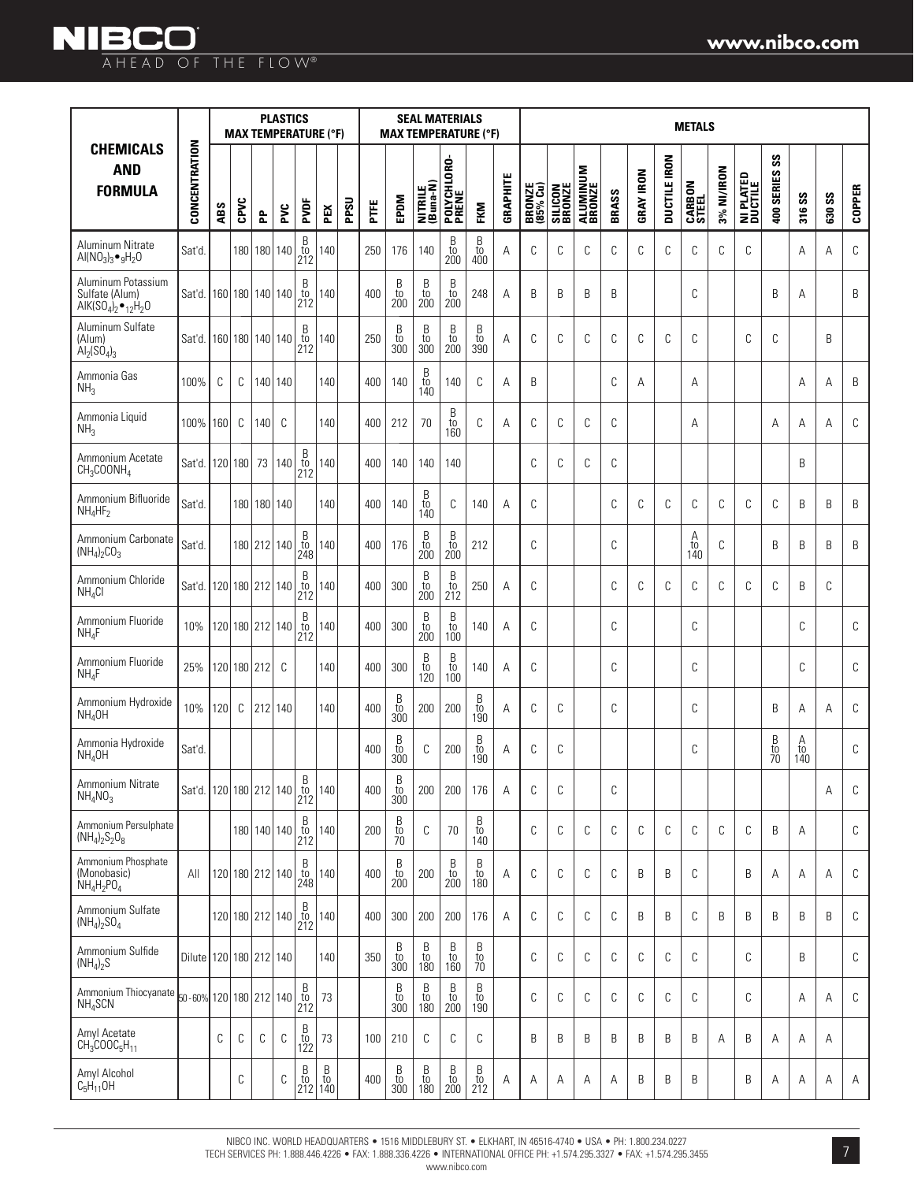| CHEMICALS AND FORMULA | CONCENTRATION | PLASTICS MAX TEMPERATURE (°F) | | | | | | | SEAL MATERIALS MAX TEMPERATURE (°F) | | | | | | METALS | | | | | | | | | | | | | |
|---|---|---|---|---|---|---|---|---|---|---|---|---|---|---|---|---|---|---|---|---|---|---|---|---|---|---|---|---|
| | | ABS | CPVC | PP | PVC | PVDF | PEX | PPSU | PTFE | EPDM | NITRILE (Buna-N) | POLYCHLORO-PRENE | FKM | GRAPHITE | BRONZE (85% Cu) | SILICON BRONZE | ALUMINUM BRONZE | BRASS | GRAY IRON | DUCTILE IRON | CARBON STEEL | 3% NI/IRON | NI PLATED DUCTILE | 400 SERIES SS | 316 SS | 630 SS | COPPER |
| Aluminum Nitrate $Al(NO_3)_3 \bullet {}_9H_2O$ | Sat'd. | | 180 | 180 | 140 | B to 212 | 140 | | 250 | 176 | 140 | B to 200 | B to 400 | A | C | C | C | C | C | C | C | C | C | | A | A | C |
| Aluminum Potassium Sulfate (Alum) $AlK(SO_4)_2 \bullet {}_{12}H_2O$ | Sat'd. | 160 | 180 | 140 | 140 | B to 212 | 140 | | 400 | B to 200 | B to 200 | B to 200 | 248 | A | B | B | B | B | | | C | | | B | A | | B |
| Aluminum Sulfate (Alum) $Al_2(SO_4)_3$ | Sat'd. | 160 | 180 | 140 | 140 | B to 212 | 140 | | 250 | B to 300 | B to 300 | B to 200 | B to 390 | A | C | C | C | C | C | C | C | | C | C | | B | |
| Ammonia Gas $NH_3$ | 100% | C | C | 140 | 140 | | 140 | | 400 | 140 | B to 140 | 140 | C | A | B | | | C | A | | A | | | | A | A | B |
| Ammonia Liquid $NH_3$ | 100% | 160 | C | 140 | C | | 140 | | 400 | 212 | 70 | B to 160 | C | A | C | C | C | C | | | A | | | A | A | A | C |
| Ammonium Acetate $CH_3COONH_4$ | Sat'd. | 120 | 180 | 73 | 140 | B to 212 | 140 | | 400 | 140 | 140 | 140 | | | C | C | C | C | | | | | | | B | | |
| Ammonium Bifluoride $NH_4HF_2$ | Sat'd. | | 180 | 180 | 140 | | 140 | | 400 | 140 | B to 140 | C | 140 | A | C | | | C | C | C | C | C | C | C | B | B | B |
| Ammonium Carbonate $(NH_4)_2CO_3$ | Sat'd. | | 180 | 212 | 140 | B to 248 | 140 | | 400 | 176 | B to 200 | B to 200 | 212 | | C | | | C | | | A to 140 | C | | B | B | B | B |
| Ammonium Chloride $NH_4Cl$ | Sat'd. | 120 | 180 | 212 | 140 | B to 212 | 140 | | 400 | 300 | B to 200 | B to 212 | 250 | A | C | | | C | C | C | C | C | C | C | B | C | |
| Ammonium Fluoride $NH_4F$ | 10% | 120 | 180 | 212 | 140 | B to 212 | 140 | | 400 | 300 | B to 200 | B to 100 | 140 | A | C | | | C | | | C | | | | C | | C |
| Ammonium Fluoride $NH_4F$ | 25% | 120 | 180 | 212 | C | | 140 | | 400 | 300 | B to 120 | B to 100 | 140 | A | C | | | C | | | C | | | | C | | C |
| Ammonium Hydroxide $NH_4OH$ | 10% | 120 | C | 212 | 140 | | 140 | | 400 | B to 300 | 200 | 200 | B to 190 | A | C | C | | C | | | C | | | B | A | A | C |
| Ammonia Hydroxide $NH_4OH$ | Sat'd. | | | | | | | | 400 | B to 300 | C | 200 | B to 190 | A | C | C | | | | | C | | | B to 70 | A to 140 | | C |
| Ammonium Nitrate $NH_4NO_3$ | Sat'd. | 120 | 180 | 212 | 140 | B to 212 | 140 | | 400 | B to 300 | 200 | 200 | 176 | A | C | C | | C | | | | | | | | A | C |
| Ammonium Persulphate $(NH_4)_2S_2O_8$ | | | 180 | 140 | 140 | B to 212 | 140 | | 200 | B to 70 | C | 70 | B to 140 | | C | C | C | C | C | C | C | C | C | B | A | | C |
| Ammonium Phosphate (Monobasic) $NH_4H_2PO_4$ | All | 120 | 180 | 212 | 140 | B to 248 | 140 | | 400 | B to 200 | 200 | B to 200 | B to 180 | A | C | C | C | C | B | B | C | | B | A | A | A | C |
| Ammonium Sulfate $(NH_4)_2SO_4$ | | 120 | 180 | 212 | 140 | B to 212 | 140 | | 400 | 300 | 200 | 200 | 176 | A | C | C | C | C | B | B | C | B | B | B | B | B | C |
| Ammonium Sulfide $(NH_4)_2S$ | Dilute | 120 | 180 | 212 | 140 | | 140 | | 350 | B to 300 | B to 180 | B to 160 | B to 70 | | C | C | C | C | C | C | C | | C | | B | | C |
| Ammonium Thiocyanate $NH_4SCN$ | 50-60% | 120 | 180 | 212 | 140 | B to 212 | 73 | | | B to 300 | B to 180 | B to 200 | B to 190 | | C | C | C | C | C | C | C | | C | | A | A | C |
| Amyl Acetate $CH_3COOC_5H_{11}$ | | C | C | C | C | B to 122 | 73 | | 100 | 210 | C | C | C | | B | B | B | B | B | B | B | A | B | A | A | A | |
| Amyl Alcohol $C_5H_{11}OH$ | | | C | | C | B to 212 | B to 140 | | 400 | B to 300 | B to 180 | B to 200 | B to 212 | A | A | A | A | A | B | B | B | | B | A | A | A | A |

NIBCO INC. WORLD HEADQUARTERS • 1516 MIDDLEBURY ST. • ELKHART, IN 46516-4740 • USA • PH: 1.800.234.0227
TECH SERVICES PH: 1.888.446.4226 • FAX: 1.888.336.4226 • INTERNATIONAL OFFICE PH: +1.574.295.3327 • FAX: +1.574.295.3455
www.nibco.com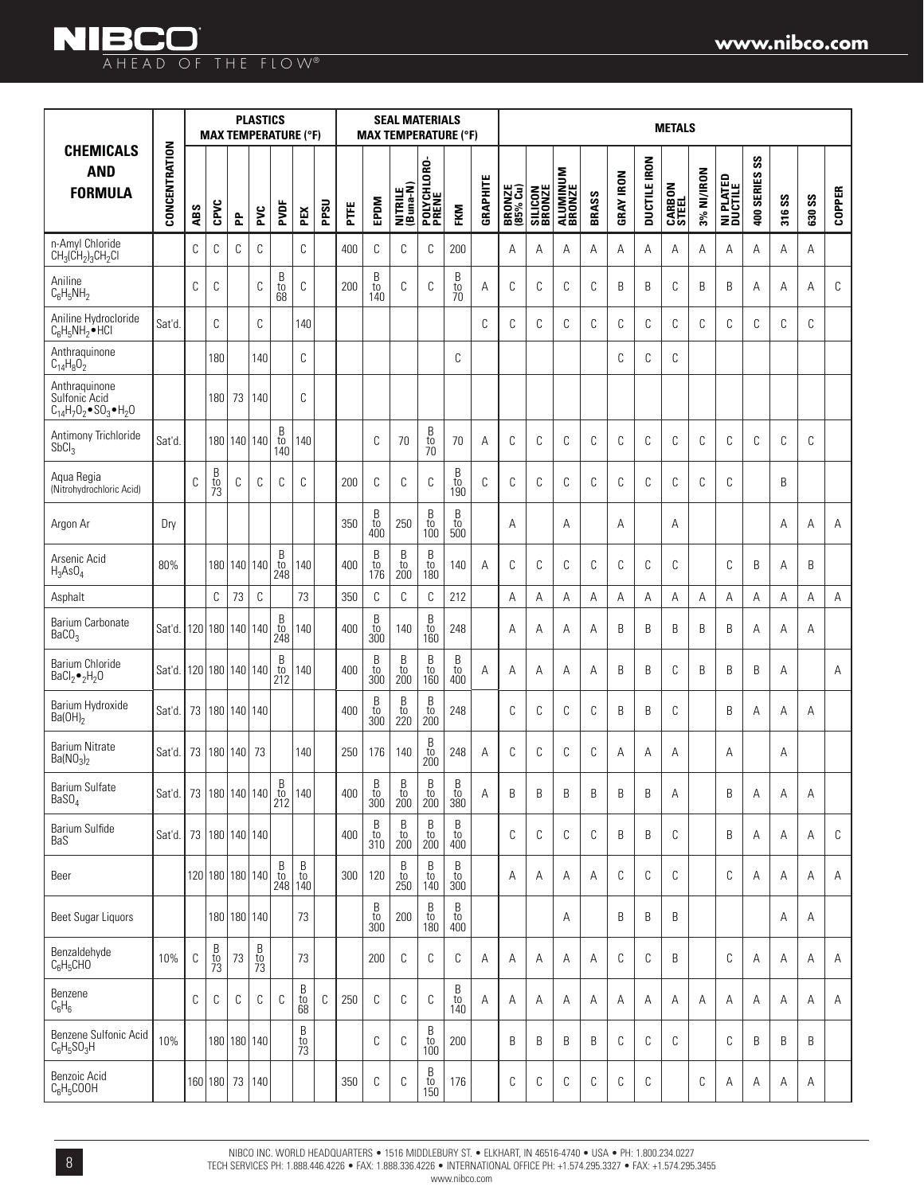| CHEMICALS AND FORMULA | CONCENTRATION | PLASTICS MAX TEMPERATURE (°F) | | | | | | | SEAL MATERIALS MAX TEMPERATURE (°F) | | | | | | METALS | | | | | | | | | | | | | |
|---|---|---|---|---|---|---|---|---|---|---|---|---|---|---|---|---|---|---|---|---|---|---|---|---|---|---|---|---|
| | | ABS | CPVC | PP | PVC | PVDF | PEX | PPSU | PTFE | EPDM | NITRILE (Buna-N) | POLYCHLOROPRENE | FKM | GRAPHITE | BRONZE (85% Cu) | SILICON BRONZE | ALUMINUM BRONZE | BRASS | GRAY IRON | DUCTILE IRON | CARBON STEEL | 3% NI/IRON | NI PLATED DUCTILE | 400 SERIES SS | 316 SS | 630 SS | COPPER |
| n-Amyl Chloride $CH_3(CH_2)_3CH_2Cl$ | | C | C | C | C | | C | | 400 | C | C | C | 200 | | A | A | A | A | A | A | A | A | A | A | A | A | |
| Aniline $C_6H_5NH_2$ | | C | C | | C | B to 68 | C | | 200 | B to 140 | C | C | B to 70 | A | C | C | C | C | B | B | C | B | B | A | A | A | C |
| Aniline Hydrocloride $C_6H_5NH_2 \bullet HCl$ | Sat'd. | | C | | C | | 140 | | | | | | | C | C | C | C | C | C | C | C | C | C | C | C | C | |
| Anthraquinone $C_{14}H_8O_2$ | | | 180 | | 140 | | C | | | | | | C | | | | | | C | C | C | | | | | | |
| Anthraquinone Sulfonic Acid $C_{14}H_7O_2 \bullet SO_3 \bullet H_2O$ | | | 180 | 73 | 140 | | C | | | | | | | | | | | | | | | | | | | | |
| Antimony Trichloride $SbCl_3$ | Sat'd. | | 180 | 140 | 140 | B to 140 | 140 | | | C | 70 | B to 70 | 70 | A | C | C | C | C | C | C | C | C | C | C | C | C | |
| Aqua Regia (Nitrohydrochloric Acid) | | C | B to 73 | C | C | C | C | | 200 | C | C | C | B to 190 | C | C | C | C | C | C | C | C | C | C | | B | | |
| Argon Ar | Dry | | | | | | | | 350 | B to 400 | 250 | B to 100 | B to 500 | | A | | A | | A | | A | | | | A | A | A |
| Arsenic Acid $H_3AsO_4$ | 80% | | 180 | 140 | 140 | B to 248 | 140 | | 400 | B to 176 | B to 200 | B to 180 | 140 | A | C | C | C | C | C | C | C | | C | B | A | B | |
| Asphalt | | | C | 73 | C | | 73 | | 350 | C | C | C | 212 | | A | A | A | A | A | A | A | A | A | A | A | A | A |
| Barium Carbonate $BaCO_3$ | Sat'd. | 120 | 180 | 140 | 140 | B to 248 | 140 | | 400 | B to 300 | 140 | B to 160 | 248 | | A | A | A | A | B | B | B | B | B | A | A | A | |
| Barium Chloride $BaCl_2 \bullet _2H_2O$ | Sat'd. | 120 | 180 | 140 | 140 | B to 212 | 140 | | 400 | B to 300 | B to 200 | B to 160 | B to 400 | A | A | A | A | A | B | B | C | B | B | B | A | | A |
| Barium Hydroxide $Ba(OH)_2$ | Sat'd. | 73 | 180 | 140 | 140 | | | | 400 | B to 300 | B to 220 | B to 200 | 248 | | C | C | C | C | B | B | C | | B | A | A | A | |
| Barium Nitrate $Ba(NO_3)_2$ | Sat'd. | 73 | 180 | 140 | 73 | | 140 | | 250 | 176 | 140 | B to 200 | 248 | A | C | C | C | C | A | A | A | | A | | A | | |
| Barium Sulfate $BaSO_4$ | Sat'd. | 73 | 180 | 140 | 140 | B to 212 | 140 | | 400 | B to 300 | B to 200 | B to 200 | B to 380 | A | B | B | B | B | B | B | A | | B | A | A | A | |
| Barium Sulfide BaS | Sat'd. | 73 | 180 | 140 | 140 | | | | 400 | B to 310 | B to 200 | B to 200 | B to 400 | | C | C | C | C | B | B | C | | B | A | A | A | C |
| Beer | | 120 | 180 | 180 | 140 | B to 248 | B to 140 | | 300 | 120 | B to 250 | B to 140 | B to 300 | | A | A | A | A | C | C | C | | C | A | A | A | A |
| Beet Sugar Liquors | | | 180 | 180 | 140 | | 73 | | | B to 300 | 200 | B to 180 | B to 400 | | | | A | | B | B | B | | | | A | A | |
| Benzaldehyde $C_6H_5CHO$ | 10% | C | B to 73 | 73 | B to 73 | | 73 | | | 200 | C | C | C | A | A | A | A | A | C | C | B | | C | A | A | A | A |
| Benzene $C_6H_6$ | | C | C | C | C | C | B to 68 | C | 250 | C | C | C | B to 140 | A | A | A | A | A | A | A | A | A | A | A | A | A | A |
| Benzene Sulfonic Acid $C_6H_5SO_3H$ | 10% | | 180 | 180 | 140 | | B to 73 | | | C | C | B to 100 | 200 | | B | B | B | B | C | C | C | | C | B | B | B | |
| Benzoic Acid $C_6H_5COOH$ | | 160 | 180 | 73 | 140 | | | | 350 | C | C | B to 150 | 176 | | C | C | C | C | C | C | | C | A | A | A | A | |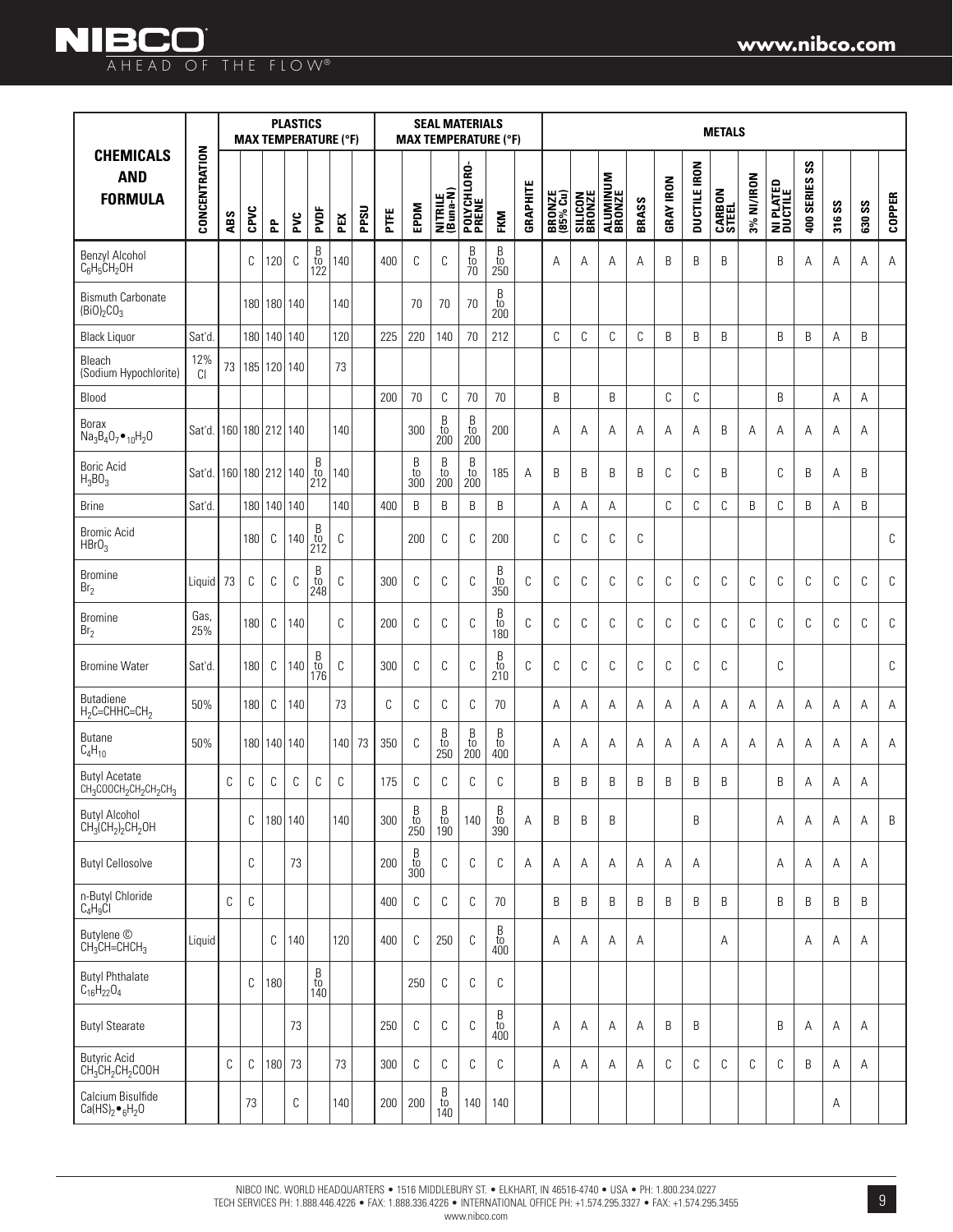| CHEMICALS AND FORMULA | CONCENTRATION | PLASTICS MAX TEMPERATURE (°F) | | | | | | | SEAL MATERIALS MAX TEMPERATURE (°F) | | | | | | METALS | | | | | | | | | | | | | | |
|---|---|---|---|---|---|---|---|---|---|---|---|---|---|---|---|---|---|---|---|---|---|---|---|---|---|---|---|---|
| | | ABS | CPVC | PP | PVC | PVDF | PEX | PPSU | PTFE | EPDM | NITRILE (Buna-N) | POLYCHLORO-PRENE | FKM | GRAPHITE | BRONZE (85% Cu) | SILICON BRONZE | ALUMINUM BRONZE | BRASS | GRAY IRON | DUCTILE IRON | CARBON STEEL | 3% NI/IRON | NI PLATED DUCTILE | 400 SERIES SS | 316 SS | 630 SS | COPPER |
| Benzyl Alcohol $C_6H_5CH_2OH$ | | | C | 120 | C | B to 122 | 140 | | 400 | C | C | B to 70 | B to 250 | | A | A | A | A | B | B | B | | B | A | A | A | A |
| Bismuth Carbonate $(BiO)_2CO_3$ | | | 180 | 180 | 140 | | 140 | | | 70 | 70 | 70 | B to 200 | | | | | | | | | | | | | | |
| Black Liquor | Sat'd. | | 180 | 140 | 140 | | 120 | | 225 | 220 | 140 | 70 | 212 | | C | C | C | C | B | B | B | | B | B | A | B | |
| Bleach (Sodium Hypochlorite) | 12% Cl | 73 | 185 | 120 | 140 | | 73 | | | | | | | | | | | | | | | | | | | | |
| Blood | | | | | | | | | 200 | 70 | C | 70 | 70 | | B | | B | | C | C | | | B | | A | A | |
| Borax $Na_3B_4O_7 \bullet {}_{10}H_2O$ | Sat'd. | 160 | 180 | 212 | 140 | | 140 | | | 300 | B to 200 | B to 200 | 200 | | A | A | A | A | A | A | B | A | A | A | A | A | |
| Boric Acid $H_3BO_3$ | Sat'd. | 160 | 180 | 212 | 140 | B to 212 | 140 | | | B to 300 | B to 200 | B to 200 | 185 | A | B | B | B | B | C | C | B | | C | B | A | B | |
| Brine | Sat'd. | | 180 | 140 | 140 | | 140 | | 400 | B | B | B | B | | A | A | A | | C | C | C | B | C | B | A | B | |
| Bromic Acid $HBrO_3$ | | | 180 | C | 140 | B to 212 | C | | | 200 | C | C | 200 | | C | C | C | C | | | | | | | | | C |
| Bromine $Br_2$ | Liquid | 73 | C | C | C | B to 248 | C | | 300 | C | C | C | B to 350 | C | C | C | C | C | C | C | C | C | C | C | C | C | C |
| Bromine $Br_2$ | Gas, 25% | | 180 | C | 140 | | C | | 200 | C | C | C | B to 180 | C | C | C | C | C | C | C | C | C | C | C | C | C | C |
| Bromine Water | Sat'd. | | 180 | C | 140 | B to 176 | C | | 300 | C | C | C | B to 210 | C | C | C | C | C | C | C | C | | C | | | | C |
| Butadiene $H_2C{=}CHHC{=}CH_2$ | 50% | | 180 | C | 140 | | 73 | | C | C | C | C | 70 | | A | A | A | A | A | A | A | A | A | A | A | A | A |
| Butane $C_4H_{10}$ | 50% | | 180 | 140 | 140 | | 140 | 73 | 350 | C | B to 250 | B to 200 | B to 400 | | A | A | A | A | A | A | A | A | A | A | A | A | A |
| Butyl Acetate $CH_3COOCH_2CH_2CH_2CH_3$ | | C | C | C | C | C | C | | 175 | C | C | C | C | | B | B | B | B | B | B | B | | B | A | A | A | |
| Butyl Alcohol $CH_3(CH_2)_2CH_2OH$ | | | C | 180 | 140 | | 140 | | 300 | B to 250 | B to 190 | 140 | B to 390 | A | B | B | B | | | B | | | A | A | A | A | B |
| Butyl Cellosolve | | | C | | 73 | | | | 200 | B to 300 | C | C | C | A | A | A | A | A | A | A | | | A | A | A | A | |
| n-Butyl Chloride $C_4H_9Cl$ | | C | C | | | | | | 400 | C | C | C | 70 | | B | B | B | B | B | B | B | | B | B | B | B | |
| Butylene © $CH_3CH{=}CHCH_3$ | Liquid | | | C | 140 | | 120 | | 400 | C | 250 | C | B to 400 | | A | A | A | A | | | A | | | A | A | A | |
| Butyl Phthalate $C_{16}H_{22}O_4$ | | | C | 180 | | B to 140 | | | | 250 | C | C | C | | | | | | | | | | | | | | |
| Butyl Stearate | | | | | 73 | | | | 250 | C | C | C | B to 400 | | A | A | A | A | B | B | | | B | A | A | A | |
| Butyric Acid $CH_3CH_2CH_2COOH$ | | C | C | 180 | 73 | | 73 | | 300 | C | C | C | C | | A | A | A | A | C | C | C | C | C | B | A | A | |
| Calcium Bisulfide $Ca(HS)_2 \bullet {}_6H_2O$ | | | 73 | | C | | 140 | | 200 | 200 | B to 140 | 140 | 140 | | | | | | | | | | | | A | | |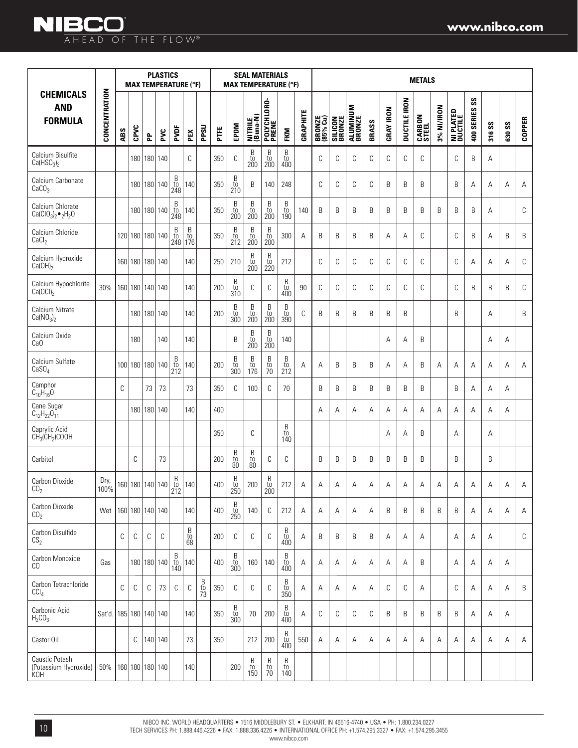| CHEMICALS AND FORMULA | CONCENTRATION | PLASTICS MAX TEMPERATURE (°F) | | | | | | | SEAL MATERIALS MAX TEMPERATURE (°F) | | | | | | METALS | | | | | | | | | | | | |
|---|---|---|---|---|---|---|---|---|---|---|---|---|---|---|---|---|---|---|---|---|---|---|---|---|---|---|---|
| | | ABS | CPVC | PP | PVC | PVDF | PEX | PPSU | PTFE | EPDM | NITRILE (Buna-N) | POLYCHLORO-PRENE | FKM | GRAPHITE | BRONZE (85% Cu) | SILICON BRONZE | ALUMINUM BRONZE | BRASS | GRAY IRON | DUCTILE IRON | CARBON STEEL | 3% NI/IRON | NI PLATED DUCTILE | 400 SERIES SS | 316 SS | 630 SS | COPPER |
| Calcium Bisulfite $Ca(HSO_3)_2$ | | | 180 | 180 | 140 | | C | | 350 | C | B to 200 | B to 200 | B to 400 | | C | C | C | C | C | C | C | | C | B | A | | |
| Calcium Carbonate $CaCO_3$ | | | 180 | 180 | 140 | B to 248 | 140 | | 350 | B to 210 | B | 140 | 248 | | C | C | C | C | B | B | B | | B | A | A | A | A |
| Calcium Chlorate $Ca(ClO_3)_2 \bullet {}_2H_2O$ | | | 180 | 180 | 140 | B to 248 | 140 | | 350 | B to 200 | B to 200 | B to 200 | B to 190 | 140 | B | B | B | B | B | B | B | B | B | B | A | | C |
| Calcium Chloride $CaCl_2$ | | 120 | 180 | 180 | 140 | B to 248 | B to 176 | | 350 | B to 212 | B to 200 | B to 200 | 300 | A | B | B | B | B | A | A | C | | C | B | A | B | B |
| Calcium Hydroxide $Ca(OH)_2$ | | 160 | 180 | 180 | 140 | | 140 | | 250 | 210 | B to 200 | B to 220 | 212 | | C | C | C | C | C | C | C | | C | A | A | A | C |
| Calcium Hypochlorite $Ca(OCl)_2$ | 30% | 160 | 180 | 140 | 140 | | 140 | | 200 | B to 310 | C | C | B to 400 | 90 | C | C | C | C | C | C | C | | C | B | B | B | C |
| Calcium Nitrate $Ca(NO_3)_2$ | | | 180 | 180 | 140 | | 140 | | 200 | B to 300 | B to 200 | B to 200 | B to 390 | C | B | B | B | B | B | B | | | B | | A | | B |
| Calcium Oxide CaO | | | 180 | | 140 | | 140 | | | B | B to 200 | B to 200 | 140 | | | | | | A | A | B | | | | A | A | |
| Calcium Sulfate $CaSO_4$ | | 100 | 180 | 180 | 140 | B to 212 | 140 | | 200 | B to 300 | B to 176 | B to 70 | B to 212 | A | A | B | B | B | A | A | B | A | A | A | A | A | A |
| Camphor $C_{10}H_{16}O$ | | C | | 73 | 73 | | 73 | | 350 | C | 100 | C | 70 | | B | B | B | B | B | B | B | | B | A | A | A | |
| Cane Sugar $C_{12}H_{22}O_{11}$ | | | 180 | 180 | 140 | | 140 | | 400 | | | | | | A | A | A | A | A | A | A | A | A | A | A | A | |
| Caprylic Acid $CH_3(CH_2)COOH$ | | | | | | | | | 350 | | C | | B to 140 | | | | | | A | A | B | | A | | A | | |
| Carbitol | | | C | | 73 | | | | 200 | B to 80 | B to 80 | C | C | | B | B | B | B | B | B | B | | B | | B | | |
| Carbon Dioxide $CO_2$ | Dry, 100% | 160 | 180 | 140 | 140 | B to 212 | 140 | | 400 | B to 250 | 200 | B to 200 | 212 | A | A | A | A | A | A | A | A | A | A | A | A | A | A |
| Carbon Dioxide $CO_2$ | Wet | 160 | 180 | 140 | 140 | | 140 | | 400 | B to 250 | 140 | C | 212 | A | A | A | A | A | B | B | B | B | B | A | A | A | A |
| Carbon Disulfide $CS_2$ | | C | C | C | C | | B to 68 | | 200 | C | C | C | B to 400 | A | B | B | B | B | A | A | A | | A | A | A | | C |
| Carbon Monoxide CO | Gas | | 180 | 180 | 140 | B to 140 | 140 | | 400 | B to 300 | 160 | 140 | B to 400 | A | A | A | A | A | A | A | B | | A | A | A | A | |
| Carbon Tetrachloride $CCl_4$ | | C | C | C | 73 | C | C | B to 73 | 350 | C | C | C | B to 350 | A | A | A | A | A | C | C | A | | C | A | A | A | B |
| Carbonic Acid $H_2CO_3$ | Sat'd. | 185 | 180 | 140 | 140 | | 140 | | 350 | B to 300 | 70 | 200 | B to 400 | A | C | C | C | C | B | B | B | B | B | A | A | A | |
| Castor Oil | | | C | 140 | 140 | | 73 | | 350 | | 212 | 200 | B to 400 | 550 | A | A | A | A | A | A | A | A | A | A | A | A | A |
| Caustic Potash (Potassium Hydroxide) KOH | 50% | 160 | 180 | 180 | 140 | | 140 | | | 200 | B to 150 | B to 70 | B to 140 | | | | | | | | | | | | | | |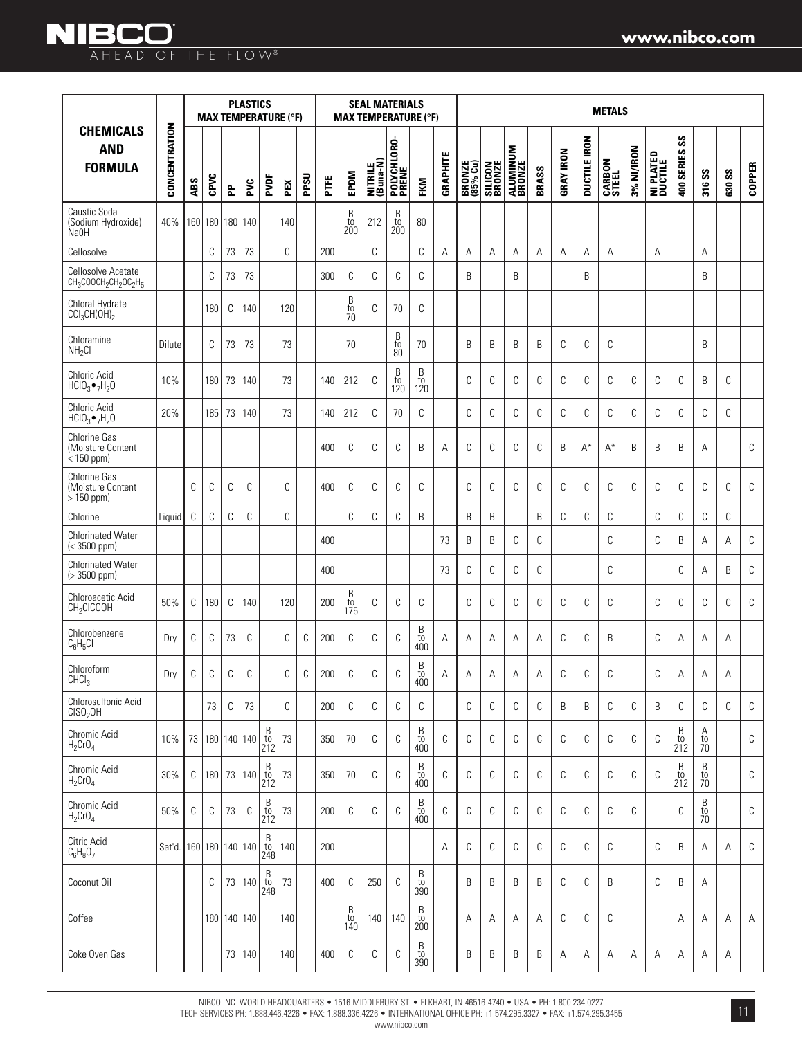| CHEMICALS AND FORMULA | CONCENTRATION | PLASTICS MAX TEMPERATURE (°F) | | | | | | | SEAL MATERIALS MAX TEMPERATURE (°F) | | | | | | METALS | | | | | | | | | | | | | |
|---|---|---|---|---|---|---|---|---|---|---|---|---|---|---|---|---|---|---|---|---|---|---|---|---|---|---|---|---|
| | | ABS | CPVC | PP | PVC | PVDF | PEX | PPSU | PTFE | EPDM | NITRILE (Buna-N) | POLYCHLORO-PRENE | FKM | GRAPHITE | BRONZE (85% Cu) | SILICON BRONZE | ALUMINUM BRONZE | BRASS | GRAY IRON | DUCTILE IRON | CARBON STEEL | 3% NI/IRON | NI PLATED DUCTILE | 400 SERIES SS | 316 SS | 630 SS | COPPER |
| Caustic Soda (Sodium Hydroxide) NaOH | 40% | 160 | 180 | 180 | 140 | | 140 | | | B to 200 | 212 | B to 200 | 80 | | | | | | | | | | | | | | |
| Cellosolve | | | C | 73 | 73 | | C | | 200 | | C | | C | A | A | A | A | A | A | A | A | | A | | A | | |
| Cellosolve Acetate $CH_3COOCH_2CH_2OC_2H_5$ | | | C | 73 | 73 | | | | 300 | C | C | C | C | | B | | B | | | B | | | | | B | | |
| Chloral Hydrate $CCl_3CH(OH)_2$ | | | 180 | C | 140 | | 120 | | | B to 70 | C | 70 | C | | | | | | | | | | | | | | |
| Chloramine $NH_2Cl$ | Dilute | | C | 73 | 73 | | 73 | | | 70 | | B to 80 | 70 | | B | B | B | B | C | C | C | | | | B | | |
| Chloric Acid $HClO_3 \bullet {}_7H_2O$ | 10% | | 180 | 73 | 140 | | 73 | | 140 | 212 | C | B to 120 | B to 120 | | C | C | C | C | C | C | C | C | C | C | B | C | |
| Chloric Acid $HClO_3 \bullet {}_7H_2O$ | 20% | | 185 | 73 | 140 | | 73 | | 140 | 212 | C | 70 | C | | C | C | C | C | C | C | C | C | C | C | C | C | |
| Chlorine Gas (Moisture Content < 150 ppm) | | | | | | | | | 400 | C | C | C | B | A | C | C | C | C | B | A* | A* | B | B | B | A | | C |
| Chlorine Gas (Moisture Content > 150 ppm) | | C | C | C | C | | C | | 400 | C | C | C | C | | C | C | C | C | C | C | C | C | C | C | C | C | C |
| Chlorine | Liquid | C | C | C | C | | C | | | C | C | C | B | | B | B | | B | C | C | C | | C | C | C | C | |
| Chlorinated Water (< 3500 ppm) | | | | | | | | | 400 | | | | | 73 | B | B | C | C | | | C | | C | B | A | A | C |
| Chlorinated Water (> 3500 ppm) | | | | | | | | | 400 | | | | | 73 | C | C | C | C | | | C | | | C | A | B | C |
| Chloroacetic Acid $CH_2ClCOOH$ | 50% | C | 180 | C | 140 | | 120 | | 200 | B to 175 | C | C | C | | C | C | C | C | C | C | C | | C | C | C | C | C |
| Chlorobenzene $C_6H_5Cl$ | Dry | C | C | 73 | C | | C | C | 200 | C | C | C | B to 400 | A | A | A | A | A | C | C | B | | C | A | A | A | |
| Chloroform $CHCl_3$ | Dry | C | C | C | C | | C | C | 200 | C | C | C | B to 400 | A | A | A | A | A | C | C | C | | C | A | A | A | |
| Chlorosulfonic Acid $ClSO_2OH$ | | | 73 | C | 73 | | C | | 200 | C | C | C | C | | C | C | C | C | B | B | C | C | B | C | C | C | C |
| Chromic Acid $H_2CrO_4$ | 10% | 73 | 180 | 140 | 140 | B to 212 | 73 | | 350 | 70 | C | C | B to 400 | C | C | C | C | C | C | C | C | C | C | B to 212 | A to 70 | | C |
| Chromic Acid $H_2CrO_4$ | 30% | C | 180 | 73 | 140 | B to 212 | 73 | | 350 | 70 | C | C | B to 400 | C | C | C | C | C | C | C | C | C | C | B to 212 | B to 70 | | C |
| Chromic Acid $H_2CrO_4$ | 50% | C | C | 73 | C | B to 212 | 73 | | 200 | C | C | C | B to 400 | C | C | C | C | C | C | C | C | C | | C | B to 70 | | C |
| Citric Acid $C_6H_8O_7$ | Sat'd. | 160 | 180 | 140 | 140 | B to 248 | 140 | | 200 | | | | | A | C | C | C | C | C | C | C | | C | B | A | A | C |
| Coconut Oil | | | C | 73 | 140 | B to 248 | 73 | | 400 | C | 250 | C | B to 390 | | B | B | B | B | C | C | B | | C | B | A | | |
| Coffee | | | 180 | 140 | 140 | | 140 | | | B to 140 | 140 | 140 | B to 200 | | A | A | A | A | C | C | C | | | A | A | A | A |
| Coke Oven Gas | | | | 73 | 140 | | 140 | | 400 | C | C | C | B to 390 | | B | B | B | B | A | A | A | A | A | A | A | A | |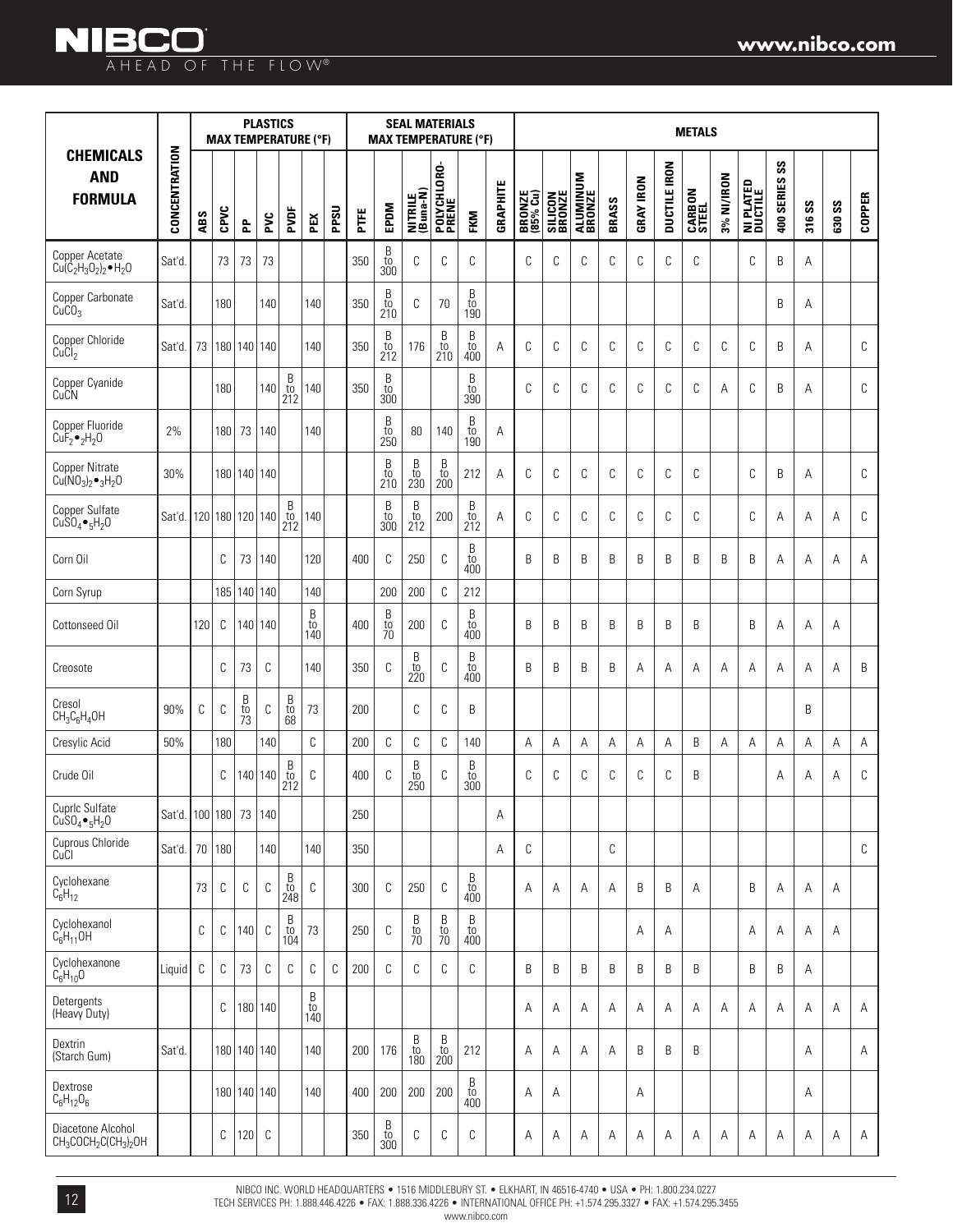| CHEMICALS AND FORMULA | CONCENTRATION | PLASTICS MAX TEMPERATURE (°F) | | | | | | | SEAL MATERIALS MAX TEMPERATURE (°F) | | | | | | METALS | | | | | | | | | | | | | |
|---|---|---|---|---|---|---|---|---|---|---|---|---|---|---|---|---|---|---|---|---|---|---|---|---|---|---|---|---|
| | | ABS | CPVC | PP | PVC | PVDF | PEX | PPSU | PTFE | EPDM | NITRILE (Buna-N) | POLYCHLORO-PRENE | FKM | GRAPHITE | BRONZE (85% Cu) | SILICON BRONZE | ALUMINUM BRONZE | BRASS | GRAY IRON | DUCTILE IRON | CARBON STEEL | 3% NI/IRON | NI PLATED DUCTILE | 400 SERIES SS | 316 SS | 630 SS | COPPER |
| Copper Acetate $Cu(C_2H_3O_2)_2 \bullet H_2O$ | Sat'd. | | 73 | 73 | 73 | | | | 350 | B to 300 | C | C | C | | C | C | C | C | C | C | C | | C | B | A | | |
| Copper Carbonate $CuCO_3$ | Sat'd. | | 180 | | 140 | | 140 | | 350 | B to 210 | C | 70 | B to 190 | | | | | | | | | | | B | A | | |
| Copper Chloride $CuCl_2$ | Sat'd. | 73 | 180 | 140 | 140 | | 140 | | 350 | B to 212 | 176 | B to 210 | B to 400 | A | C | C | C | C | C | C | C | C | C | B | A | | C |
| Copper Cyanide $CuCN$ | | | 180 | | 140 | B to 212 | 140 | | 350 | B to 300 | | | B to 390 | | C | C | C | C | C | C | C | A | C | B | A | | C |
| Copper Fluoride $CuF_2 \bullet _2H_2O$ | 2% | | 180 | 73 | 140 | | 140 | | | B to 250 | 80 | 140 | B to 190 | A | | | | | | | | | | | | | |
| Copper Nitrate $Cu(NO_3)_2 \bullet _3H_2O$ | 30% | | 180 | 140 | 140 | | | | | B to 210 | B to 230 | B to 200 | 212 | A | C | C | C | C | C | C | C | | C | B | A | | C |
| Copper Sulfate $CuSO_4 \bullet _5H_2O$ | Sat'd. | 120 | 180 | 120 | 140 | B to 212 | 140 | | | B to 300 | B to 212 | 200 | B to 212 | A | C | C | C | C | C | C | C | | C | A | A | A | C |
| Corn Oil | | | C | 73 | 140 | | 120 | | 400 | C | 250 | C | B to 400 | | B | B | B | B | B | B | B | B | B | A | A | A | A |
| Corn Syrup | | | 185 | 140 | 140 | | 140 | | | 200 | 200 | C | 212 | | | | | | | | | | | | | | |
| Cottonseed Oil | | 120 | C | 140 | 140 | | B to 140 | | 400 | B to 70 | 200 | C | B to 400 | | B | B | B | B | B | B | B | | B | A | A | A | |
| Creosote | | | C | 73 | C | | 140 | | 350 | C | B to 220 | C | B to 400 | | B | B | B | B | A | A | A | A | A | A | A | A | B |
| Cresol $CH_3C_6H_4OH$ | 90% | C | C | B to 73 | C | B to 68 | 73 | | 200 | | C | C | B | | | | | | | | | | | | B | | |
| Cresylic Acid | 50% | | 180 | | 140 | | C | | 200 | C | C | C | 140 | | A | A | A | A | A | A | B | A | A | A | A | A | A |
| Crude Oil | | | C | 140 | 140 | B to 212 | C | | 400 | C | B to 250 | C | B to 300 | | C | C | C | C | C | C | B | | | A | A | A | C |
| Cuprlc Sulfate $CuSO_4 \bullet _5H_2O$ | Sat'd. | 100 | 180 | 73 | 140 | | | | 250 | | | | | A | | | | | | | | | | | | | |
| Cuprous Chloride $CuCl$ | Sat'd. | 70 | 180 | | 140 | | 140 | | 350 | | | | | A | C | | | C | | | | | | | | | C |
| Cyclohexane $C_6H_{12}$ | | 73 | C | C | C | B to 248 | C | | 300 | C | 250 | C | B to 400 | | A | A | A | A | B | B | A | | B | A | A | A | |
| Cyclohexanol $C_6H_{11}OH$ | | C | C | 140 | C | B to 104 | 73 | | 250 | C | B to 70 | B to 70 | B to 400 | | | | | | A | A | | | A | A | A | A | |
| Cyclohexanone $C_6H_{10}O$ | Liquid | C | C | 73 | C | C | C | C | 200 | C | C | C | C | | B | B | B | B | B | B | B | | B | B | A | | |
| Detergents (Heavy Duty) | | | C | 180 | 140 | | B to 140 | | | | | | | | A | A | A | A | A | A | A | A | A | A | A | A | A |
| Dextrin (Starch Gum) | Sat'd. | | 180 | 140 | 140 | | 140 | | 200 | 176 | B to 180 | B to 200 | 212 | | A | A | A | A | B | B | B | | | | A | | A |
| Dextrose $C_6H_{12}O_6$ | | | 180 | 140 | 140 | | 140 | | 400 | 200 | 200 | 200 | B to 400 | | A | A | | | A | | | | | | A | | |
| Diacetone Alcohol $CH_3COCH_2C(CH_3)_2OH$ | | | C | 120 | C | | | | 350 | B to 300 | C | C | C | | A | A | A | A | A | A | A | A | A | A | A | A | A |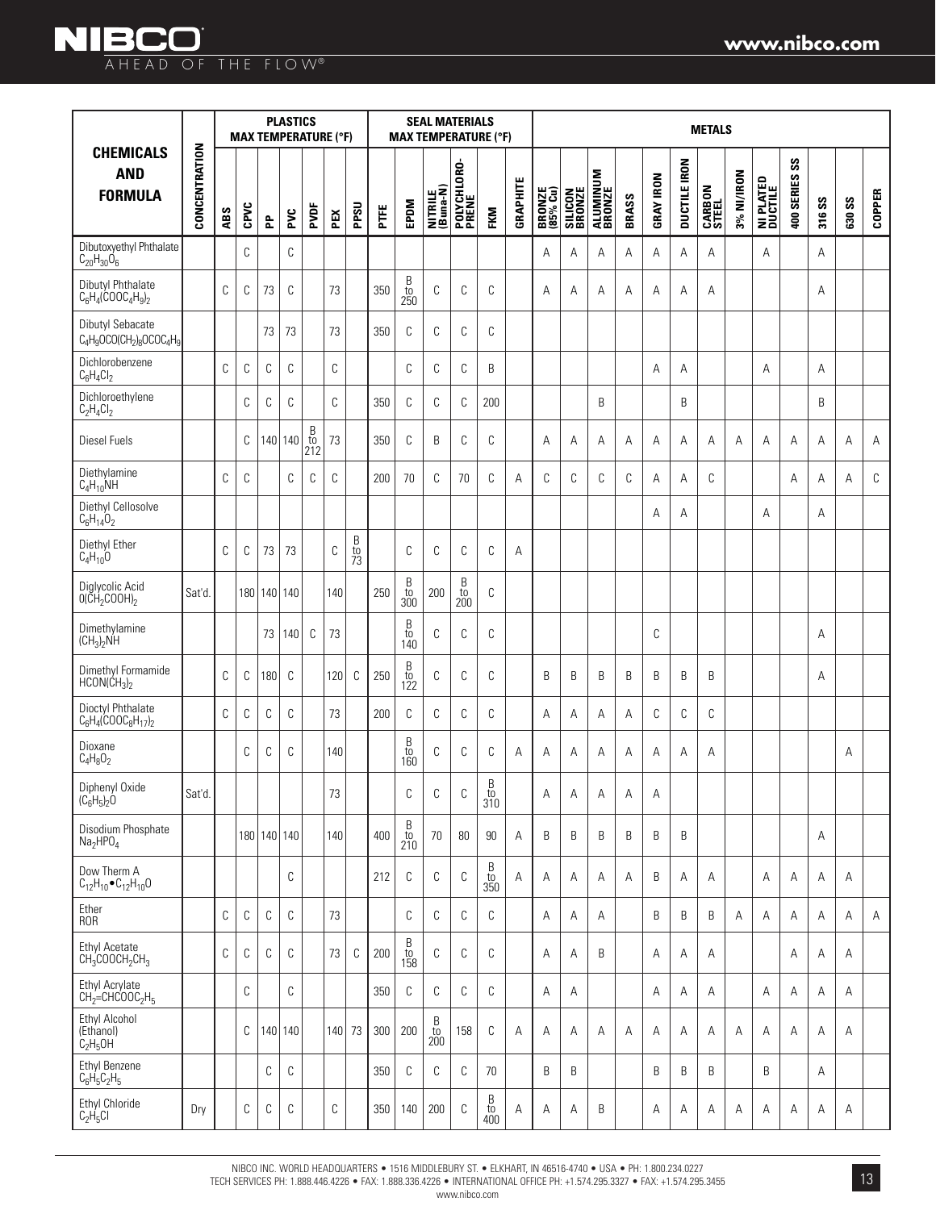| CHEMICALS AND FORMULA | CONCENTRATION | PLASTICS MAX TEMPERATURE (°F) | | | | | | | SEAL MATERIALS MAX TEMPERATURE (°F) | | | | | | METALS | | | | | | | | | | | | |
|---|---|---|---|---|---|---|---|---|---|---|---|---|---|---|---|---|---|---|---|---|---|---|---|---|---|---|---|
| | | ABS | CPVC | PP | PVC | PVDF | PEX | PPSU | PTFE | EPDM | NITRILE (Buna-N) | POLYCHLORO-PRENE | FKM | GRAPHITE | BRONZE (85% Cu) | SILICON BRONZE | ALUMINUM BRONZE | BRASS | GRAY IRON | DUCTILE IRON | CARBON STEEL | 3% NI/IRON | NI PLATED DUCTILE | 400 SERIES SS | 316 SS | 630 SS | COPPER |
| Dibutoxyethyl Phthalate $C_{20}H_{30}O_6$ | | | C | | C | | | | | | | | | | A | A | A | A | A | A | A | | A | | A | | |
| Dibutyl Phthalate $C_6H_4(COOC_4H_9)_2$ | | C | C | 73 | C | | 73 | | 350 | B to 250 | C | C | C | | A | A | A | A | A | A | A | | | | A | | |
| Dibutyl Sebacate $C_4H_9OCO(CH_2)_8OCOC_4H_9$ | | | | 73 | 73 | | 73 | | 350 | C | C | C | C | | | | | | | | | | | | | | |
| Dichlorobenzene $C_6H_4Cl_2$ | | C | C | C | C | | C | | | C | C | C | B | | | | | | A | A | | | A | | A | | |
| Dichloroethylene $C_2H_4Cl_2$ | | | C | C | C | | C | | 350 | C | C | C | 200 | | | | B | | | B | | | | | B | | |
| Diesel Fuels | | | C | 140 | 140 | B to 212 | 73 | | 350 | C | B | C | C | | A | A | A | A | A | A | A | A | A | A | A | A | A |
| Diethylamine $C_4H_{10}NH$ | | C | C | | C | C | C | | 200 | 70 | C | 70 | C | A | C | C | C | C | A | A | C | | | A | A | A | C |
| Diethyl Cellosolve $C_6H_{14}O_2$ | | | | | | | | | | | | | | | | | | | A | A | | | A | | A | | |
| Diethyl Ether $C_4H_{10}O$ | | C | C | 73 | 73 | | C | B to 73 | | C | C | C | C | A | | | | | | | | | | | | | |
| Diglycolic Acid $O(CH_2COOH)_2$ | Sat'd. | | 180 | 140 | 140 | | 140 | | 250 | B to 300 | 200 | B to 200 | C | | | | | | | | | | | | | | |
| Dimethylamine $(CH_3)_2NH$ | | | | 73 | 140 | C | 73 | | | B to 140 | C | C | C | | | | | | C | | | | | | A | | |
| Dimethyl Formamide $HCON(CH_3)_2$ | | C | C | 180 | C | | 120 | C | 250 | B to 122 | C | C | C | | B | B | B | B | B | B | B | | | | A | | |
| Dioctyl Phthalate $C_6H_4(COOC_8H_{17})_2$ | | C | C | C | C | | 73 | | 200 | C | C | C | C | | A | A | A | A | C | C | C | | | | | | |
| Dioxane $C_4H_8O_2$ | | | C | C | C | | 140 | | | B to 160 | C | C | C | A | A | A | A | A | A | A | A | | | | | A | |
| Diphenyl Oxide $(C_6H_5)_2O$ | Sat'd. | | | | | | 73 | | | C | C | C | B to 310 | | A | A | A | A | A | | | | | | | | |
| Disodium Phosphate $Na_2HPO_4$ | | | 180 | 140 | 140 | | 140 | | 400 | B to 210 | 70 | 80 | 90 | A | B | B | B | B | B | B | | | | | A | | |
| Dow Therm A $C_{12}H_{10} \bullet C_{12}H_{10}O$ | | | | | C | | | | 212 | C | C | C | B to 350 | A | A | A | A | A | B | A | A | | A | A | A | A | |
| Ether ROR | | C | C | C | C | | 73 | | | C | C | C | C | | A | A | A | | B | B | B | A | A | A | A | A | A |
| Ethyl Acetate $CH_3COOCH_2CH_3$ | | C | C | C | C | | 73 | C | 200 | B to 158 | C | C | C | | A | A | B | | A | A | A | | | A | A | A | |
| Ethyl Acrylate $CH_2{=}CHCOOC_2H_5$ | | | C | | C | | | | 350 | C | C | C | C | | A | A | | | A | A | A | | A | A | A | A | |
| Ethyl Alcohol (Ethanol) $C_2H_5OH$ | | | C | 140 | 140 | | 140 | 73 | 300 | 200 | B to 200 | 158 | C | A | A | A | A | A | A | A | A | A | A | A | A | A | |
| Ethyl Benzene $C_6H_5C_2H_5$ | | | | C | C | | | | 350 | C | C | C | 70 | | B | B | | | B | B | B | | B | | A | | |
| Ethyl Chloride $C_2H_5Cl$ | Dry | | C | C | C | | C | | 350 | 140 | 200 | C | B to 400 | A | A | A | B | | A | A | A | A | A | A | A | A | |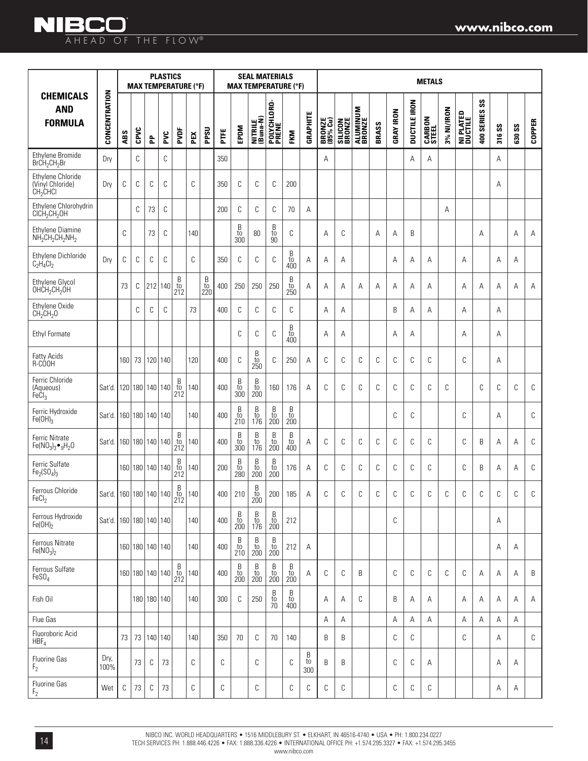| CHEMICALS AND FORMULA | CONCENTRATION | PLASTICS MAX TEMPERATURE (°F) | | | | | | | SEAL MATERIALS MAX TEMPERATURE (°F) | | | | | | METALS | | | | | | | | | | | | | |
|---|---|---|---|---|---|---|---|---|---|---|---|---|---|---|---|---|---|---|---|---|---|---|---|---|---|---|---|---|
| | | ABS | CPVC | PP | PVC | PVDF | PEX | PPSU | PTFE | EPDM | NITRILE (Buna-N) | POLYCHLORO-PRENE | FKM | GRAPHITE | BRONZE (85% Cu) | SILICON BRONZE | ALUMINUM BRONZE | BRASS | GRAY IRON | DUCTILE IRON | CARBON STEEL | 3% NI/IRON | NI PLATED DUCTILE | 400 SERIES SS | 316 SS | 630 SS | COPPER |
| Ethylene Bromide $BrCH_2CH_2Br$ | Dry | | C | | C | | | | 350 | | | | | | A | | | | | A | A | | | | A | | |
| Ethylene Chloride (Vinyl Chloride) $CH_2CHCl$ | Dry | C | C | C | C | | C | | 350 | C | C | C | 200 | | | | | | | | | | | | A | | |
| Ethylene Chlorohydrin $ClCH_2CH_2OH$ | | | C | 73 | C | | | | 200 | C | C | C | 70 | A | | | | | | | | A | | | | | |
| Ethylene Diamine $NH_2CH_2CH_2NH_2$ | | C | | 73 | C | | 140 | | | B to 300 | 80 | B to 90 | C | | A | C | | A | A | B | | | | A | | A | A |
| Ethylene Dichloride $C_2H_4Cl_2$ | Dry | C | C | C | C | | C | | 350 | C | C | C | B to 400 | A | A | A | | | A | A | A | | A | | A | A | |
| Ethylene Glycol $OHCH_2CH_2OH$ | | 73 | C | 212 | 140 | B to 212 | | B to 220 | 400 | 250 | 250 | 250 | B to 250 | A | A | A | A | A | A | A | A | | A | A | A | A | A |
| Ethylene Oxide $CH_2CH_2O$ | | | C | C | C | | 73 | | 400 | C | C | C | C | | A | A | | | B | A | A | | A | | A | | |
| Ethyl Formate | | | | | | | | | | C | C | C | B to 400 | | A | A | | | A | A | | | A | | A | | |
| Fatty Acids R-COOH | | 160 | 73 | 120 | 140 | | 120 | | 400 | C | B to 250 | C | 250 | A | C | C | C | C | C | C | C | | C | | A | | |
| Ferric Chloride (Aqueous) $FeCl_3$ | Sat'd. | 120 | 180 | 140 | 140 | B to 212 | 140 | | 400 | B to 300 | B to 200 | 160 | 176 | A | C | C | C | C | C | C | C | C | | C | C | C | C |
| Ferric Hydroxide $Fe(OH)_3$ | Sat'd. | 160 | 180 | 140 | 140 | | 140 | | 400 | B to 210 | B to 176 | B to 200 | B to 200 | | | | | | C | C | | | C | | A | | C |
| Ferric Nitrate $Fe(NO_3)_3 \bullet {}_9H_2O$ | Sat'd. | 160 | 180 | 140 | 140 | B to 212 | 140 | | 400 | B to 300 | B to 176 | B to 200 | B to 400 | A | C | C | C | C | C | C | C | | C | B | A | A | C |
| Ferric Sulfate $Fe_2(SO_4)_3$ | | 160 | 180 | 140 | 140 | B to 212 | 140 | | 200 | B to 280 | B to 200 | B to 200 | 176 | A | C | C | C | C | C | C | C | | C | B | A | A | C |
| Ferrous Chloride $FeCl_2$ | Sat'd. | 160 | 180 | 140 | 140 | B to 212 | 140 | | 400 | 210 | B to 200 | 200 | 185 | A | C | C | C | C | C | C | C | C | C | C | C | C | C |
| Ferrous Hydroxide $Fe(OH)_2$ | Sat'd. | 160 | 180 | 140 | 140 | | 140 | | 400 | B to 200 | B to 176 | B to 200 | 212 | | | | | | C | | | | | | A | | |
| Ferrous Nitrate $Fe(NO_3)_2$ | | 160 | 180 | 140 | 140 | | 140 | | 400 | B to 210 | B to 200 | B to 200 | 212 | A | | | | | | | | | | | A | A | |
| Ferrous Sulfate $FeSO_4$ | | 160 | 180 | 140 | 140 | B to 212 | 140 | | 400 | B to 200 | B to 200 | B to 200 | B to 200 | A | C | C | B | | C | C | C | C | C | A | A | A | B |
| Fish Oil | | | 180 | 180 | 140 | | 140 | | 300 | C | 250 | B to 70 | B to 400 | | A | A | C | | B | A | A | | A | A | A | A | A |
| Flue Gas | | | | | | | | | | | | | | | A | A | | | A | A | A | | A | A | A | A | |
| Fluoroboric Acid $HBF_4$ | | 73 | 73 | 140 | 140 | | 140 | | 350 | 70 | C | 70 | 140 | | B | B | | | C | C | | | C | | A | | C |
| Fluorine Gas $F_2$ | Dry, 100% | | 73 | C | 73 | | C | | C | | C | | C | B to 300 | B | B | | | C | C | A | | | | A | A | |
| Fluorine Gas $F_2$ | Wet | C | 73 | C | 73 | | C | | C | | C | | C | C | C | C | | | C | C | C | | | | A | A | |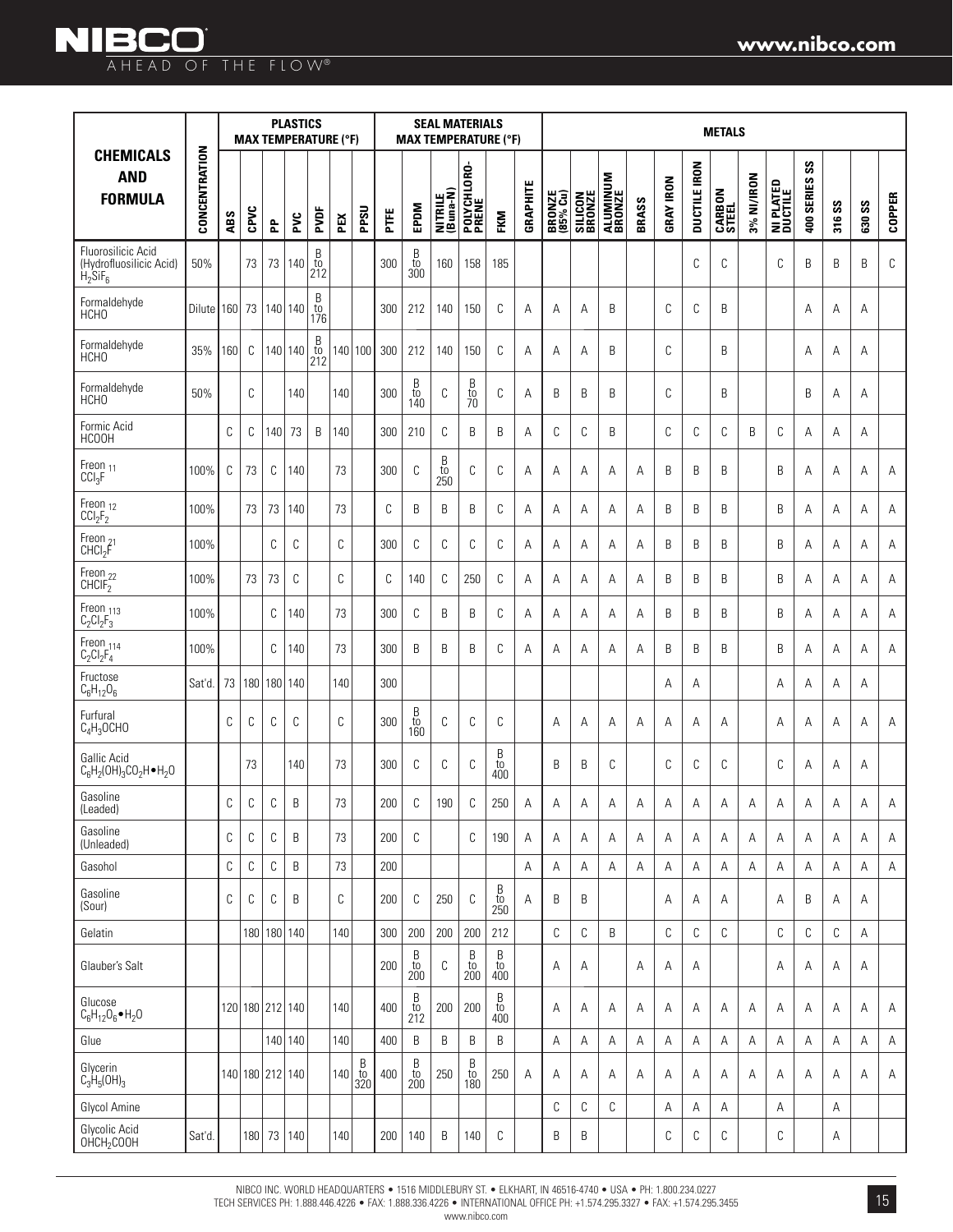| CHEMICALS AND FORMULA | CONCENTRATION | PLASTICS MAX TEMPERATURE (°F) | | | | | | | SEAL MATERIALS MAX TEMPERATURE (°F) | | | | | | METALS | | | | | | | | | | | | | |
|---|---|---|---|---|---|---|---|---|---|---|---|---|---|---|---|---|---|---|---|---|---|---|---|---|---|---|---|
| | | ABS | CPVC | PP | PVC | PVDF | PEX | PPSU | PTFE | EPDM | NITRILE (Buna-N) | POLYCHLORO-PRENE | FKM | GRAPHITE | BRONZE (85% Cu) | SILICON BRONZE | ALUMINUM BRONZE | BRASS | GRAY IRON | DUCTILE IRON | CARBON STEEL | 3% NI/IRON | NI PLATED DUCTILE | 400 SERIES SS | 316 SS | 630 SS | COPPER |
| Fluorosilicic Acid (Hydrofluosilicic Acid) $H_2SiF_6$ | 50% | | 73 | 73 | 140 | B to 212 | | | 300 | B to 300 | 160 | 158 | 185 | | | | | | | C | C | | C | B | B | B | C |
| Formaldehyde HCHO | Dilute | 160 | 73 | 140 | 140 | B to 176 | | | 300 | 212 | 140 | 150 | C | A | A | A | B | | C | C | B | | | A | A | A | |
| Formaldehyde HCHO | 35% | 160 | C | 140 | 140 | B to 212 | 140 | 100 | 300 | 212 | 140 | 150 | C | A | A | A | B | | C | | B | | | A | A | A | |
| Formaldehyde HCHO | 50% | | C | | 140 | | 140 | | 300 | B to 140 | C | B to 70 | C | A | B | B | B | | C | | B | | | B | A | A | |
| Formic Acid HCOOH | | C | C | 140 | 73 | B | 140 | | 300 | 210 | C | B | B | A | C | C | B | | C | C | C | B | C | A | A | A | |
| Freon 11 $CCl_3F$ | 100% | C | 73 | C | 140 | | 73 | | 300 | C | B to 250 | C | C | A | A | A | A | A | B | B | B | | B | A | A | A | A |
| Freon 12 $CCl_2F_2$ | 100% | | 73 | 73 | 140 | | 73 | | C | B | B | B | C | A | A | A | A | A | B | B | B | | B | A | A | A | A |
| Freon 21 $CHCl_2F$ | 100% | | | C | C | | C | | 300 | C | C | C | C | A | A | A | A | A | B | B | B | | B | A | A | A | A |
| Freon 22 $CHClF_2$ | 100% | | 73 | 73 | C | | C | | C | 140 | C | 250 | C | A | A | A | A | A | B | B | B | | B | A | A | A | A |
| Freon 113 $C_2Cl_3F_3$ | 100% | | | C | 140 | | 73 | | 300 | C | B | B | C | A | A | A | A | A | B | B | B | | B | A | A | A | A |
| Freon 114 $C_2Cl_2F_4$ | 100% | | | C | 140 | | 73 | | 300 | B | B | B | C | A | A | A | A | A | B | B | B | | B | A | A | A | A |
| Fructose $C_6H_{12}O_6$ | Sat'd. | 73 | 180 | 180 | 140 | | 140 | | 300 | | | | | | | | | | A | A | | | A | A | A | A | |
| Furfural $C_4H_3OCHO$ | | C | C | C | C | | C | | 300 | B to 160 | C | C | C | | A | A | A | A | A | A | A | | A | A | A | A | A |
| Gallic Acid $C_6H_2(OH)_3CO_2H \bullet H_2O$ | | | 73 | | 140 | | 73 | | 300 | C | C | C | B to 400 | | B | B | C | | C | C | C | | C | A | A | A | |
| Gasoline (Leaded) | | C | C | C | B | | 73 | | 200 | C | 190 | C | 250 | A | A | A | A | A | A | A | A | A | A | A | A | A | A |
| Gasoline (Unleaded) | | C | C | C | B | | 73 | | 200 | C | | C | 190 | A | A | A | A | A | A | A | A | A | A | A | A | A | A |
| Gasohol | | C | C | C | B | | 73 | | 200 | | | | | A | A | A | A | A | A | A | A | A | A | A | A | A | A |
| Gasoline (Sour) | | C | C | C | B | | C | | 200 | C | 250 | C | B to 250 | A | B | B | | | A | A | A | | A | B | A | A | |
| Gelatin | | | 180 | 180 | 140 | | 140 | | 300 | 200 | 200 | 200 | 212 | | C | C | B | | C | C | C | | C | C | C | A | |
| Glauber's Salt | | | | | | | | | 200 | B to 200 | C | B to 200 | B to 400 | | A | A | | A | A | A | | | A | A | A | A | |
| Glucose $C_6H_{12}O_6 \bullet H_2O$ | | 120 | 180 | 212 | 140 | | 140 | | 400 | B to 212 | 200 | 200 | B to 400 | | A | A | A | A | A | A | A | A | A | A | A | A | A |
| Glue | | | | 140 | 140 | | 140 | | 400 | B | B | B | B | | A | A | A | A | A | A | A | A | A | A | A | A | A |
| Glycerin $C_3H_5(OH)_3$ | | 140 | 180 | 212 | 140 | | 140 | B to 320 | 400 | B to 200 | 250 | B to 180 | 250 | A | A | A | A | A | A | A | A | A | A | A | A | A | A |
| Glycol Amine | | | | | | | | | | | | | | | C | C | C | | A | A | A | | A | | A | | |
| Glycolic Acid $OHCH_2COOH$ | Sat'd. | | 180 | 73 | 140 | | 140 | | 200 | 140 | B | 140 | C | | B | B | | | C | C | C | | C | | A | | |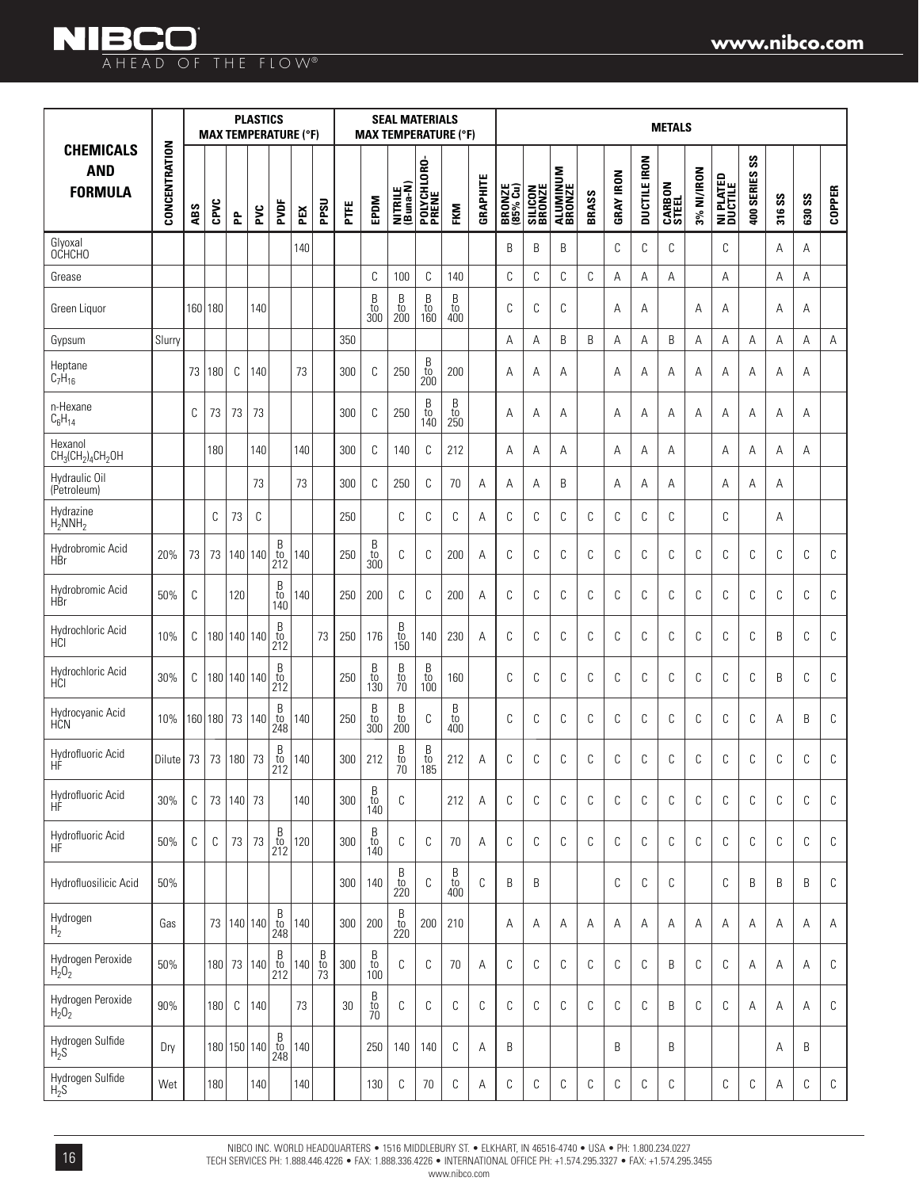| CHEMICALS AND FORMULA | CONCENTRATION | PLASTICS MAX TEMPERATURE (°F) | | | | | | | SEAL MATERIALS MAX TEMPERATURE (°F) | | | | | | METALS | | | | | | | | | | | | | |
|---|---|---|---|---|---|---|---|---|---|---|---|---|---|---|---|---|---|---|---|---|---|---|---|---|---|---|---|---|
| | | ABS | CPVC | PP | PVC | PVDF | PEX | PPSU | PTFE | EPDM | NITRILE (Buna-N) | POLYCHLOROPRENE | FKM | GRAPHITE | BRONZE (85% Cu) | SILICON BRONZE | ALUMINUM BRONZE | BRASS | GRAY IRON | DUCTILE IRON | CARBON STEEL | 3% NI/IRON | NI PLATED DUCTILE | 400 SERIES SS | 316 SS | 630 SS | COPPER |
| Glyoxal OCHCHO | | | | | | | 140 | | | | | | | | B | B | B | | C | C | C | | C | | A | A | |
| Grease | | | | | | | | | | C | 100 | C | 140 | | C | C | C | C | A | A | A | | A | | A | A | |
| Green Liquor | | 160 | 180 | | 140 | | | | | B to 300 | B to 200 | B to 160 | B to 400 | | C | C | C | | A | A | | A | A | | A | A | |
| Gypsum | Slurry | | | | | | | | 350 | | | | | | A | A | B | B | A | A | B | A | A | A | A | A | A |
| Heptane $C_7H_{16}$ | | 73 | 180 | C | 140 | | 73 | | 300 | C | 250 | B to 200 | 200 | | A | A | A | | A | A | A | A | A | A | A | A | |
| n-Hexane $C_6H_{14}$ | | C | 73 | 73 | 73 | | | | 300 | C | 250 | B to 140 | B to 250 | | A | A | A | | A | A | A | A | A | A | A | A | |
| Hexanol $CH_3(CH_2)_4CH_2OH$ | | | 180 | | 140 | | 140 | | 300 | C | 140 | C | 212 | | A | A | A | | A | A | A | | A | A | A | A | |
| Hydraulic Oil (Petroleum) | | | | | 73 | | 73 | | 300 | C | 250 | C | 70 | A | A | A | B | | A | A | A | | A | A | A | | |
| Hydrazine $H_2NNH_2$ | | | C | 73 | C | | | | 250 | | C | C | C | A | C | C | C | C | C | C | C | | C | | A | | |
| Hydrobromic Acid HBr | 20% | 73 | 73 | 140 | 140 | B to 212 | 140 | | 250 | B to 300 | C | C | 200 | A | C | C | C | C | C | C | C | C | C | C | C | C | C |
| Hydrobromic Acid HBr | 50% | C | | 120 | | B to 140 | 140 | | 250 | 200 | C | C | 200 | A | C | C | C | C | C | C | C | C | C | C | C | C | C |
| Hydrochloric Acid HCl | 10% | C | 180 | 140 | 140 | B to 212 | | 73 | 250 | 176 | B to 150 | 140 | 230 | A | C | C | C | C | C | C | C | C | C | C | B | C | C |
| Hydrochloric Acid HCl | 30% | C | 180 | 140 | 140 | B to 212 | | | 250 | B to 130 | B to 70 | B to 100 | 160 | | C | C | C | C | C | C | C | C | C | C | B | C | C |
| Hydrocyanic Acid HCN | 10% | 160 | 180 | 73 | 140 | B to 248 | 140 | | 250 | B to 300 | B to 200 | C | B to 400 | | C | C | C | C | C | C | C | C | C | C | A | B | C |
| Hydrofluoric Acid HF | Dilute | 73 | 73 | 180 | 73 | B to 212 | 140 | | 300 | 212 | B to 70 | B to 185 | 212 | A | C | C | C | C | C | C | C | C | C | C | C | C | C |
| Hydrofluoric Acid HF | 30% | C | 73 | 140 | 73 | | 140 | | 300 | B to 140 | C | | 212 | A | C | C | C | C | C | C | C | C | C | C | C | C | C |
| Hydrofluoric Acid HF | 50% | C | C | 73 | 73 | B to 212 | 120 | | 300 | B to 140 | C | C | 70 | A | C | C | C | C | C | C | C | C | C | C | C | C | C |
| Hydrofluosilicic Acid | 50% | | | | | | | | 300 | 140 | B to 220 | C | B to 400 | C | B | B | | | C | C | C | | C | B | B | B | C |
| Hydrogen $H_2$ | Gas | | 73 | 140 | 140 | B to 248 | 140 | | 300 | 200 | B to 220 | 200 | 210 | | A | A | A | A | A | A | A | A | A | A | A | A | A |
| Hydrogen Peroxide $H_2O_2$ | 50% | | 180 | 73 | 140 | B to 212 | 140 | B to 73 | 300 | B to 100 | C | C | 70 | A | C | C | C | C | C | C | B | C | C | A | A | A | C |
| Hydrogen Peroxide $H_2O_2$ | 90% | | 180 | C | 140 | | 73 | | 30 | B to 70 | C | C | C | C | C | C | C | C | C | C | B | C | C | A | A | A | C |
| Hydrogen Sulfide $H_2S$ | Dry | | 180 | 150 | 140 | B to 248 | 140 | | | 250 | 140 | 140 | C | A | B | | | | B | | B | | | | A | B | |
| Hydrogen Sulfide $H_2S$ | Wet | | 180 | | 140 | | 140 | | | 130 | C | 70 | C | A | C | C | C | C | C | C | C | | C | C | A | C | C |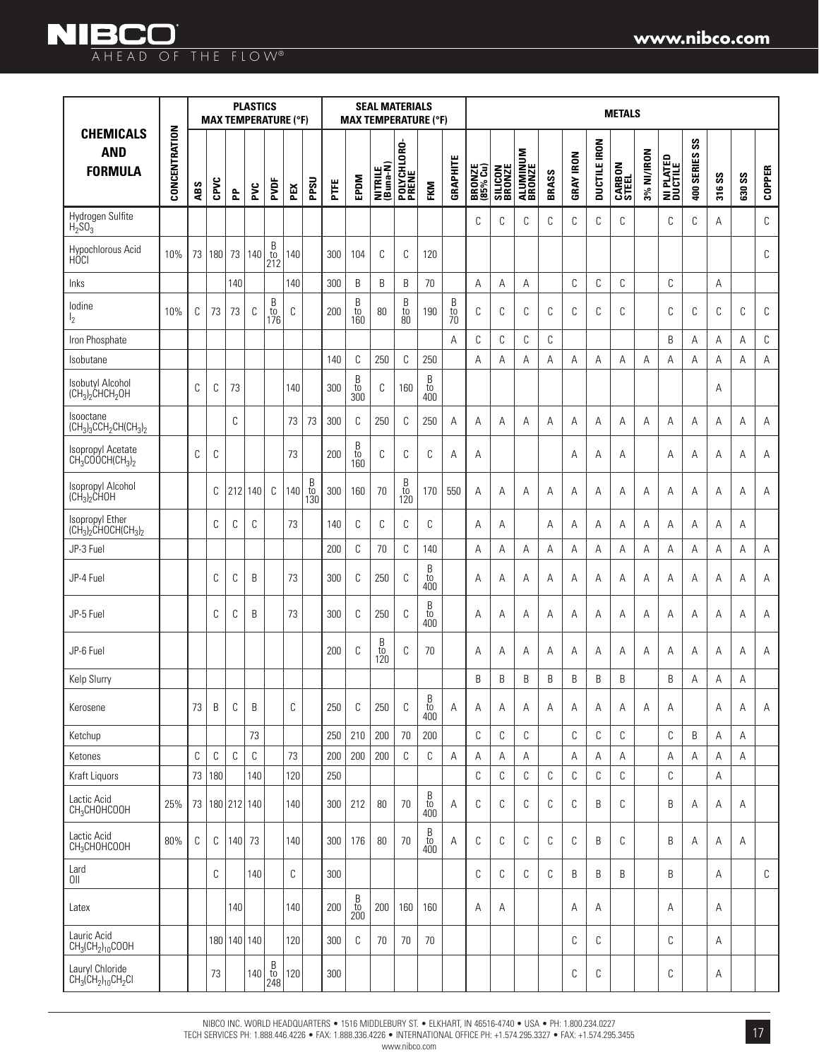| CHEMICALS AND FORMULA | CONCENTRATION | PLASTICS MAX TEMPERATURE (°F) | | | | | | | SEAL MATERIALS MAX TEMPERATURE (°F) | | | | | | METALS | | | | | | | | | | | | | |
|---|---|---|---|---|---|---|---|---|---|---|---|---|---|---|---|---|---|---|---|---|---|---|---|---|---|---|---|
| | | ABS | CPVC | PP | PVC | PVDF | PEX | PPSU | PTFE | EPDM | NITRILE (Buna-N) | POLYCHLORO-PRENE | FKM | GRAPHITE | BRONZE (85% Cu) | SILICON BRONZE | ALUMINUM BRONZE | BRASS | GRAY IRON | DUCTILE IRON | CARBON STEEL | 3% NI/IRON | NI PLATED DUCTILE | 400 SERIES SS | 316 SS | 630 SS | COPPER |
| Hydrogen Sulfite $H_2SO_3$ | | | | | | | | | | | | | | | C | C | C | C | C | C | C | | C | C | A | | C |
| Hypochlorous Acid HOCl | 10% | 73 | 180 | 73 | 140 | B to 212 | 140 | | 300 | 104 | C | C | 120 | | | | | | | | | | | | | | C |
| Inks | | | | 140 | | | 140 | | 300 | B | B | B | 70 | | A | A | A | | C | C | C | | C | | A | | |
| Iodine $I_2$ | 10% | C | 73 | 73 | C | B to 176 | C | | 200 | B to 160 | 80 | B to 80 | 190 | B to 70 | C | C | C | C | C | C | C | | C | C | C | C | C |
| Iron Phosphate | | | | | | | | | | | | | | A | C | C | C | C | | | | | B | A | A | A | C |
| Isobutane | | | | | | | | | 140 | C | 250 | C | 250 | | A | A | A | A | A | A | A | A | A | A | A | A | A |
| Isobutyl Alcohol $(CH_3)_2CHCH_2OH$ | | C | C | 73 | | | 140 | | 300 | B to 300 | C | 160 | B to 400 | | | | | | | | | | | | A | | |
| Isooctane $(CH_3)_3CCH_2CH(CH_3)_2$ | | | | C | | | 73 | 73 | 300 | C | 250 | C | 250 | A | A | A | A | A | A | A | A | A | A | A | A | A | A |
| Isopropyl Acetate $CH_3COOCH(CH_3)_2$ | | C | C | | | | 73 | | 200 | B to 160 | C | C | C | A | A | | | | A | A | A | | A | A | A | A | A |
| Isopropyl Alcohol $(CH_3)_2CHOH$ | | | C | 212 | 140 | C | 140 | B to 130 | 300 | 160 | 70 | B to 120 | 170 | 550 | A | A | A | A | A | A | A | A | A | A | A | A | A |
| Isopropyl Ether $(CH_3)_2CHOCH(CH_3)_2$ | | | C | C | C | | 73 | | 140 | C | C | C | C | | A | A | | A | A | A | A | A | A | A | A | A | |
| JP-3 Fuel | | | | | | | | | 200 | C | 70 | C | 140 | | A | A | A | A | A | A | A | A | A | A | A | A | A |
| JP-4 Fuel | | | C | C | B | | 73 | | 300 | C | 250 | C | B to 400 | | A | A | A | A | A | A | A | A | A | A | A | A | A |
| JP-5 Fuel | | | C | C | B | | 73 | | 300 | C | 250 | C | B to 400 | | A | A | A | A | A | A | A | A | A | A | A | A | A |
| JP-6 Fuel | | | | | | | | | 200 | C | B to 120 | C | 70 | | A | A | A | A | A | A | A | A | A | A | A | A | A |
| Kelp Slurry | | | | | | | | | | | | | | | B | B | B | B | B | B | B | | B | A | A | A | |
| Kerosene | | 73 | B | C | B | | C | | 250 | C | 250 | C | B to 400 | A | A | A | A | A | A | A | A | A | A | | A | A | A |
| Ketchup | | | | | 73 | | | | 250 | 210 | 200 | 70 | 200 | | C | C | C | | C | C | C | | C | B | A | A | |
| Ketones | | C | C | C | C | | 73 | | 200 | 200 | 200 | C | C | A | A | A | A | | A | A | A | | A | A | A | A | |
| Kraft Liquors | | 73 | 180 | | 140 | | 120 | | 250 | | | | | | C | C | C | C | C | C | C | | C | | A | | |
| Lactic Acid $CH_3CHOHCOOH$ | 25% | 73 | 180 | 212 | 140 | | 140 | | 300 | 212 | 80 | 70 | B to 400 | A | C | C | C | C | C | B | C | | B | A | A | A | |
| Lactic Acid $CH_3CHOHCOOH$ | 80% | C | C | 140 | 73 | | 140 | | 300 | 176 | 80 | 70 | B to 400 | A | C | C | C | C | C | B | C | | B | A | A | A | |
| Lard Oil | | | C | | 140 | | C | | 300 | | | | | | C | C | C | C | B | B | B | | B | | A | | C |
| Latex | | | | 140 | | | 140 | | 200 | B to 200 | 200 | 160 | 160 | | A | A | | | A | A | | | A | | A | | |
| Lauric Acid $CH_3(CH_2)_{10}COOH$ | | | 180 | 140 | 140 | | 120 | | 300 | C | 70 | 70 | 70 | | | | | | C | C | | | C | | A | | |
| Lauryl Chloride $CH_3(CH_2)_{10}CH_2Cl$ | | | 73 | | 140 | B to 248 | 120 | | 300 | | | | | | | | | | C | C | | | C | | A | | |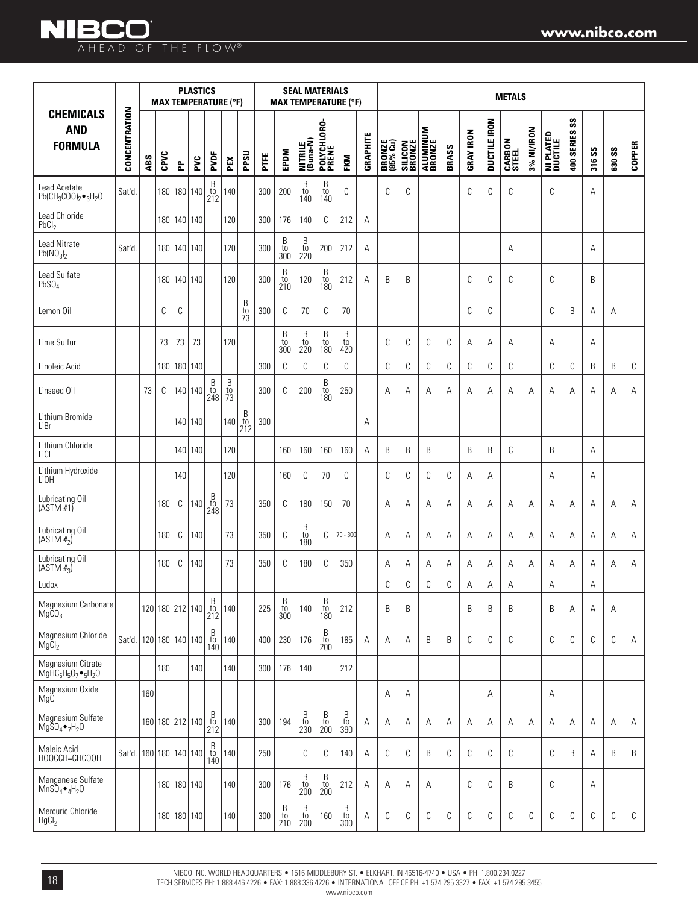| CHEMICALS AND FORMULA | CONCENTRATION | PLASTICS MAX TEMPERATURE (°F) | | | | | | | SEAL MATERIALS MAX TEMPERATURE (°F) | | | | | | METALS | | | | | | | | | | | | | |
|---|---|---|---|---|---|---|---|---|---|---|---|---|---|---|---|---|---|---|---|---|---|---|---|---|---|---|---|---|
| | | ABS | CPVC | PP | PVC | PVDF | PEX | PPSU | PTFE | EPDM | NITRILE (Buna-N) | POLYCHLORO-PRENE | FKM | GRAPHITE | BRONZE (85% Cu) | SILICON BRONZE | ALUMINUM BRONZE | BRASS | GRAY IRON | DUCTILE IRON | CARBON STEEL | 3% NI/IRON | NI PLATED DUCTILE | 400 SERIES SS | 316 SS | 630 SS | COPPER |
| Lead Acetate $Pb(CH_3COO)_2 \bullet 3H_2O$ | Sat'd. | | 180 | 180 | 140 | B to 212 | 140 | | 300 | 200 | B to 140 | B to 140 | C | | C | C | | | C | C | C | | C | | A | | |
| Lead Chloride $PbCl_2$ | | | 180 | 140 | 140 | | 120 | | 300 | 176 | 140 | C | 212 | A | | | | | | | | | | | | | |
| Lead Nitrate $Pb(NO_3)_2$ | Sat'd. | | 180 | 140 | 140 | | 120 | | 300 | B to 300 | B to 220 | 200 | 212 | A | | | | | | | A | | | | A | | |
| Lead Sulfate $PbSO_4$ | | | 180 | 140 | 140 | | 120 | | 300 | B to 210 | 120 | B to 180 | 212 | A | B | B | | | C | C | C | | C | | B | | |
| Lemon Oil | | | C | C | | | | B to 73 | 300 | C | 70 | C | 70 | | | | | | C | C | | | C | B | A | A | |
| Lime Sulfur | | | 73 | 73 | 73 | | 120 | | | B to 300 | B to 220 | B to 180 | B to 420 | | C | C | C | C | A | A | A | | A | | A | | |
| Linoleic Acid | | | 180 | 180 | 140 | | | | 300 | C | C | C | C | | C | C | C | C | C | C | C | | C | C | B | B | C |
| Linseed Oil | | 73 | C | 140 | 140 | B to 248 | B to 73 | | 300 | C | 200 | B to 180 | 250 | | A | A | A | A | A | A | A | A | A | A | A | A | A |
| Lithium Bromide LiBr | | | | 140 | 140 | | 140 | B to 212 | 300 | | | | | A | | | | | | | | | | | | | |
| Lithium Chloride LiCl | | | | 140 | 140 | | 120 | | | 160 | 160 | 160 | 160 | A | B | B | B | | B | B | C | | B | | A | | |
| Lithium Hydroxide LiOH | | | | 140 | | | 120 | | | 160 | C | 70 | C | | C | C | C | C | A | A | | | A | | A | | |
| Lubricating Oil (ASTM #1) | | | 180 | C | 140 | B to 248 | 73 | | 350 | C | 180 | 150 | 70 | | A | A | A | A | A | A | A | A | A | A | A | A | A |
| Lubricating Oil (ASTM #2) | | | 180 | C | 140 | | 73 | | 350 | C | B to 180 | C | 70 - 300 | | A | A | A | A | A | A | A | A | A | A | A | A | A |
| Lubricating Oil (ASTM #3) | | | 180 | C | 140 | | 73 | | 350 | C | 180 | C | 350 | | A | A | A | A | A | A | A | A | A | A | A | A | A |
| Ludox | | | | | | | | | | | | | | | C | C | C | C | A | A | A | | A | | A | | |
| Magnesium Carbonate $MgCO_3$ | | 120 | 180 | 212 | 140 | B to 212 | 140 | | 225 | B to 300 | 140 | B to 180 | 212 | | B | B | | | B | B | B | | B | A | A | A | |
| Magnesium Chloride $MgCl_2$ | Sat'd. | 120 | 180 | 140 | 140 | B to 140 | 140 | | 400 | 230 | 176 | B to 200 | 185 | A | A | A | B | B | C | C | C | | C | C | C | C | A |
| Magnesium Citrate $MgHC_6H_5O_7 \bullet 5H_2O$ | | | 180 | | 140 | | 140 | | 300 | 176 | 140 | | 212 | | | | | | | | | | | | | | |
| Magnesium Oxide MgO | | 160 | | | | | | | | | | | | | A | A | | | | A | | | A | | | | |
| Magnesium Sulfate $MgSO_4 \bullet 7H_2O$ | | 160 | 180 | 212 | 140 | B to 212 | 140 | | 300 | 194 | B to 230 | B to 200 | B to 390 | A | A | A | A | A | A | A | A | A | A | A | A | A | A |
| Maleic Acid HOOCCH=CHCOOH | Sat'd. | 160 | 180 | 140 | 140 | B to 140 | 140 | | 250 | | C | C | 140 | A | C | C | B | C | C | C | C | | C | B | A | B | B |
| Manganese Sulfate $MnSO_4 \bullet 4H_2O$ | | | 180 | 180 | 140 | | 140 | | 300 | 176 | B to 200 | B to 200 | 212 | A | A | A | A | | C | C | B | | C | | A | | |
| Mercuric Chloride $HgCl_2$ | | | 180 | 180 | 140 | | 140 | | 300 | B to 210 | B to 200 | 160 | B to 300 | A | C | C | C | C | C | C | C | C | C | C | C | C | C |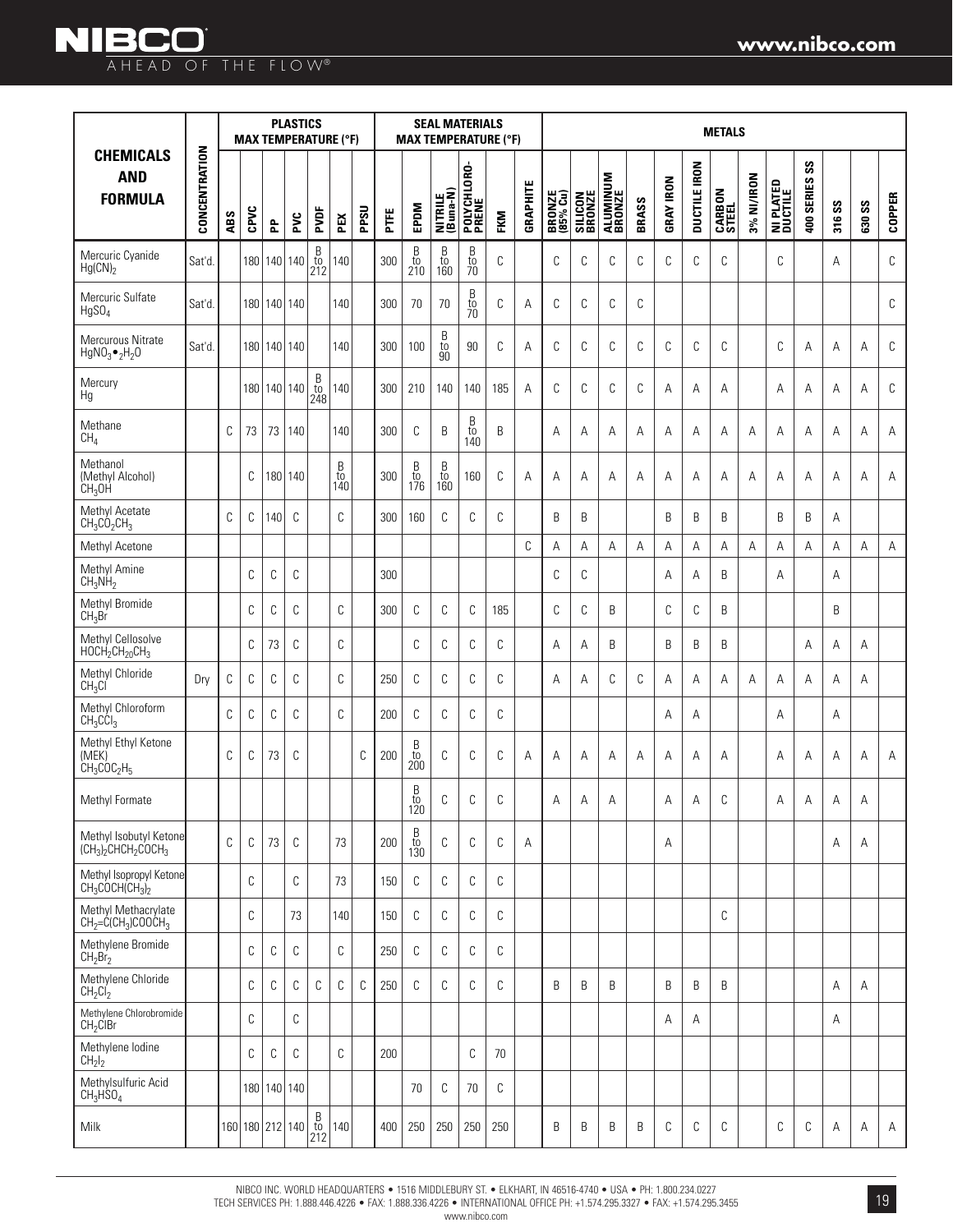| CHEMICALS AND FORMULA | CONCENTRATION | PLASTICS MAX TEMPERATURE (°F) | | | | | | | SEAL MATERIALS MAX TEMPERATURE (°F) | | | | | | METALS | | | | | | | | | | | | | |
|---|---|---|---|---|---|---|---|---|---|---|---|---|---|---|---|---|---|---|---|---|---|---|---|---|---|---|---|---|
| | | ABS | CPVC | PP | PVC | PVDF | PEX | PPSU | PTFE | EPDM | NITRILE (Buna-N) | POLYCHLORO-PRENE | FKM | GRAPHITE | BRONZE (85% Cu) | SILICON BRONZE | ALUMINUM BRONZE | BRASS | GRAY IRON | DUCTILE IRON | CARBON STEEL | 3% NI/IRON | NI PLATED DUCTILE | 400 SERIES SS | 316 SS | 630 SS | COPPER |
| Mercuric Cyanide $Hg(CN)_2$ | Sat'd. | | 180 | 140 | 140 | B to 212 | 140 | | 300 | B to 210 | B to 160 | B to 70 | C | | C | C | C | C | C | C | C | | C | | A | | C |
| Mercuric Sulfate $HgSO_4$ | Sat'd. | | 180 | 140 | 140 | | 140 | | 300 | 70 | 70 | B to 70 | C | A | C | C | C | C | | | | | | | | | C |
| Mercurous Nitrate $HgNO_3 \bullet _2H_2O$ | Sat'd. | | 180 | 140 | 140 | | 140 | | 300 | 100 | B to 90 | 90 | C | A | C | C | C | C | C | C | C | | C | A | A | A | C |
| Mercury Hg | | | 180 | 140 | 140 | B to 248 | 140 | | 300 | 210 | 140 | 140 | 185 | A | C | C | C | C | A | A | A | | A | A | A | A | C |
| Methane $CH_4$ | | C | 73 | 73 | 140 | | 140 | | 300 | C | B | B to 140 | B | | A | A | A | A | A | A | A | A | A | A | A | A | A |
| Methanol (Methyl Alcohol) $CH_3OH$ | | | C | 180 | 140 | | B to 140 | | 300 | B to 176 | B to 160 | 160 | C | A | A | A | A | A | A | A | A | A | A | A | A | A | A |
| Methyl Acetate $CH_3CO_2CH_3$ | | C | C | 140 | C | | C | | 300 | 160 | C | C | C | | B | B | | | B | B | B | | B | B | A | | |
| Methyl Acetone | | | | | | | | | | | | | | C | A | A | A | A | A | A | A | A | A | A | A | A | A |
| Methyl Amine $CH_3NH_2$ | | | C | C | C | | | | 300 | | | | | | C | C | | | A | A | B | | A | | A | | |
| Methyl Bromide $CH_3Br$ | | | C | C | C | | C | | 300 | C | C | C | 185 | | C | C | B | | C | C | B | | | | B | | |
| Methyl Cellosolve $HOCH_2CH_{20}CH_3$ | | | C | 73 | C | | C | | | C | C | C | C | | A | A | B | | B | B | B | | | A | A | A | |
| Methyl Chloride $CH_3Cl$ | Dry | C | C | C | C | | C | | 250 | C | C | C | C | | A | A | C | C | A | A | A | A | A | A | A | A | |
| Methyl Chloroform $CH_3CCl_3$ | | C | C | C | C | | C | | 200 | C | C | C | C | | | | | | A | A | | | A | | A | | |
| Methyl Ethyl Ketone (MEK) $CH_3COC_2H_5$ | | C | C | 73 | C | | | C | 200 | B to 200 | C | C | C | A | A | A | A | A | A | A | A | | A | A | A | A | A |
| Methyl Formate | | | | | | | | | | B to 120 | C | C | C | | A | A | A | | A | A | C | | A | A | A | A | |
| Methyl Isobutyl Ketone $(CH_3)_2CHCH_2COCH_3$ | | C | C | 73 | C | | 73 | | 200 | B to 130 | C | C | C | A | | | | | A | | | | | | A | A | |
| Methyl Isopropyl Ketone $CH_3COCH(CH_3)_2$ | | | C | | C | | 73 | | 150 | C | C | C | C | | | | | | | | | | | | | | |
| Methyl Methacrylate $CH_2{=}C(CH_3)COOCH_3$ | | | C | | 73 | | 140 | | 150 | C | C | C | C | | | | | | | | C | | | | | | |
| Methylene Bromide $CH_2Br_2$ | | | C | C | C | | C | | 250 | C | C | C | C | | | | | | | | | | | | | | |
| Methylene Chloride $CH_2Cl_2$ | | | C | C | C | C | C | C | 250 | C | C | C | C | | B | B | B | | B | B | B | | | | A | A | |
| Methylene Chlorobromide $CH_2ClBr$ | | | C | | C | | | | | | | | | | | | | | A | A | | | | | A | | |
| Methylene Iodine $CH_2I_2$ | | | C | C | C | | C | | 200 | | | C | 70 | | | | | | | | | | | | | | |
| Methylsulfuric Acid $CH_3HSO_4$ | | | 180 | 140 | 140 | | | | | 70 | C | 70 | C | | | | | | | | | | | | | | |
| Milk | | 160 | 180 | 212 | 140 | B to 212 | 140 | | 400 | 250 | 250 | 250 | 250 | | B | B | B | B | C | C | C | | C | C | A | A | A |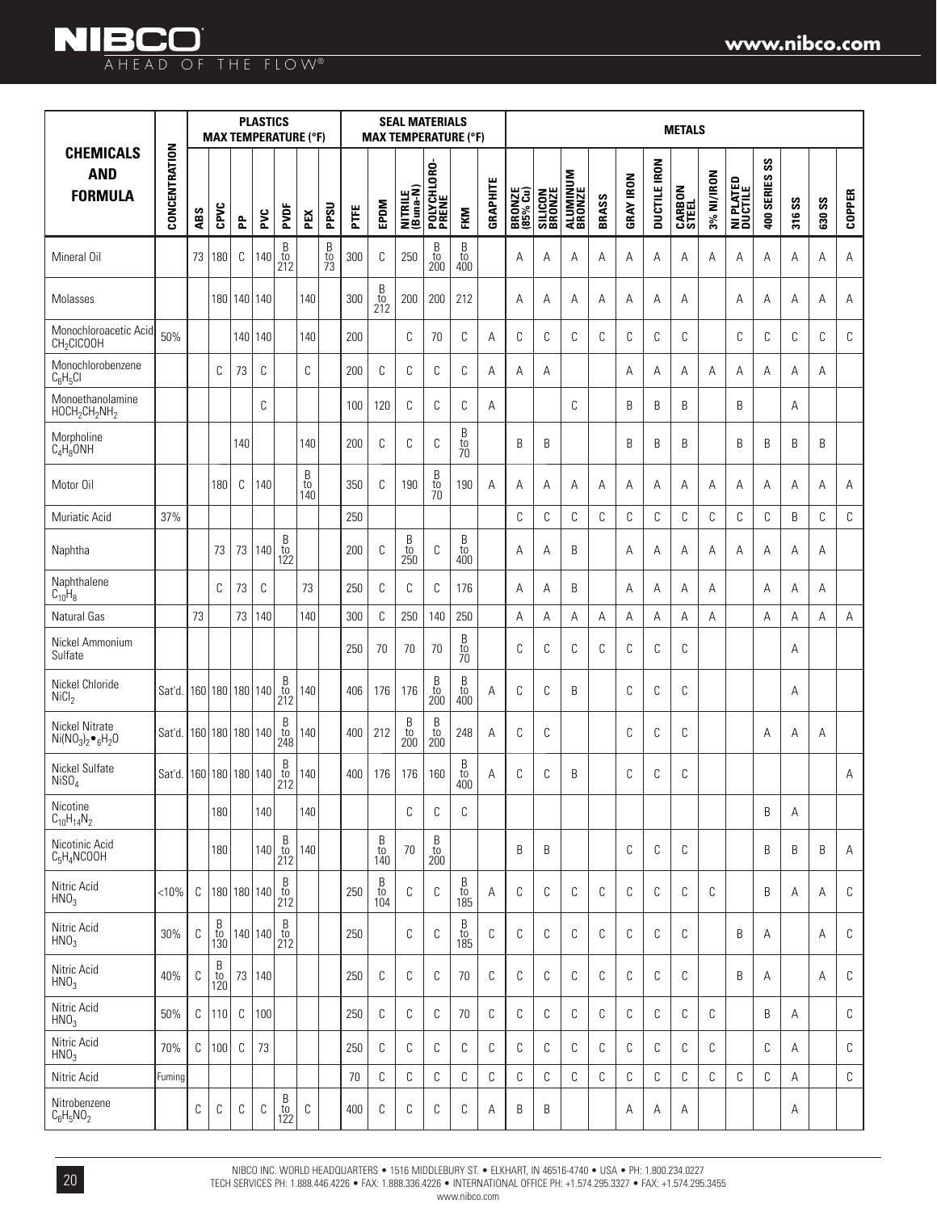| CHEMICALS AND FORMULA | CONCENTRATION | PLASTICS MAX TEMPERATURE (°F) | | | | | | | SEAL MATERIALS MAX TEMPERATURE (°F) | | | | | | METALS | | | | | | | | | | | | |
|---|---|---|---|---|---|---|---|---|---|---|---|---|---|---|---|---|---|---|---|---|---|---|---|---|---|---|---|
| | | ABS | CPVC | PP | PVC | PVDF | PEX | PPSU | PTFE | EPDM | NITRILE (Buna-N) | POLYCHLORO-PRENE | FKM | GRAPHITE | BRONZE (85% Cu) | SILICON BRONZE | ALUMINUM BRONZE | BRASS | GRAY IRON | DUCTILE IRON | CARBON STEEL | 3% NI/IRON | NI PLATED DUCTILE | 400 SERIES SS | 316 SS | 630 SS | COPPER |
| Mineral Oil | | 73 | 180 | C | 140 | B to 212 | | B to 73 | 300 | C | 250 | B to 200 | B to 400 | | A | A | A | A | A | A | A | A | A | A | A | A | A |
| Molasses | | | 180 | 140 | 140 | | 140 | | 300 | B to 212 | 200 | 200 | 212 | | A | A | A | A | A | A | A | | A | A | A | A | A |
| Monochloroacetic Acid $CH_2ClCOOH$ | 50% | | | 140 | 140 | | 140 | | 200 | | C | 70 | C | A | C | C | C | C | C | C | C | | C | C | C | C | C |
| Monochlorobenzene $C_6H_5Cl$ | | | C | 73 | C | | C | | 200 | C | C | C | C | A | A | A | | | A | A | A | A | A | A | A | A | |
| Monoethanolamine $HOCH_2CH_2NH_2$ | | | | | C | | | | 100 | 120 | C | C | C | A | | | C | | B | B | B | | B | | A | | |
| Morpholine $C_4H_8ONH$ | | | | 140 | | | 140 | | 200 | C | C | C | B to 70 | | B | B | | | B | B | B | | B | B | B | B | |
| Motor Oil | | | 180 | C | 140 | | B to 140 | | 350 | C | 190 | B to 70 | 190 | A | A | A | A | A | A | A | A | A | A | A | A | A | A |
| Muriatic Acid | 37% | | | | | | | | 250 | | | | | | C | C | C | C | C | C | C | C | C | C | B | C | C |
| Naphtha | | | 73 | 73 | 140 | B to 122 | | | 200 | C | B to 250 | C | B to 400 | | A | A | B | | A | A | A | A | A | A | A | A | |
| Naphthalene $C_{10}H_8$ | | | C | 73 | C | | 73 | | 250 | C | C | C | 176 | | A | A | B | | A | A | A | A | | A | A | A | |
| Natural Gas | | 73 | | 73 | 140 | | 140 | | 300 | C | 250 | 140 | 250 | | A | A | A | A | A | A | A | A | | A | A | A | A |
| Nickel Ammonium Sulfate | | | | | | | | | 250 | 70 | 70 | 70 | B to 70 | | C | C | C | C | C | C | C | | | | A | | |
| Nickel Chloride $NiCl_2$ | Sat'd. | 160 | 180 | 180 | 140 | B to 212 | 140 | | 406 | 176 | 176 | B to 200 | B to 400 | A | C | C | B | | C | C | C | | | | A | | |
| Nickel Nitrate $Ni(NO_3)_2 \bullet {}_6H_2O$ | Sat'd. | 160 | 180 | 180 | 140 | B to 248 | 140 | | 400 | 212 | B to 200 | B to 200 | 248 | A | C | C | | | C | C | C | | | A | A | A | |
| Nickel Sulfate $NiSO_4$ | Sat'd. | 160 | 180 | 180 | 140 | B to 212 | 140 | | 400 | 176 | 176 | 160 | B to 400 | A | C | C | B | | C | C | C | | | | | | A |
| Nicotine $C_{10}H_{14}N_2$ | | | 180 | | 140 | | 140 | | | | C | C | C | | | | | | | | | | | B | A | | |
| Nicotinic Acid $C_5H_4NCOOH$ | | | 180 | | 140 | B to 212 | 140 | | | B to 140 | 70 | B to 200 | | | B | B | | | C | C | C | | | B | B | B | A |
| Nitric Acid $HNO_3$ | <10% | C | 180 | 180 | 140 | B to 212 | | | 250 | B to 104 | C | C | B to 185 | A | C | C | C | C | C | C | C | C | | B | A | A | C |
| Nitric Acid $HNO_3$ | 30% | C | B to 130 | 140 | 140 | B to 212 | | | 250 | | C | C | B to 185 | C | C | C | C | C | C | C | C | | B | A | | A | C |
| Nitric Acid $HNO_3$ | 40% | C | B to 120 | 73 | 140 | | | | 250 | C | C | C | 70 | C | C | C | C | C | C | C | C | | B | A | | A | C |
| Nitric Acid $HNO_3$ | 50% | C | 110 | C | 100 | | | | 250 | C | C | C | 70 | C | C | C | C | C | C | C | C | C | | B | A | | C |
| Nitric Acid $HNO_3$ | 70% | C | 100 | C | 73 | | | | 250 | C | C | C | C | C | C | C | C | C | C | C | C | C | | C | A | | C |
| Nitric Acid | Fuming | | | | | | | | 70 | C | C | C | C | C | C | C | C | C | C | C | C | C | C | C | A | | C |
| Nitrobenzene $C_6H_5NO_2$ | | C | C | C | C | B to 122 | C | | 400 | C | C | C | C | A | B | B | | | A | A | A | | | | A | | |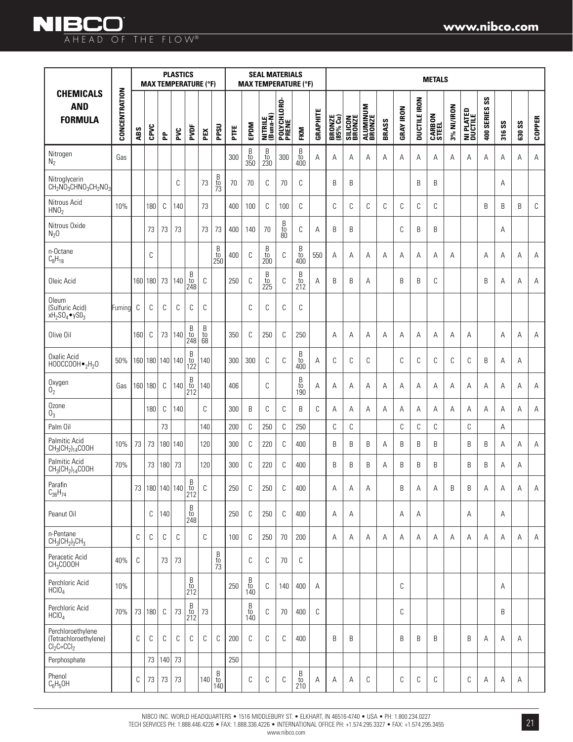| CHEMICALS AND FORMULA | CONCENTRATION | PLASTICS MAX TEMPERATURE (°F) | | | | | | | SEAL MATERIALS MAX TEMPERATURE (°F) | | | | | | METALS | | | | | | | | | | | | |
|---|---|---|---|---|---|---|---|---|---|---|---|---|---|---|---|---|---|---|---|---|---|---|---|---|---|---|---|
| | | ABS | CPVC | PP | PVC | PVDF | PEX | PPSU | PTFE | EPDM | NITRILE (Buna-N) | POLYCHLORO-PRENE | FKM | GRAPHITE | BRONZE (85% Cu) | SILICON BRONZE | ALUMINUM BRONZE | BRASS | GRAY IRON | DUCTILE IRON | CARBON STEEL | 3% NI/IRON | NI PLATED DUCTILE | 400 SERIES SS | 316 SS | 630 SS | COPPER |
| Nitrogen $N_2$ | Gas | | | | | | | | 300 | B to 350 | B to 230 | 300 | B to 400 | A | A | A | A | A | A | A | A | A | A | A | A | A | A |
| Nitroglycerin $CH_2NO_3CHNO_3CH_2NO_3$ | | | | | C | | 73 | B to 73 | 70 | 70 | C | 70 | C | | B | B | | | | B | B | | | | A | | |
| Nitrous Acid $HNO_2$ | 10% | | 180 | C | 140 | | 73 | | 400 | 100 | C | 100 | C | | C | C | C | C | C | C | C | | | B | B | B | C |
| Nitrous Oxide $N_2O$ | | | 73 | 73 | 73 | | 73 | 73 | 400 | 140 | 70 | B to 80 | C | A | B | B | | | C | B | B | | | | A | | |
| n-Octane $C_8H_{18}$ | | | C | | | | | B to 250 | 400 | C | B to 200 | C | B to 400 | 550 | A | A | A | A | A | A | A | A | | A | A | A | A |
| Oleic Acid | | 160 | 180 | 73 | 140 | B to 248 | C | | 250 | C | B to 225 | C | B to 212 | A | B | B | A | | B | B | C | | | B | A | A | A |
| Oleum (Sulfuric Acid) $xH_2SO_4 \bullet ySO_3$ | Fuming | C | C | C | C | C | C | | | C | C | C | C | | | | | | | | | | | | | | |
| Olive Oil | | 160 | C | 73 | 140 | B to 248 | B to 68 | | 350 | C | 250 | C | 250 | | A | A | A | A | A | A | A | A | A | | A | A | A |
| Oxalic Acid $HOOCCOOH \bullet _2H_2O$ | 50% | 160 | 180 | 140 | 140 | B to 122 | 140 | | 300 | 300 | C | C | B to 400 | A | C | C | C | | C | C | C | C | C | B | A | A | |
| Oxygen $O_2$ | Gas | 160 | 180 | C | 140 | B to 212 | 140 | | 406 | | C | | B to 190 | A | A | A | A | A | A | A | A | A | A | A | A | A | A |
| Ozone $O_3$ | | | 180 | C | 140 | | C | | 300 | B | C | C | B | C | A | A | A | A | A | A | A | A | A | A | A | A | A |
| Palm Oil | | | | 73 | | | 140 | | 200 | C | 250 | C | 250 | | C | C | | | C | C | C | | C | | A | | |
| Palmitic Acid $CH_3(CH_2)_{14}COOH$ | 10% | 73 | 73 | 180 | 140 | | 120 | | 300 | C | 220 | C | 400 | | B | B | B | A | B | B | B | | B | B | A | A | A |
| Palmitic Acid $CH_3(CH_2)_{14}COOH$ | 70% | | 73 | 180 | 73 | | 120 | | 300 | C | 220 | C | 400 | | B | B | B | A | B | B | B | | B | B | A | A | |
| Parafin $C_{36}H_{74}$ | | 73 | 180 | 140 | 140 | B to 212 | C | | 250 | C | 250 | C | 400 | | A | A | A | | B | A | A | B | B | A | A | A | A |
| Peanut Oil | | | C | 140 | | B to 248 | | | 250 | C | 250 | C | 400 | | A | A | | | A | A | | | A | | A | | |
| n-Pentane $CH_3(CH_2)_3CH_3$ | | | C | C | C | | C | | 100 | C | 250 | 70 | 200 | | A | A | A | A | A | A | A | A | A | A | A | A | A |
| Peracetic Acid $CH_3COOOH$ | 40% | C | | 73 | 73 | | | B to 73 | | C | C | 70 | C | | | | | | | | | | | | | | |
| Perchloric Acid $HClO_4$ | 10% | | | | | B to 212 | | | 250 | B to 140 | C | 140 | 400 | A | | | | | C | | | | | | A | | |
| Perchloric Acid $HClO_4$ | 70% | 73 | 180 | C | 73 | B to 212 | 73 | | | B to 140 | C | 70 | 400 | C | | | | | C | | | | | | B | | |
| Perchloroethylene (Tetrachloroethylene) $Cl_2C{=}CCl_2$ | | C | C | C | C | C | C | C | 200 | C | C | C | 400 | | B | B | | | B | B | B | | B | A | A | A | |
| Perphosphate | | | 73 | 140 | 73 | | | | 250 | | | | | | | | | | | | | | | | | | |
| Phenol $C_6H_5OH$ | | C | 73 | 73 | 73 | | 140 | B to 140 | | C | C | C | B to 210 | A | A | A | C | | C | C | C | | C | A | A | A | |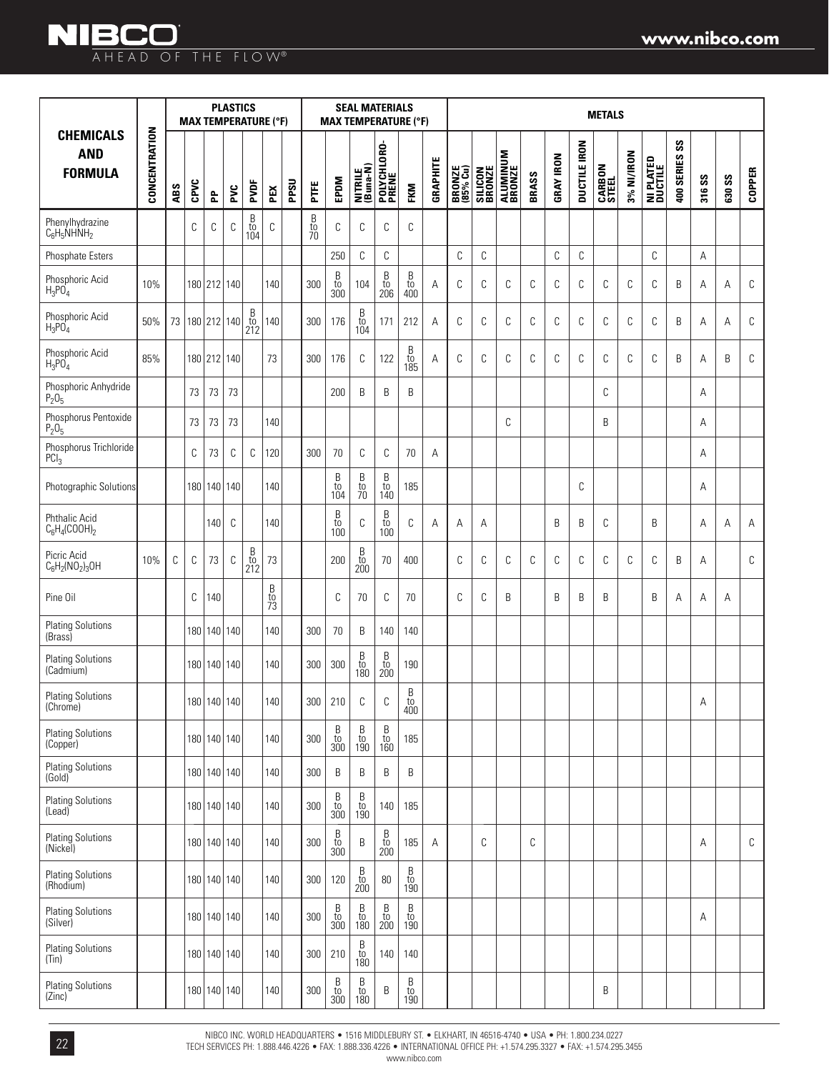| CHEMICALS AND FORMULA | CONCENTRATION | PLASTICS MAX TEMPERATURE (°F) | | | | | | | SEAL MATERIALS MAX TEMPERATURE (°F) | | | | | | METALS | | | | | | | | | | | | |
|---|---|---|---|---|---|---|---|---|---|---|---|---|---|---|---|---|---|---|---|---|---|---|---|---|---|---|---|
| | | ABS | CPVC | PP | PVC | PVDF | PEX | PPSU | PTFE | EPDM | NITRILE (Buna-N) | POLYCHLORO-PRENE | FKM | GRAPHITE | BRONZE (85% Cu) | SILICON BRONZE | ALUMINUM BRONZE | BRASS | GRAY IRON | DUCTILE IRON | CARBON STEEL | 3% NI/IRON | NI PLATED DUCTILE | 400 SERIES SS | 316 SS | 630 SS | COPPER |
| Phenylhydrazine $C_6H_5NHNH_2$ | | | C | C | C | B to 104 | C | | B to 70 | C | C | C | C | | | | | | | | | | | | | | |
| Phosphate Esters | | | | | | | | | | 250 | C | C | | | C | C | | | C | C | | | C | | A | | |
| Phosphoric Acid $H_3PO_4$ | 10% | | 180 | 212 | 140 | | 140 | | 300 | B to 300 | 104 | B to 206 | B to 400 | A | C | C | C | C | C | C | C | C | C | B | A | A | C |
| Phosphoric Acid $H_3PO_4$ | 50% | 73 | 180 | 212 | 140 | B to 212 | 140 | | 300 | 176 | B to 104 | 171 | 212 | A | C | C | C | C | C | C | C | C | C | B | A | A | C |
| Phosphoric Acid $H_3PO_4$ | 85% | | 180 | 212 | 140 | | 73 | | 300 | 176 | C | 122 | B to 185 | A | C | C | C | C | C | C | C | C | C | B | A | B | C |
| Phosphoric Anhydride $P_2O_5$ | | | 73 | 73 | 73 | | | | | 200 | B | B | B | | | | | | | | C | | | | A | | |
| Phosphorus Pentoxide $P_2O_5$ | | | 73 | 73 | 73 | | 140 | | | | | | | | | | C | | | | B | | | | A | | |
| Phosphorus Trichloride $PCl_3$ | | | C | 73 | C | C | 120 | | 300 | 70 | C | C | 70 | A | | | | | | | | | | | A | | |
| Photographic Solutions | | | 180 | 140 | 140 | | 140 | | | B to 104 | B to 70 | B to 140 | 185 | | | | | | | C | | | | | A | | |
| Phthalic Acid $C_6H_4(COOH)_2$ | | | | 140 | C | | 140 | | | B to 100 | C | B to 100 | C | A | A | A | | | B | B | C | | B | | A | A | A |
| Picric Acid $C_6H_2(NO_2)_3OH$ | 10% | C | C | 73 | C | B to 212 | 73 | | | 200 | B to 200 | 70 | 400 | | C | C | C | C | C | C | C | C | C | B | A | | C |
| Pine Oil | | | C | 140 | | | B to 73 | | | C | 70 | C | 70 | | C | C | B | | B | B | B | | B | A | A | A | |
| Plating Solutions (Brass) | | | 180 | 140 | 140 | | 140 | | 300 | 70 | B | 140 | 140 | | | | | | | | | | | | | | |
| Plating Solutions (Cadmium) | | | 180 | 140 | 140 | | 140 | | 300 | 300 | B to 180 | B to 200 | 190 | | | | | | | | | | | | | | |
| Plating Solutions (Chrome) | | | 180 | 140 | 140 | | 140 | | 300 | 210 | C | C | B to 400 | | | | | | | | | | | | A | | |
| Plating Solutions (Copper) | | | 180 | 140 | 140 | | 140 | | 300 | B to 300 | B to 190 | B to 160 | 185 | | | | | | | | | | | | | | |
| Plating Solutions (Gold) | | | 180 | 140 | 140 | | 140 | | 300 | B | B | B | B | | | | | | | | | | | | | | |
| Plating Solutions (Lead) | | | 180 | 140 | 140 | | 140 | | 300 | B to 300 | B to 190 | 140 | 185 | | | | | | | | | | | | | | |
| Plating Solutions (Nickel) | | | 180 | 140 | 140 | | 140 | | 300 | B to 300 | B | B to 200 | 185 | A | | C | | C | | | | | | | A | | C |
| Plating Solutions (Rhodium) | | | 180 | 140 | 140 | | 140 | | 300 | 120 | B to 200 | 80 | B to 190 | | | | | | | | | | | | | | |
| Plating Solutions (Silver) | | | 180 | 140 | 140 | | 140 | | 300 | B to 300 | B to 180 | B to 200 | B to 190 | | | | | | | | | | | | A | | |
| Plating Solutions (Tin) | | | 180 | 140 | 140 | | 140 | | 300 | 210 | B to 180 | 140 | 140 | | | | | | | | | | | | | | |
| Plating Solutions (Zinc) | | | 180 | 140 | 140 | | 140 | | 300 | B to 300 | B to 180 | B | B to 190 | | | | | | | | B | | | | | | |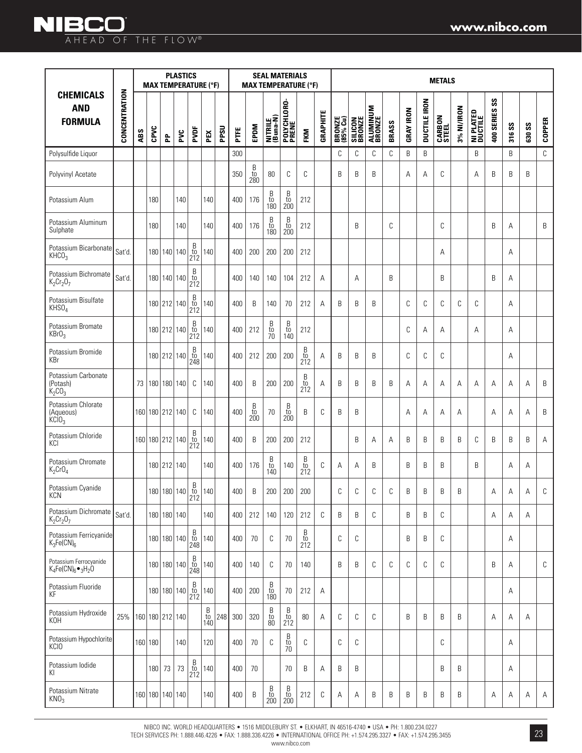| CHEMICALS AND FORMULA | CONCENTRATION | PLASTICS MAX TEMPERATURE (°F) | | | | | | | SEAL MATERIALS MAX TEMPERATURE (°F) | | | | | | METALS | | | | | | | | | | | | |
|---|---|---|---|---|---|---|---|---|---|---|---|---|---|---|---|---|---|---|---|---|---|---|---|---|---|---|---|
| | | ABS | CPVC | PP | PVC | PVDF | PEX | PPSU | PTFE | EPDM | NITRILE (Buna-N) | POLYCHLORO-PRENE | FKM | GRAPHITE | BRONZE (85% Cu) | SILICON BRONZE | ALUMINUM BRONZE | BRASS | GRAY IRON | DUCTILE IRON | CARBON STEEL | 3% NI/IRON | NI PLATED DUCTILE | 400 SERIES SS | 316 SS | 630 SS | COPPER |
| Polysulfide Liquor | | | | | | | | | 300 | | | | | | C | C | C | C | B | B | | | B | | B | | C |
| Polyvinyl Acetate | | | | | | | | | 350 | B to 280 | 80 | C | C | | B | B | B | | A | A | C | | A | B | B | B | |
| Potassium Alum | | | 180 | | 140 | | 140 | | 400 | 176 | B to 180 | B to 200 | 212 | | | | | | | | | | | | | | |
| Potassium Aluminum Sulphate | | | 180 | | 140 | | 140 | | 400 | 176 | B to 180 | B to 200 | 212 | | | B | | C | | | C | | | B | A | | B |
| Potassium Bicarbonate $KHCO_3$ | Sat'd. | | 180 | 140 | 140 | B to 212 | 140 | | 400 | 200 | 200 | 200 | 212 | | | | | | | | A | | | | A | | |
| Potassium Bichromate $K_2Cr_2O_7$ | Sat'd. | | 180 | 140 | 140 | B to 212 | | | 400 | 140 | 140 | 104 | 212 | A | | A | | B | | | B | | | B | A | | |
| Potassium Bisulfate $KHSO_4$ | | | 180 | 212 | 140 | B to 212 | 140 | | 400 | B | 140 | 70 | 212 | A | B | B | B | | C | C | C | C | C | | A | | |
| Potassium Bromate $KBrO_3$ | | | 180 | 212 | 140 | B to 212 | 140 | | 400 | 212 | B to 70 | B to 140 | 212 | | | | | | C | A | A | | A | | A | | |
| Potassium Bromide KBr | | | 180 | 212 | 140 | B to 248 | 140 | | 400 | 212 | 200 | 200 | B to 212 | A | B | B | B | | C | C | C | | | | A | | |
| Potassium Carbonate (Potash) $K_2CO_3$ | | 73 | 180 | 180 | 140 | C | 140 | | 400 | B | 200 | 200 | B to 212 | A | B | B | B | B | A | A | A | A | A | A | A | A | B |
| Potassium Chlorate (Aqueous) $KClO_3$ | | 160 | 180 | 212 | 140 | C | 140 | | 400 | B to 200 | 70 | B to 200 | B | C | B | B | | | A | A | A | A | | A | A | A | B |
| Potassium Chloride KCl | | 160 | 180 | 212 | 140 | B to 212 | 140 | | 400 | B | 200 | 200 | 212 | | | B | A | A | B | B | B | B | C | B | B | B | A |
| Potassium Chromate $K_2CrO_4$ | | | 180 | 212 | 140 | | 140 | | 400 | 176 | B to 140 | 140 | B to 212 | C | A | A | B | | B | B | B | | B | | A | A | |
| Potassium Cyanide KCN | | | 180 | 180 | 140 | B to 212 | 140 | | 400 | B | 200 | 200 | 200 | | C | C | C | C | B | B | B | B | | A | A | A | C |
| Potassium Dichromate $K_2Cr_2O_7$ | Sat'd. | | 180 | 180 | 140 | | 140 | | 400 | 212 | 140 | 120 | 212 | C | B | B | C | | B | B | C | | | A | A | A | |
| Potassium Ferricyanide $K_3Fe(CN)_6$ | | | 180 | 180 | 140 | B to 248 | 140 | | 400 | 70 | C | 70 | B to 212 | | C | C | | | B | B | C | | | | A | | |
| Potassium Ferrocyanide $K_4Fe(CN)_6 \bullet 3H_2O$ | | | 180 | 180 | 140 | B to 248 | 140 | | 400 | 140 | C | 70 | 140 | | B | B | C | C | C | C | C | | | B | A | | C |
| Potassium Fluoride KF | | | 180 | 180 | 140 | B to 212 | 140 | | 400 | 200 | B to 180 | 70 | 212 | A | | | | | | | | | | | A | | |
| Potassium Hydroxide KOH | 25% | 160 | 180 | 212 | 140 | | B to 140 | 248 | 300 | 320 | B to 80 | B to 212 | 80 | A | C | C | C | | B | B | B | B | | A | A | A | |
| Potassium Hypochlorite KClO | | 160 | 180 | | 140 | | 120 | | 400 | 70 | C | B to 70 | C | | C | C | | | | | C | | | | A | | |
| Potassium Iodide KI | | | 180 | 73 | 73 | B to 212 | 140 | | 400 | 70 | | 70 | B | A | B | B | | | | | B | B | | | A | | |
| Potassium Nitrate $KNO_3$ | | 160 | 180 | 140 | 140 | | 140 | | 400 | B | B to 200 | B to 200 | 212 | C | A | A | B | B | B | B | B | B | | A | A | A | A |

NIBCO INC. WORLD HEADQUARTERS • 1516 MIDDLEBURY ST. • ELKHART, IN 46516-4740 • USA • PH: 1.800.234.0227
TECH SERVICES PH: 1.888.446.4226 • FAX: 1.888.336.4226 • INTERNATIONAL OFFICE PH: +1.574.295.3327 • FAX: +1.574.295.3455
www.nibco.com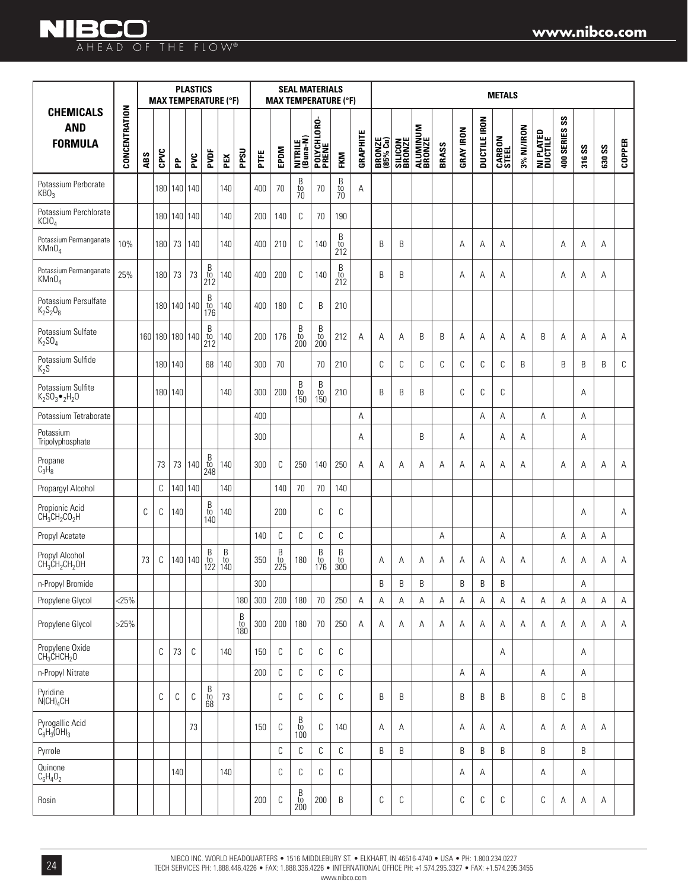| CHEMICALS AND FORMULA | CONCENTRATION | PLASTICS MAX TEMPERATURE (°F) | | | | | | | SEAL MATERIALS MAX TEMPERATURE (°F) | | | | | | METALS | | | | | | | | | | | | |
|---|---|---|---|---|---|---|---|---|---|---|---|---|---|---|---|---|---|---|---|---|---|---|---|---|---|---|---|
| | | ABS | CPVC | PP | PVC | PVDF | PEX | PPSU | PTFE | EPDM | NITRILE (Buna-N) | POLYCHLORO-PRENE | FKM | GRAPHITE | BRONZE (85% Cu) | SILICON BRONZE | ALUMINUM BRONZE | BRASS | GRAY IRON | DUCTILE IRON | CARBON STEEL | 3% NI/IRON | NI PLATED DUCTILE | 400 SERIES SS | 316 SS | 630 SS | COPPER |
| Potassium Perborate $KBO_3$ | | | 180 | 140 | 140 | | 140 | | 400 | 70 | B to 70 | 70 | B to 70 | A | | | | | | | | | | | | | |
| Potassium Perchlorate $KClO_4$ | | | 180 | 140 | 140 | | 140 | | 200 | 140 | C | 70 | 190 | | | | | | | | | | | | | | |
| Potassium Permanganate $KMnO_4$ | 10% | | 180 | 73 | 140 | | 140 | | 400 | 210 | C | 140 | B to 212 | | B | B | | | A | A | A | | | A | A | A | |
| Potassium Permanganate $KMnO_4$ | 25% | | 180 | 73 | 73 | B to 212 | 140 | | 400 | 200 | C | 140 | B to 212 | | B | B | | | A | A | A | | | A | A | A | |
| Potassium Persulfate $K_2S_2O_8$ | | | 180 | 140 | 140 | B to 176 | 140 | | 400 | 180 | C | B | 210 | | | | | | | | | | | | | | |
| Potassium Sulfate $K_2SO_4$ | | 160 | 180 | 180 | 140 | B to 212 | 140 | | 200 | 176 | B to 200 | B to 200 | 212 | A | A | A | B | B | A | A | A | A | B | A | A | A | A |
| Potassium Sulfide $K_2S$ | | | 180 | 140 | | 68 | 140 | | 300 | 70 | | 70 | 210 | | C | C | C | C | C | C | C | B | | B | B | B | C |
| Potassium Sulfite $K_2SO_3 \bullet _2H_2O$ | | | 180 | 140 | | | 140 | | 300 | 200 | B to 150 | B to 150 | 210 | | B | B | B | | C | C | C | | | | A | | |
| Potassium Tetraborate | | | | | | | | | 400 | | | | | A | | | | | | A | A | | A | | A | | |
| Potassium Tripolyphosphate | | | | | | | | | 300 | | | | | A | | | B | | A | | A | A | | | A | | |
| Propane $C_3H_8$ | | | 73 | 73 | 140 | B to 248 | 140 | | 300 | C | 250 | 140 | 250 | A | A | A | A | A | A | A | A | A | | A | A | A | A |
| Propargyl Alcohol | | | C | 140 | 140 | | 140 | | | 140 | 70 | 70 | 140 | | | | | | | | | | | | | | |
| Propionic Acid $CH_3CH_2CO_2H$ | | C | C | 140 | | B to 140 | 140 | | | 200 | | C | C | | | | | | | | | | | | A | | A |
| Propyl Acetate | | | | | | | | | 140 | C | C | C | C | | | | | A | | | A | | | A | A | A | |
| Propyl Alcohol $CH_3CH_2CH_2OH$ | | 73 | C | 140 | 140 | B to 122 | B to 140 | | 350 | B to 225 | 180 | B to 176 | B to 300 | | A | A | A | A | A | A | A | A | | A | A | A | A |
| n-Propyl Bromide | | | | | | | | | 300 | | | | | | B | B | B | | B | B | B | | | | A | | |
| Propylene Glycol | <25% | | | | | | | 180 | 300 | 200 | 180 | 70 | 250 | A | A | A | A | A | A | A | A | A | A | A | A | A | A |
| Propylene Glycol | >25% | | | | | | | B to 180 | 300 | 200 | 180 | 70 | 250 | A | A | A | A | A | A | A | A | A | A | A | A | A | A |
| Propylene Oxide $CH_3CHCH_2O$ | | | C | 73 | C | | 140 | | 150 | C | C | C | C | | | | | | | | A | | | | A | | |
| n-Propyl Nitrate | | | | | | | | | 200 | C | C | C | C | | | | | | A | A | | | A | | A | | |
| Pyridine $N(CH)_4CH$ | | | C | C | C | B to 68 | 73 | | | C | C | C | C | | B | B | | | B | B | B | | B | C | B | | |
| Pyrogallic Acid $C_6H_3(OH)_3$ | | | | | 73 | | | | 150 | C | B to 100 | C | 140 | | A | A | | | A | A | A | | A | A | A | A | |
| Pyrrole | | | | | | | | | | C | C | C | C | | B | B | | | B | B | B | | B | | B | | |
| Quinone $C_6H_4O_2$ | | | | 140 | | | 140 | | | C | C | C | C | | | | | | A | A | | | A | | A | | |
| Rosin | | | | | | | | | 200 | C | B to 200 | 200 | B | | C | C | | | C | C | C | | C | A | A | A | |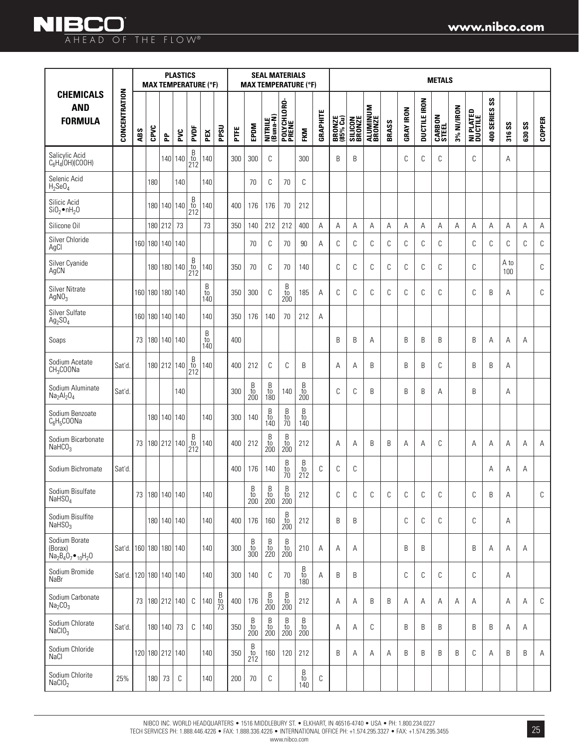| CHEMICALS AND FORMULA | CONCENTRATION | PLASTICS MAX TEMPERATURE (°F) | | | | | | | SEAL MATERIALS MAX TEMPERATURE (°F) | | | | | | METALS | | | | | | | | | | | | |
|---|---|---|---|---|---|---|---|---|---|---|---|---|---|---|---|---|---|---|---|---|---|---|---|---|---|---|---|
| | | ABS | CPVC | PP | PVC | PVDF | PEX | PPSU | PTFE | EPDM | NITRILE (Buna-N) | POLYCHLORO-PRENE | FKM | GRAPHITE | BRONZE (85% Cu) | SILICON BRONZE | ALUMINUM BRONZE | BRASS | GRAY IRON | DUCTILE IRON | CARBON STEEL | 3% NI/IRON | NI PLATED DUCTILE | 400 SERIES SS | 316 SS | 630 SS | COPPER |
| Salicylic Acid $C_6H_4(OH)(COOH)$ | | | | 140 | 140 | B to 212 | 140 | | 300 | 300 | C | | 300 | | B | B | | | C | C | C | | C | | A | | |
| Selenic Acid $H_2SeO_4$ | | | 180 | | 140 | | 140 | | | 70 | C | 70 | C | | | | | | | | | | | | | | |
| Silicic Acid $SiO_2 \bullet nH_2O$ | | | 180 | 140 | 140 | B to 212 | 140 | | 400 | 176 | 176 | 70 | 212 | | | | | | | | | | | | | | |
| Silicone Oil | | | 180 | 212 | 73 | | 73 | | 350 | 140 | 212 | 212 | 400 | A | A | A | A | A | A | A | A | A | A | A | A | A | A |
| Silver Chloride $AgCl$ | | 160 | 180 | 140 | 140 | | | | | 70 | C | 70 | 90 | A | C | C | C | C | C | C | C | | C | C | C | C | C |
| Silver Cyanide $AgCN$ | | | 180 | 180 | 140 | B to 212 | 140 | | 350 | 70 | C | 70 | 140 | | C | C | C | C | C | C | C | | C | | A to 100 | | C |
| Silver Nitrate $AgNO_3$ | | 160 | 180 | 180 | 140 | | B to 140 | | 350 | 300 | C | B to 200 | 185 | A | C | C | C | C | C | C | C | | C | B | A | | C |
| Silver Sulfate $Ag_2SO_4$ | | 160 | 180 | 140 | 140 | | 140 | | 350 | 176 | 140 | 70 | 212 | A | | | | | | | | | | | | | |
| Soaps | | 73 | 180 | 140 | 140 | | B to 140 | | 400 | | | | | | B | B | A | | B | B | B | | B | A | A | A | |
| Sodium Acetate $CH_3COONa$ | Sat'd. | | 180 | 212 | 140 | B to 212 | 140 | | 400 | 212 | C | C | B | | A | A | B | | B | B | C | | B | B | A | | |
| Sodium Aluminate $Na_2Al_2O_4$ | Sat'd. | | | | 140 | | | | 300 | B to 200 | B to 180 | 140 | B to 200 | | C | C | B | | B | B | A | | B | | A | | |
| Sodium Benzoate $C_6H_5COONa$ | | | 180 | 140 | 140 | | 140 | | 300 | 140 | B to 140 | B to 70 | B to 140 | | | | | | | | | | | | | | |
| Sodium Bicarbonate $NaHCO_3$ | | 73 | 180 | 212 | 140 | B to 212 | 140 | | 400 | 212 | B to 200 | B to 200 | 212 | | A | A | B | B | A | A | C | | A | A | A | A | A |
| Sodium Bichromate | Sat'd. | | | | | | | | 400 | 176 | 140 | B to 70 | B to 212 | C | C | C | | | | | | | | A | A | A | |
| Sodium Bisulfate $NaHSO_4$ | | 73 | 180 | 140 | 140 | | 140 | | | B to 200 | B to 200 | B to 200 | 212 | | C | C | C | C | C | C | C | | C | B | A | | C |
| Sodium Bisulfite $NaHSO_3$ | | | 180 | 140 | 140 | | 140 | | 400 | 176 | 160 | B to 200 | 212 | | B | B | | | C | C | C | | C | | A | | |
| Sodium Borate (Borax) $Na_2B_4O_7 \bullet {}_{10}H_2O$ | Sat'd. | 160 | 180 | 180 | 140 | | 140 | | 300 | B to 300 | B to 220 | B to 200 | 210 | A | A | A | | | B | B | | | B | A | A | A | |
| Sodium Bromide $NaBr$ | Sat'd. | 120 | 180 | 140 | 140 | | 140 | | 300 | 140 | C | 70 | B to 180 | A | B | B | | | C | C | C | | C | | A | | |
| Sodium Carbonate $Na_2CO_3$ | | 73 | 180 | 212 | 140 | C | 140 | B to 73 | 400 | 176 | B to 200 | B to 200 | 212 | | A | A | B | B | A | A | A | A | A | | A | A | C |
| Sodium Chlorate $NaClO_3$ | Sat'd. | | 180 | 140 | 73 | C | 140 | | 350 | B to 200 | B to 200 | B to 200 | B to 200 | | A | A | C | | B | B | B | | B | B | A | A | |
| Sodium Chloride $NaCl$ | | 120 | 180 | 212 | 140 | | 140 | | 350 | B to 212 | 160 | 120 | 212 | | B | A | A | A | B | B | B | B | C | A | B | B | A |
| Sodium Chlorite $NaClO_2$ | 25% | | 180 | 73 | C | | 140 | | 200 | 70 | C | | B to 140 | C | | | | | | | | | | | | | |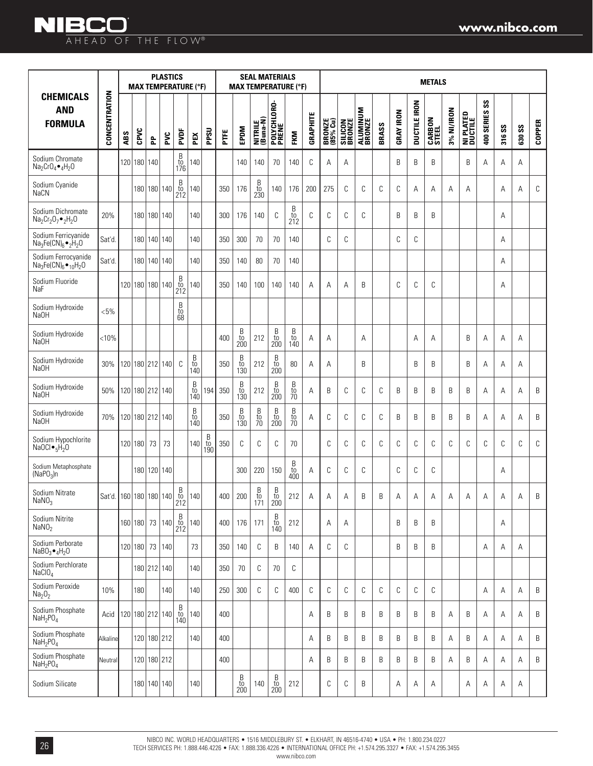| CHEMICALS AND FORMULA | CONCENTRATION | PLASTICS MAX TEMPERATURE (°F) | | | | | | | SEAL MATERIALS MAX TEMPERATURE (°F) | | | | | | | METALS | | | | | | | | | | | | |
|---|---|---|---|---|---|---|---|---|---|---|---|---|---|---|---|---|---|---|---|---|---|---|---|---|---|---|---|
| | | ABS | CPVC | PP | PVC | PVDF | PEX | PPSU | PTFE | EPDM | NITRILE (Buna-N) | POLYCHLOROPRENE | FKM | GRAPHITE | BRONZE (85% Cu) | SILICON BRONZE | ALUMINUM BRONZE | BRASS | GRAY IRON | DUCTILE IRON | CARBON STEEL | 3% NI/IRON | NI PLATED DUCTILE | 400 SERIES SS | 316 SS | 630 SS | COPPER |
| Sodium Chromate $Na_2CrO_4 \bullet {}_4H_2O$ | | 120 | 180 | 140 | | B to 176 | 140 | | | 140 | 140 | 70 | 140 | C | A | A | | | B | B | B | | B | A | A | A | |
| Sodium Cyanide $NaCN$ | | | 180 | 180 | 140 | B to 212 | 140 | | 350 | 176 | B to 230 | 140 | 176 | 200 | 275 | C | C | C | C | A | A | A | A | | A | A | C |
| Sodium Dichromate $Na_2Cr_2O_7 \bullet {}_2H_2O$ | 20% | | 180 | 180 | 140 | | 140 | | 300 | 176 | 140 | C | B to 212 | C | C | C | C | | B | B | B | | | | A | | |
| Sodium Ferricyanide $Na_3Fe(CN)_6 \bullet {}_2H_2O$ | Sat'd. | | 180 | 140 | 140 | | 140 | | 350 | 300 | 70 | 70 | 140 | | C | C | | | C | C | | | | | A | | |
| Sodium Ferrocyanide $Na_3Fe(CN)_6 \bullet {}_{10}H_2O$ | Sat'd. | | 180 | 140 | 140 | | 140 | | 350 | 140 | 80 | 70 | 140 | | | | | | | | | | | | A | | |
| Sodium Fluoride $NaF$ | | 120 | 180 | 180 | 140 | B to 212 | 140 | | 350 | 140 | 100 | 140 | 140 | A | A | A | B | | C | C | C | | | | A | | |
| Sodium Hydroxide $NaOH$ | <5% | | | | | B to 68 | | | | | | | | | | | | | | | | | | | | | |
| Sodium Hydroxide $NaOH$ | <10% | | | | | | | | 400 | B to 200 | 212 | B to 200 | B to 140 | A | A | | A | | | A | A | | B | A | A | A | |
| Sodium Hydroxide $NaOH$ | 30% | 120 | 180 | 212 | 140 | C | B to 140 | | 350 | B to 130 | 212 | B to 200 | 80 | A | A | | B | | | B | B | | B | A | A | A | |
| Sodium Hydroxide $NaOH$ | 50% | 120 | 180 | 212 | 140 | | B to 140 | 194 | 350 | B to 130 | 212 | B to 200 | B to 70 | A | B | C | C | C | B | B | B | B | B | A | A | A | B |
| Sodium Hydroxide $NaOH$ | 70% | 120 | 180 | 212 | 140 | | B to 140 | | 350 | B to 130 | B to 70 | B to 200 | B to 70 | A | C | C | C | C | B | B | B | B | B | A | A | A | B |
| Sodium Hypochlorite $NaOCl \bullet {}_5H_2O$ | | 120 | 180 | 73 | 73 | | 140 | B to 190 | 350 | C | C | C | 70 | | C | C | C | C | C | C | C | C | C | C | C | C | C |
| Sodium Metaphosphate $(NaPO_3)n$ | | | 180 | 120 | 140 | | | | | 300 | 220 | 150 | B to 400 | A | C | C | C | | C | C | C | | | | A | | |
| Sodium Nitrate $NaNO_3$ | Sat'd. | 160 | 180 | 180 | 140 | B to 212 | 140 | | 400 | 200 | B to 171 | B to 200 | 212 | A | A | A | B | B | A | A | A | A | A | A | A | A | B |
| Sodium Nitrite $NaNO_2$ | | 160 | 180 | 73 | 140 | B to 212 | 140 | | 400 | 176 | 171 | B to 140 | 212 | | A | A | | | B | B | B | | | | A | | |
| Sodium Perborate $NaBO_3 \bullet {}_4H_2O$ | | 120 | 180 | 73 | 140 | | 73 | | 350 | 140 | C | B | 140 | A | C | C | | | B | B | B | | | A | A | A | |
| Sodium Perchlorate $NaClO_4$ | | | 180 | 212 | 140 | | 140 | | 350 | 70 | C | 70 | C | | | | | | | | | | | | | | |
| Sodium Peroxide $Na_2O_2$ | 10% | | 180 | | 140 | | 140 | | 250 | 300 | C | C | 400 | C | C | C | C | C | C | C | C | | | A | A | A | B |
| Sodium Phosphate $NaH_2PO_4$ | Acid | 120 | 180 | 212 | 140 | B to 140 | 140 | | 400 | | | | | A | B | B | B | B | B | B | B | A | B | A | A | A | B |
| Sodium Phosphate $NaH_2PO_4$ | Alkaline | | 120 | 180 | 212 | | 140 | | 400 | | | | | A | B | B | B | B | B | B | B | A | B | A | A | A | B |
| Sodium Phosphate $NaH_2PO_4$ | Neutral | | 120 | 180 | 212 | | | | 400 | | | | | A | B | B | B | B | B | B | B | A | B | A | A | A | B |
| Sodium Silicate | | | 180 | 140 | 140 | | 140 | | | B to 200 | 140 | B to 200 | 212 | | C | C | B | | A | A | A | | A | A | A | A | |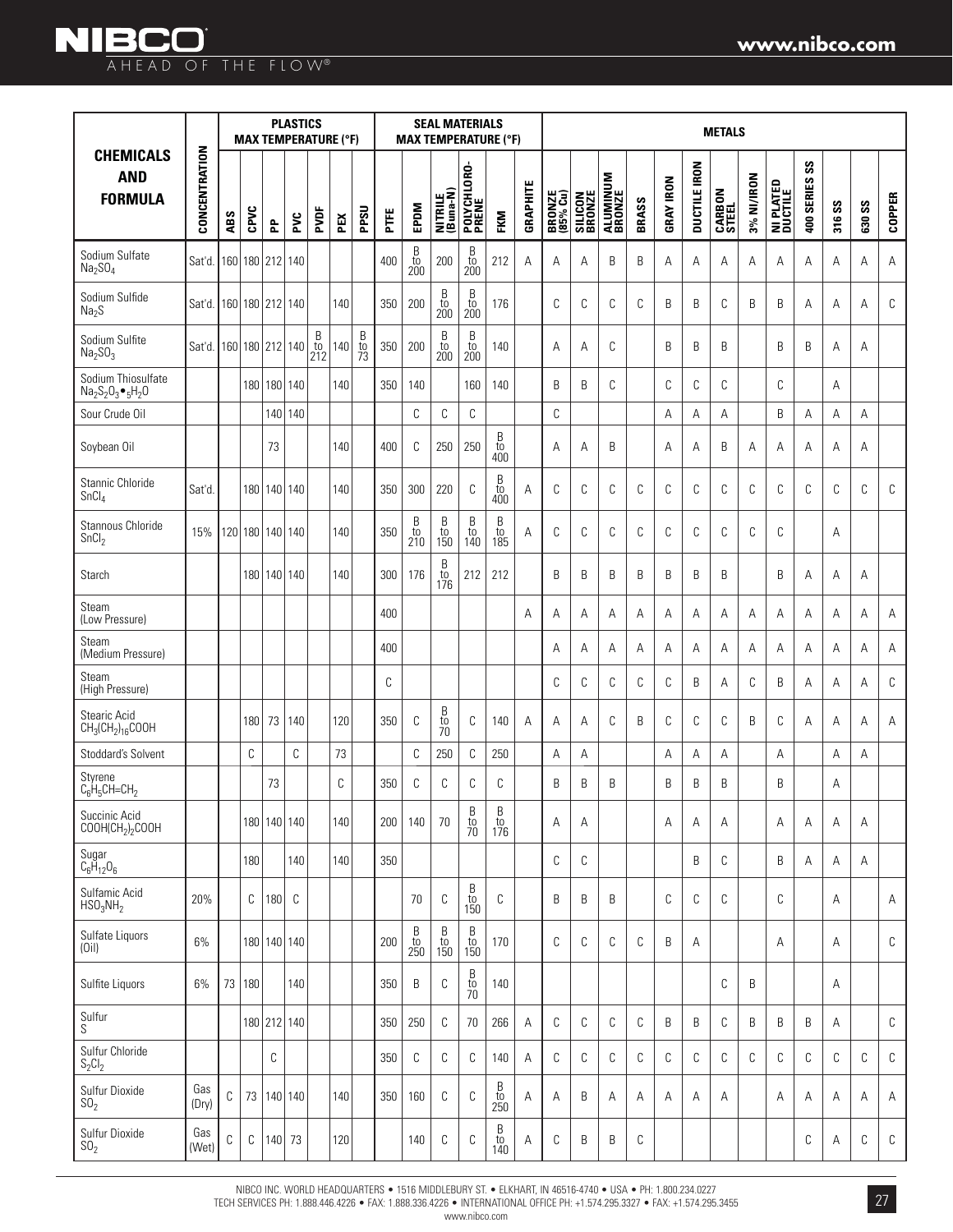| CHEMICALS AND FORMULA | CONCENTRATION | PLASTICS MAX TEMPERATURE (°F) | | | | | | | SEAL MATERIALS MAX TEMPERATURE (°F) | | | | | | METALS | | | | | | | | | | | | |
|---|---|---|---|---|---|---|---|---|---|---|---|---|---|---|---|---|---|---|---|---|---|---|---|---|---|---|---|
| | | ABS | CPVC | PP | PVC | PVDF | PEX | PPSU | PTFE | EPDM | NITRILE (Buna-N) | POLYCHLORO-PRENE | FKM | GRAPHITE | BRONZE (85% Cu) | SILICON BRONZE | ALUMINUM BRONZE | BRASS | GRAY IRON | DUCTILE IRON | CARBON STEEL | 3% NI/IRON | NI PLATED DUCTILE | 400 SERIES SS | 316 SS | 630 SS | COPPER |
| Sodium Sulfate $Na_2SO_4$ | Sat'd. | 160 | 180 | 212 | 140 | | | | 400 | B to 200 | 200 | B to 200 | 212 | A | A | A | B | B | A | A | A | A | A | A | A | A | A |
| Sodium Sulfide $Na_2S$ | Sat'd. | 160 | 180 | 212 | 140 | | 140 | | 350 | 200 | B to 200 | B to 200 | 176 | | C | C | C | C | B | B | C | B | B | A | A | A | C |
| Sodium Sulfite $Na_2SO_3$ | Sat'd. | 160 | 180 | 212 | 140 | B to 212 | 140 | B to 73 | 350 | 200 | B to 200 | B to 200 | 140 | | A | A | C | | B | B | B | | B | B | A | A | |
| Sodium Thiosulfate $Na_2S_2O_3 \bullet {}_5H_2O$ | | | 180 | 180 | 140 | | 140 | | 350 | 140 | | 160 | 140 | | B | B | C | | C | C | C | | C | | A | | |
| Sour Crude Oil | | | | 140 | 140 | | | | | C | C | C | | | C | | | | A | A | A | | B | A | A | A | |
| Soybean Oil | | | | 73 | | | 140 | | 400 | C | 250 | 250 | B to 400 | | A | A | B | | A | A | B | A | A | A | A | A | |
| Stannic Chloride $SnCl_4$ | Sat'd. | | 180 | 140 | 140 | | 140 | | 350 | 300 | 220 | C | B to 400 | A | C | C | C | C | C | C | C | C | C | C | C | C | C |
| Stannous Chloride $SnCl_2$ | 15% | 120 | 180 | 140 | 140 | | 140 | | 350 | B to 210 | B to 150 | B to 140 | B to 185 | A | C | C | C | C | C | C | C | C | C | | A | | |
| Starch | | | 180 | 140 | 140 | | 140 | | 300 | 176 | B to 176 | 212 | 212 | | B | B | B | B | B | B | B | | B | A | A | A | |
| Steam (Low Pressure) | | | | | | | | | 400 | | | | | A | A | A | A | A | A | A | A | A | A | A | A | A | A |
| Steam (Medium Pressure) | | | | | | | | | 400 | | | | | | A | A | A | A | A | A | A | A | A | A | A | A | A |
| Steam (High Pressure) | | | | | | | | | C | | | | | | C | C | C | C | C | B | A | C | B | A | A | A | C |
| Stearic Acid $CH_3(CH_2)_{16}COOH$ | | | 180 | 73 | 140 | | 120 | | 350 | C | B to 70 | C | 140 | A | A | A | C | B | C | C | C | B | C | A | A | A | A |
| Stoddard's Solvent | | | C | | C | | 73 | | | C | 250 | C | 250 | | A | A | | | A | A | A | | A | | A | A | |
| Styrene $C_6H_5CH{=}CH_2$ | | | | 73 | | | C | | 350 | C | C | C | C | | B | B | B | | B | B | B | | B | | A | | |
| Succinic Acid $COOH(CH_2)_2COOH$ | | | 180 | 140 | 140 | | 140 | | 200 | 140 | 70 | B to 70 | B to 176 | | A | A | | | A | A | A | | A | A | A | A | |
| Sugar $C_6H_{12}O_6$ | | | 180 | | 140 | | 140 | | 350 | | | | | | C | C | | | | B | C | | B | A | A | A | |
| Sulfamic Acid $HSO_3NH_2$ | 20% | | C | 180 | C | | | | | 70 | C | B to 150 | C | | B | B | B | | C | C | C | | C | | A | | A |
| Sulfate Liquors (Oil) | 6% | | 180 | 140 | 140 | | | | 200 | B to 250 | B to 150 | B to 150 | 170 | | C | C | C | C | B | A | | | A | | A | | C |
| Sulfite Liquors | 6% | 73 | 180 | | 140 | | | | 350 | B | C | B to 70 | 140 | | | | | | | | C | B | | | A | | |
| Sulfur S | | | 180 | 212 | 140 | | | | 350 | 250 | C | 70 | 266 | A | C | C | C | C | B | B | C | B | B | B | A | | C |
| Sulfur Chloride $S_2Cl_2$ | | | | C | | | | | 350 | C | C | C | 140 | A | C | C | C | C | C | C | C | C | C | C | C | C | C |
| Sulfur Dioxide $SO_2$ | Gas (Dry) | C | 73 | 140 | 140 | | 140 | | 350 | 160 | C | C | B to 250 | A | A | B | A | A | A | A | A | | A | A | A | A | A |
| Sulfur Dioxide $SO_2$ | Gas (Wet) | C | C | 140 | 73 | | 120 | | | 140 | C | C | B to 140 | A | C | B | B | C | | | | | | C | A | C | C |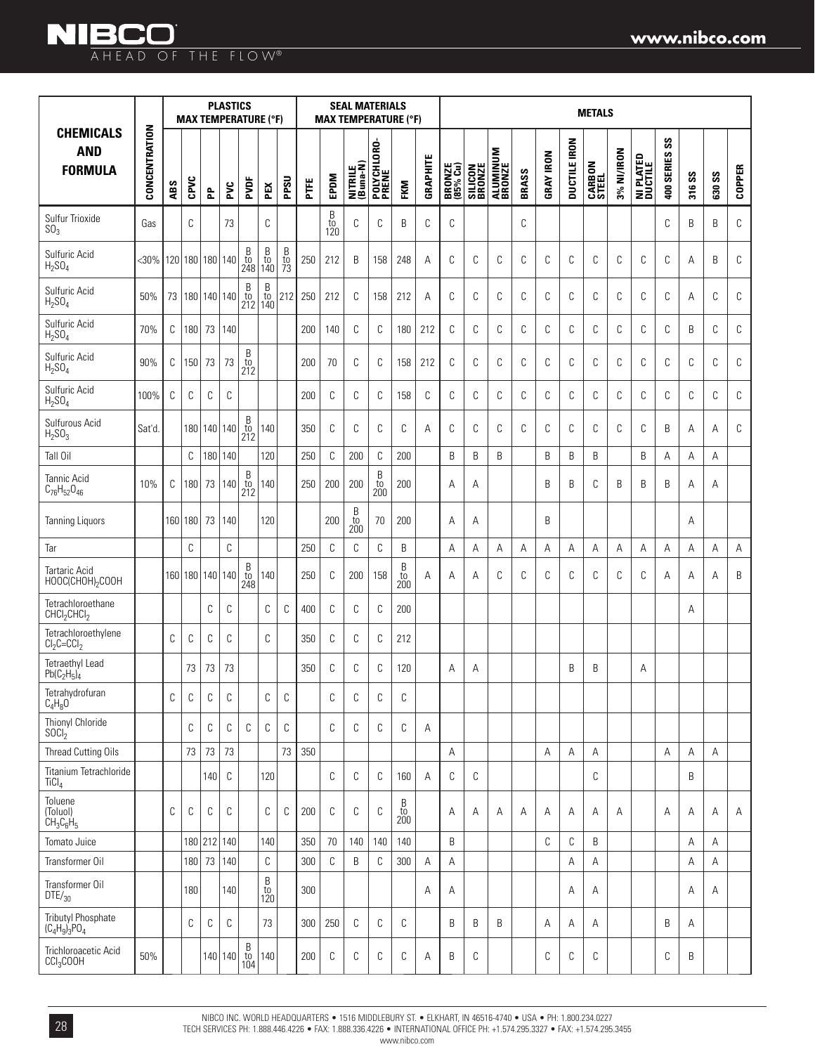| CHEMICALS AND FORMULA | CONCENTRATION | PLASTICS MAX TEMPERATURE (°F) | | | | | | | SEAL MATERIALS MAX TEMPERATURE (°F) | | | | | | METALS | | | | | | | | | | | | | |
|---|---|---|---|---|---|---|---|---|---|---|---|---|---|---|---|---|---|---|---|---|---|---|---|---|---|---|---|---|
| | | ABS | CPVC | PP | PVC | PVDF | PEX | PPSU | PTFE | EPDM | NITRILE (Buna-N) | POLYCHLOROPRENE | FKM | GRAPHITE | BRONZE (85% Cu) | SILICON BRONZE | ALUMINUM BRONZE | BRASS | GRAY IRON | DUCTILE IRON | CARBON STEEL | 3% NI/IRON | NI PLATED DUCTILE | 400 SERIES SS | 316 SS | 630 SS | COPPER |
| Sulfur Trioxide $SO_3$ | Gas | | C | | 73 | | C | | | B to 120 | C | C | B | C | C | | | C | | | | | | C | B | B | C |
| Sulfuric Acid $H_2SO_4$ | <30% | 120 | 180 | 180 | 140 | B to 248 | B to 140 | B to 73 | 250 | 212 | B | 158 | 248 | A | C | C | C | C | C | C | C | C | C | C | A | B | C |
| Sulfuric Acid $H_2SO_4$ | 50% | 73 | 180 | 140 | 140 | B to 212 | B to 140 | 212 | 250 | 212 | C | 158 | 212 | A | C | C | C | C | C | C | C | C | C | C | A | C | C |
| Sulfuric Acid $H_2SO_4$ | 70% | C | 180 | 73 | 140 | | | | 200 | 140 | C | C | 180 | 212 | C | C | C | C | C | C | C | C | C | C | B | C | C |
| Sulfuric Acid $H_2SO_4$ | 90% | C | 150 | 73 | 73 | B to 212 | | | 200 | 70 | C | C | 158 | 212 | C | C | C | C | C | C | C | C | C | C | C | C | C |
| Sulfuric Acid $H_2SO_4$ | 100% | C | C | C | C | | | | 200 | C | C | C | 158 | C | C | C | C | C | C | C | C | C | C | C | C | C | C |
| Sulfurous Acid $H_2SO_3$ | Sat'd. | | 180 | 140 | 140 | B to 212 | 140 | | 350 | C | C | C | C | A | C | C | C | C | C | C | C | C | C | B | A | A | C |
| Tall Oil | | | C | 180 | 140 | | 120 | | 250 | C | 200 | C | 200 | | B | B | B | | B | B | B | | B | A | A | A | |
| Tannic Acid $C_{76}H_{52}O_{46}$ | 10% | C | 180 | 73 | 140 | B to 212 | 140 | | 250 | 200 | 200 | B to 200 | 200 | | A | A | | | B | B | C | B | B | B | A | A | |
| Tanning Liquors | | 160 | 180 | 73 | 140 | | 120 | | | 200 | B to 200 | 70 | 200 | | A | A | | | B | | | | | | A | | |
| Tar | | | C | | C | | | | 250 | C | C | C | B | | A | A | A | A | A | A | A | A | A | A | A | A | A |
| Tartaric Acid HOOC(CHOH)$_2$COOH | | 160 | 180 | 140 | 140 | B to 248 | 140 | | 250 | C | 200 | 158 | B to 200 | A | A | A | C | C | C | C | C | C | C | A | A | A | B |
| Tetrachloroethane $CHCl_2CHCl_2$ | | | | C | C | | C | C | 400 | C | C | C | 200 | | | | | | | | | | | | A | | |
| Tetrachloroethylene $Cl_2C{=}CCl_2$ | | C | C | C | C | | C | | 350 | C | C | C | 212 | | | | | | | | | | | | | | |
| Tetraethyl Lead $Pb(C_2H_5)_4$ | | | 73 | 73 | 73 | | | | 350 | C | C | C | 120 | | A | A | | | | B | B | | A | | | | |
| Tetrahydrofuran $C_4H_8O$ | | C | C | C | C | | C | C | | C | C | C | C | | | | | | | | | | | | | | |
| Thionyl Chloride $SOCl_2$ | | | C | C | C | C | C | C | | C | C | C | C | A | | | | | | | | | | | | | |
| Thread Cutting Oils | | | 73 | 73 | 73 | | | 73 | 350 | | | | | | A | | | | A | A | A | | | A | A | A | |
| Titanium Tetrachloride $TiCl_4$ | | | | 140 | C | | 120 | | | C | C | C | 160 | A | C | C | | | | | C | | | | B | | |
| Toluene (Toluol) $CH_3C_6H_5$ | | C | C | C | C | | C | C | 200 | C | C | C | B to 200 | | A | A | A | A | A | A | A | A | | A | A | A | A |
| Tomato Juice | | | 180 | 212 | 140 | | 140 | | 350 | 70 | 140 | 140 | 140 | | B | | | | C | C | B | | | | A | A | |
| Transformer Oil | | | 180 | 73 | 140 | | C | | 300 | C | B | C | 300 | A | A | | | | | A | A | | | | A | A | |
| Transformer Oil DTE/$_{30}$ | | | 180 | | 140 | | B to 120 | | 300 | | | | | A | A | | | | | A | A | | | | A | A | |
| Tributyl Phosphate $(C_4H_9)_3PO_4$ | | | C | C | C | | 73 | | 300 | 250 | C | C | C | | B | B | B | | A | A | A | | | B | A | | |
| Trichloroacetic Acid $CCl_3COOH$ | 50% | | | 140 | 140 | B to 104 | 140 | | 200 | C | C | C | C | A | B | C | | | C | C | C | | | C | B | | |

NIBCO INC. WORLD HEADQUARTERS • 1516 MIDDLEBURY ST. • ELKHART, IN 46516-4740 • USA • PH: 1.800.234.0227
TECH SERVICES PH: 1.888.446.4226 • FAX: 1.888.336.4226 • INTERNATIONAL OFFICE PH: +1.574.295.3327 • FAX: +1.574.295.3455
www.nibco.com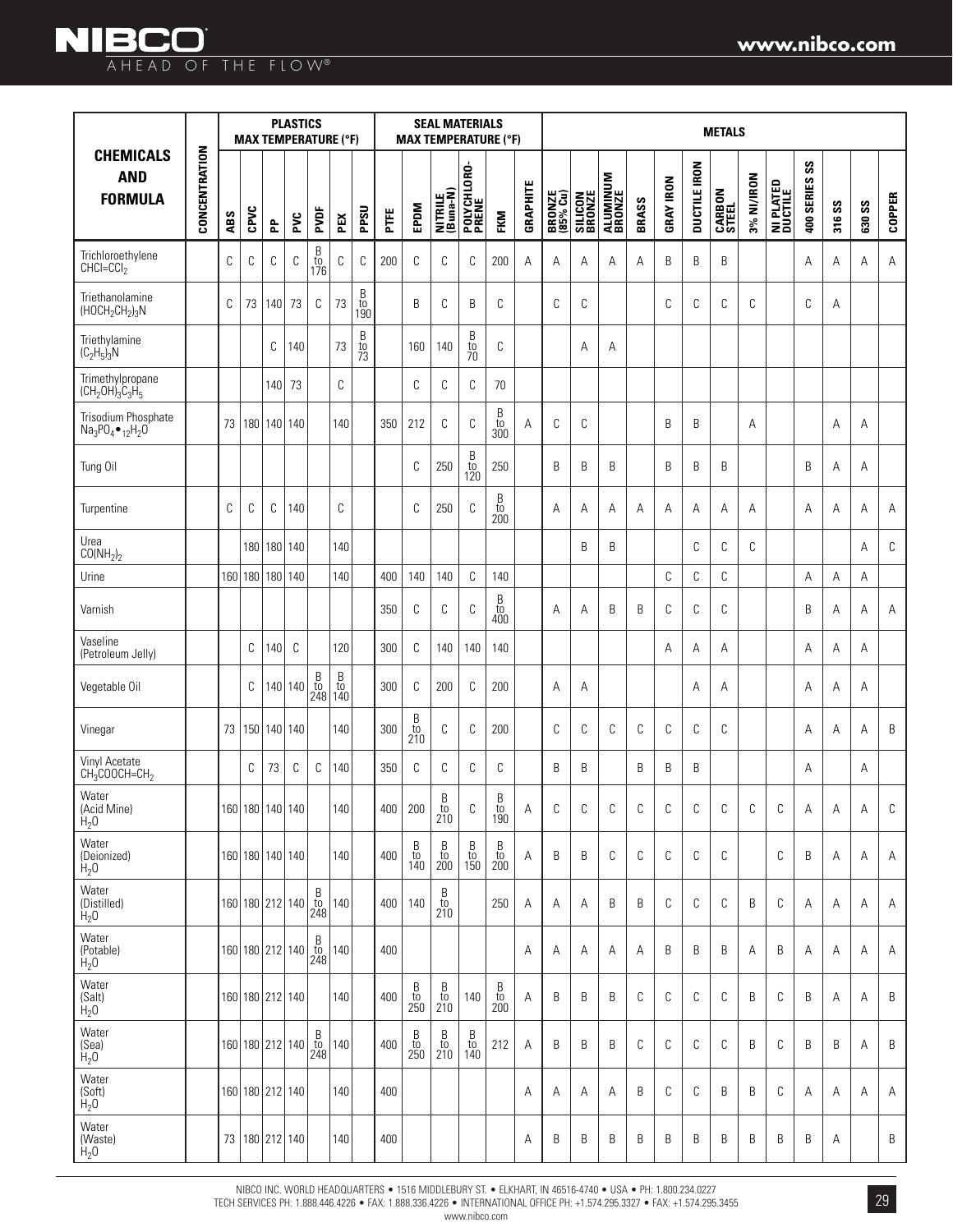| CHEMICALS AND FORMULA | CONCENTRATION | PLASTICS MAX TEMPERATURE (°F) | | | | | | | SEAL MATERIALS MAX TEMPERATURE (°F) | | | | | | METALS | | | | | | | | | | | | | |
|---|---|---|---|---|---|---|---|---|---|---|---|---|---|---|---|---|---|---|---|---|---|---|---|---|---|---|---|---|
| | | ABS | CPVC | PP | PVC | PVDF | PEX | PPSU | PTFE | EPDM | NITRILE (Buna-N) | POLYCHLORO-PRENE | FKM | GRAPHITE | BRONZE (85% Cu) | SILICON BRONZE | ALUMINUM BRONZE | BRASS | GRAY IRON | DUCTILE IRON | CARBON STEEL | 3% NI/IRON | NI PLATED DUCTILE | 400 SERIES SS | 316 SS | 630 SS | COPPER |
| Trichloroethylene $CHCl=CCl_2$ | | C | C | C | C | B to 176 | C | C | 200 | C | C | C | 200 | A | A | A | A | A | B | B | B | | | A | A | A | A |
| Triethanolamine $(HOCH_2CH_2)_3N$ | | C | 73 | 140 | 73 | C | 73 | B to 190 | | B | C | B | C | | C | C | | | C | C | C | C | | C | A | | |
| Triethylamine $(C_2H_5)_3N$ | | | | C | 140 | | 73 | B to 73 | | 160 | 140 | B to 70 | C | | | A | A | | | | | | | | | | |
| Trimethylpropane $(CH_2OH)_3C_3H_5$ | | | | 140 | 73 | | C | | | C | C | C | 70 | | | | | | | | | | | | | | |
| Trisodium Phosphate $Na_3PO_4 \bullet {}_{12}H_2O$ | | 73 | 180 | 140 | 140 | | 140 | | 350 | 212 | C | C | B to 300 | A | C | C | | | B | B | | A | | | A | A | |
| Tung Oil | | | | | | | | | | C | 250 | B to 120 | 250 | | B | B | B | | B | B | B | | | B | A | A | |
| Turpentine | | C | C | C | 140 | | C | | | C | 250 | C | B to 200 | | A | A | A | A | A | A | A | A | | A | A | A | A |
| Urea $CO(NH_2)_2$ | | | 180 | 180 | 140 | | 140 | | | | | | | | | B | B | | | C | C | C | | | | A | C |
| Urine | | 160 | 180 | 180 | 140 | | 140 | | 400 | 140 | 140 | C | 140 | | | | | | C | C | C | | | A | A | A | |
| Varnish | | | | | | | | | 350 | C | C | C | B to 400 | | A | A | B | B | C | C | C | | | B | A | A | A |
| Vaseline (Petroleum Jelly) | | | C | 140 | C | | 120 | | 300 | C | 140 | 140 | 140 | | | | | | A | A | A | | | A | A | A | |
| Vegetable Oil | | | C | 140 | 140 | B to 248 | B to 140 | | 300 | C | 200 | C | 200 | | A | A | | | | A | A | | | A | A | A | |
| Vinegar | | 73 | 150 | 140 | 140 | | 140 | | 300 | B to 210 | C | C | 200 | | C | C | C | C | C | C | C | | | A | A | A | B |
| Vinyl Acetate $CH_3COOCH=CH_2$ | | | C | 73 | C | C | 140 | | 350 | C | C | C | C | | B | B | | B | B | B | | | | A | | A | |
| Water (Acid Mine) $H_2O$ | | 160 | 180 | 140 | 140 | | 140 | | 400 | 200 | B to 210 | C | B to 190 | A | C | C | C | C | C | C | C | C | C | A | A | A | C |
| Water (Deionized) $H_2O$ | | 160 | 180 | 140 | 140 | | 140 | | 400 | B to 140 | B to 200 | B to 150 | B to 200 | A | B | B | C | C | C | C | C | | C | B | A | A | A |
| Water (Distilled) $H_2O$ | | 160 | 180 | 212 | 140 | B to 248 | 140 | | 400 | 140 | B to 210 | | 250 | A | A | A | B | B | C | C | C | B | C | A | A | A | A |
| Water (Potable) $H_2O$ | | 160 | 180 | 212 | 140 | B to 248 | 140 | | 400 | | | | | A | A | A | A | A | B | B | B | A | B | A | A | A | A |
| Water (Salt) $H_2O$ | | 160 | 180 | 212 | 140 | | 140 | | 400 | B to 250 | B to 210 | 140 | B to 200 | A | B | B | B | C | C | C | C | B | C | B | A | A | B |
| Water (Sea) $H_2O$ | | 160 | 180 | 212 | 140 | B to 248 | 140 | | 400 | B to 250 | B to 210 | B to 140 | 212 | A | B | B | B | C | C | C | C | B | C | B | B | A | B |
| Water (Soft) $H_2O$ | | 160 | 180 | 212 | 140 | | 140 | | 400 | | | | | A | A | A | A | B | C | C | B | B | C | A | A | A | A |
| Water (Waste) $H_2O$ | | 73 | 180 | 212 | 140 | | 140 | | 400 | | | | | A | B | B | B | B | B | B | B | B | B | B | A | | B |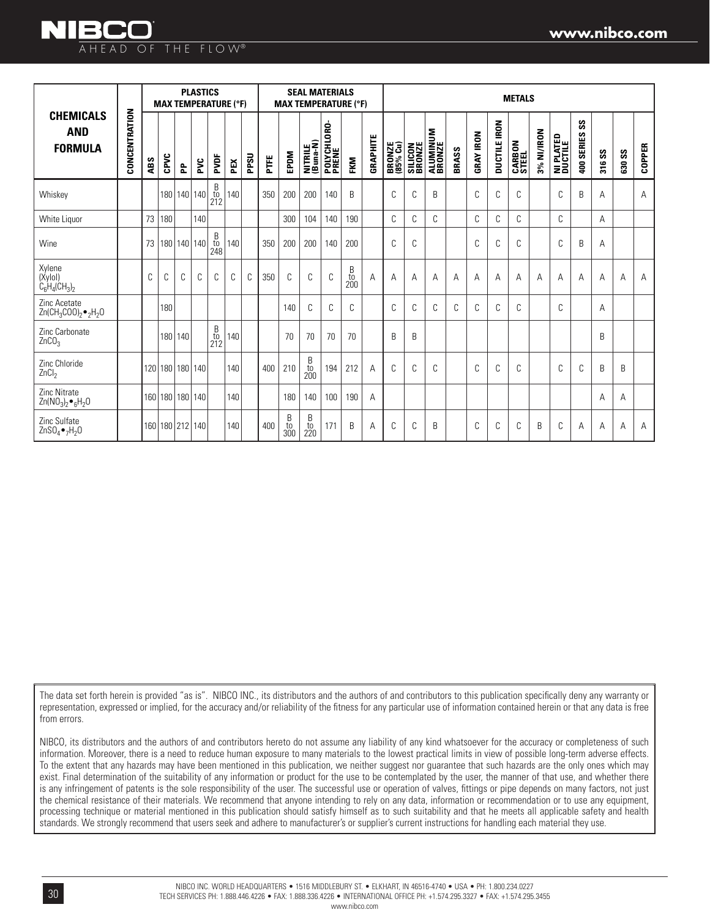| CHEMICALS AND FORMULA | CONCENTRATION | PLASTICS MAX TEMPERATURE (°F) | | | | | | | SEAL MATERIALS MAX TEMPERATURE (°F) | | | | | | METALS | | | | | | | | | | | | | |
|---|---|---|---|---|---|---|---|---|---|---|---|---|---|---|---|---|---|---|---|---|---|---|---|---|---|---|---|---|
| | | ABS | CPVC | PP | PVC | PVDF | PEX | PPSU | PTFE | EPDM | NITRILE (Buna-N) | POLYCHLORO-PRENE | FKM | GRAPHITE | BRONZE (85% Cu) | SILICON BRONZE | ALUMINUM BRONZE | BRASS | GRAY IRON | DUCTILE IRON | CARBON STEEL | 3% NI/IRON | NI PLATED DUCTILE | 400 SERIES SS | 316 SS | 630 SS | COPPER |
| Whiskey | | | 180 | 140 | 140 | B to 212 | 140 | | 350 | 200 | 200 | 140 | B | | C | C | B | | C | C | C | | C | B | A | | A |
| White Liquor | | 73 | 180 | | 140 | | | | | 300 | 104 | 140 | 190 | | C | C | C | | C | C | C | | C | | A | | |
| Wine | | 73 | 180 | 140 | 140 | B to 248 | 140 | | 350 | 200 | 200 | 140 | 200 | | C | C | | | C | C | C | | C | B | A | | |
| Xylene (Xylol) $C_6H_4(CH_3)_2$ | | C | C | C | C | C | C | C | 350 | C | C | C | B to 200 | A | A | A | A | A | A | A | A | A | A | A | A | A | A |
| Zinc Acetate $Zn(CH_3COO)_2 \bullet {}_2H_2O$ | | | 180 | | | | | | | 140 | C | C | C | | C | C | C | C | C | C | C | | C | | A | | |
| Zinc Carbonate $ZnCO_3$ | | | 180 | 140 | | B to 212 | 140 | | | 70 | 70 | 70 | 70 | | B | B | | | | | | | | | B | | |
| Zinc Chloride $ZnCl_2$ | | 120 | 180 | 180 | 140 | | 140 | | 400 | 210 | B to 200 | 194 | 212 | A | C | C | C | | C | C | C | | C | C | B | B | |
| Zinc Nitrate $Zn(NO_3)_2 \bullet {}_6H_2O$ | | 160 | 180 | 180 | 140 | | 140 | | | 180 | 140 | 100 | 190 | A | | | | | | | | | | | A | A | |
| Zinc Sulfate $ZnSO_4 \bullet {}_7H_2O$ | | 160 | 180 | 212 | 140 | | 140 | | 400 | B to 300 | B to 220 | 171 | B | A | C | C | B | | C | C | C | B | C | A | A | A | A |

The data set forth herein is provided "as is". NIBCO INC., its distributors and the authors of and contributors to this publication specifically deny any warranty or representation, expressed or implied, for the accuracy and/or reliability of the fitness for any particular use of information contained herein or that any data is free from errors.

NIBCO, its distributors and the authors of and contributors hereto do not assume any liability of any kind whatsoever for the accuracy or completeness of such information. Moreover, there is a need to reduce human exposure to many materials to the lowest practical limits in view of possible long-term adverse effects. To the extent that any hazards may have been mentioned in this publication, we neither suggest nor guarantee that such hazards are the only ones which may exist. Final determination of the suitability of any information or product for the use to be contemplated by the user, the manner of that use, and whether there is any infringement of patents is the sole responsibility of the user. The successful use or operation of valves, fittings or pipe depends on many factors, not just the chemical resistance of their materials. We recommend that anyone intending to rely on any data, information or recommendation or to use any equipment, processing technique or material mentioned in this publication should satisfy himself as to such suitability and that he meets all applicable safety and health standards. We strongly recommend that users seek and adhere to manufacturer's or supplier's current instructions for handling each material they use.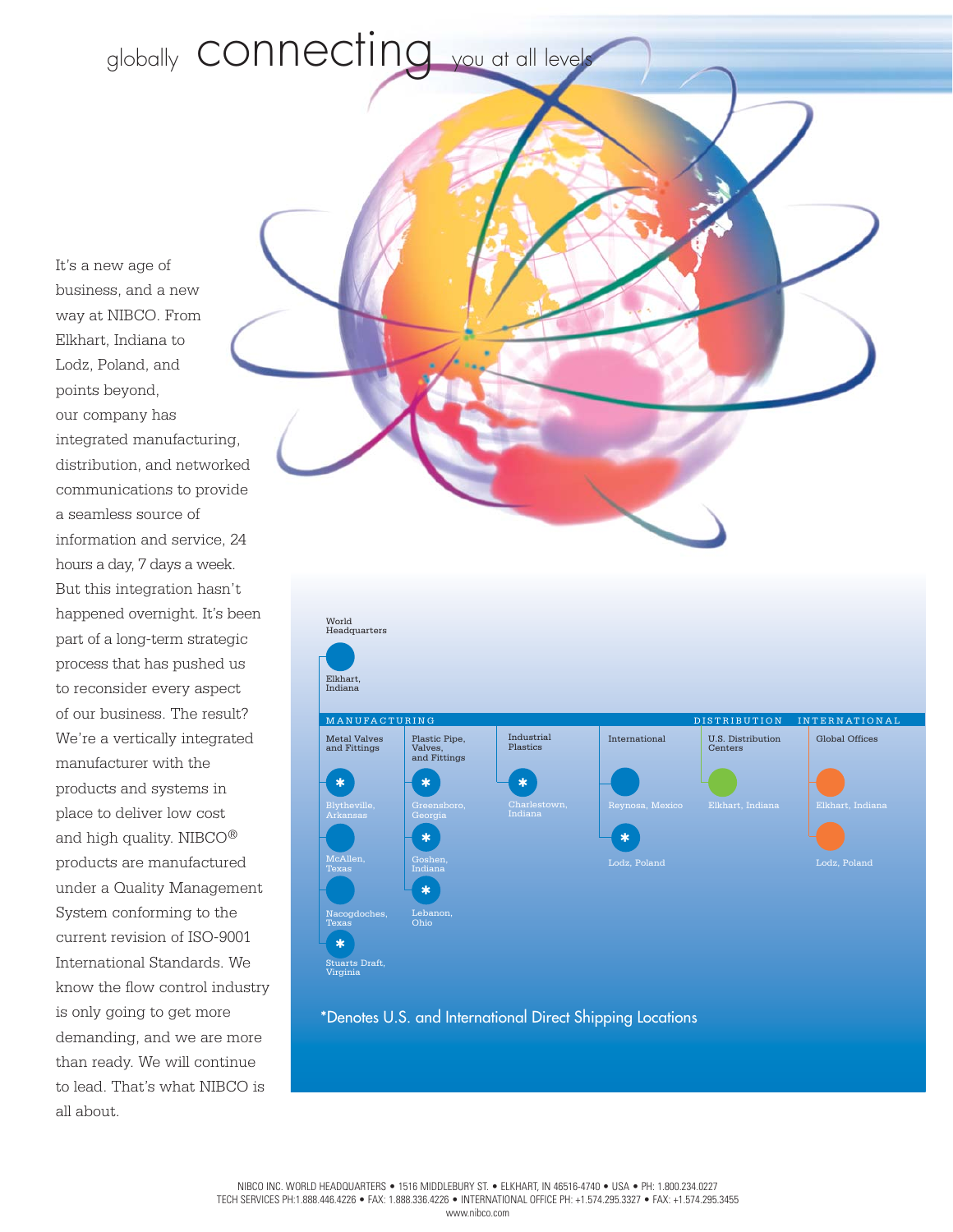# globally connecting you at all levels

It's a new age of business, and a new way at NIBCO. From Elkhart, Indiana to Lodz, Poland, and points beyond, our company has integrated manufacturing, distribution, and networked communications to provide a seamless source of information and service, 24 hours a day, 7 days a week. But this integration hasn't happened overnight. It's been part of a long-term strategic process that has pushed us to reconsider every aspect of our business. The result? We're a vertically integrated manufacturer with the products and systems in place to deliver low cost and high quality. NIBCO® products are manufactured under a Quality Management System conforming to the current revision of ISO-9001 International Standards. We know the flow control industry is only going to get more demanding, and we are more than ready. We will continue to lead. That's what NIBCO is all about.

**World Headquarters**
- Elkhart, Indiana

**MANUFACTURING**

Metal Valves and Fittings
- Blytheville, Arkansas *
- McAllen, Texas
- Nacogdoches, Texas
- Stuarts Draft, Virginia *

Plastic Pipe, Valves, and Fittings
- Greensboro, Georgia *
- Goshen, Indiana *
- Lebanon, Ohio *

Industrial Plastics
- Charlestown, Indiana *

International
- Reynosa, Mexico
- Lodz, Poland *

**DISTRIBUTION**

U.S. Distribution Centers
- Elkhart, Indiana

**INTERNATIONAL**

Global Offices
- Elkhart, Indiana
- Lodz, Poland

*Denotes U.S. and International Direct Shipping Locations

NIBCO INC. WORLD HEADQUARTERS • 1516 MIDDLEBURY ST. • ELKHART, IN 46516-4740 • USA • PH: 1.800.234.0227
TECH SERVICES PH:1.888.446.4226 • FAX: 1.888.336.4226 • INTERNATIONAL OFFICE PH: +1.574.295.3327 • FAX: +1.574.295.3455
www.nibco.com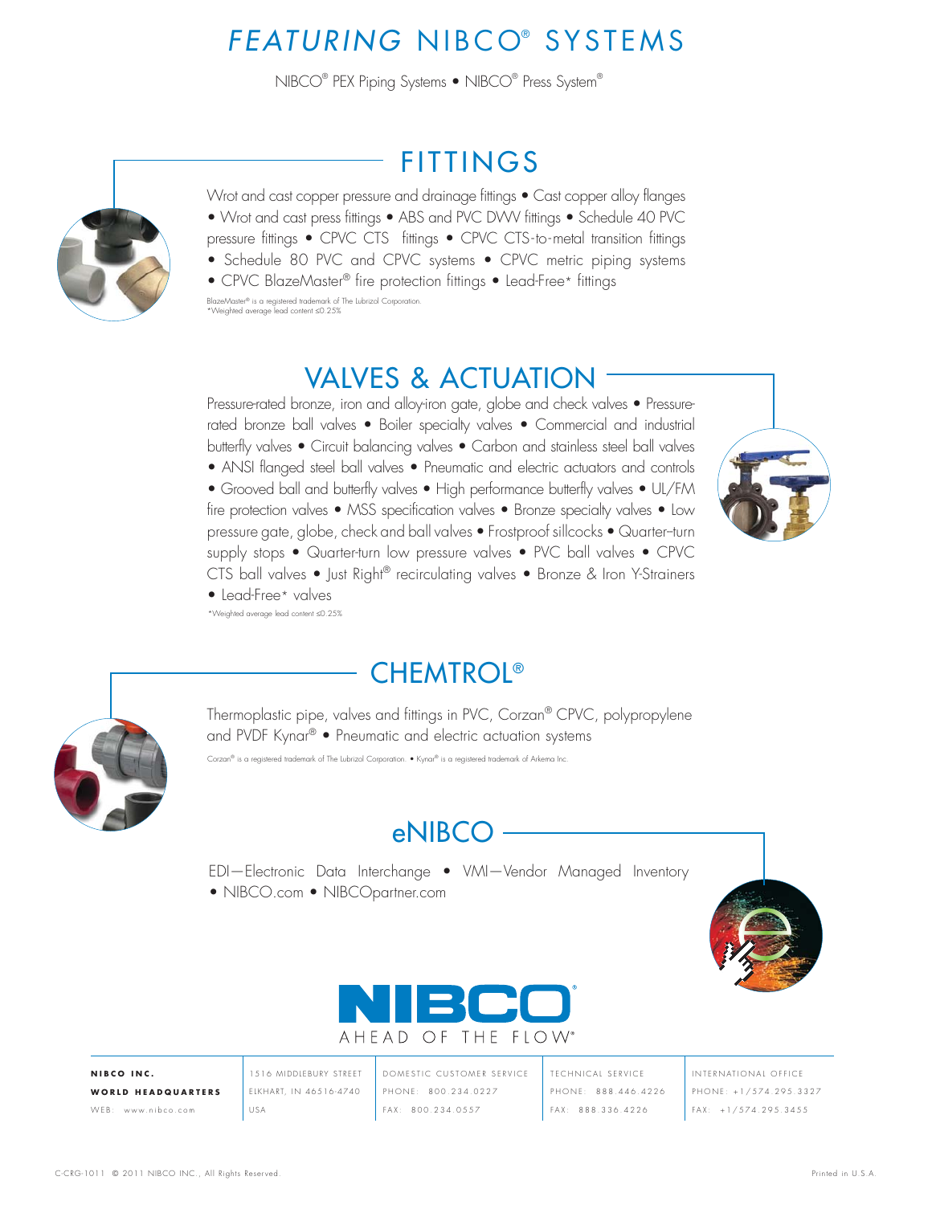# *FEATURING* NIBCO® SYSTEMS

NIBCO® PEX Piping Systems • NIBCO® Press System®

## FITTINGS

Wrot and cast copper pressure and drainage fittings • Cast copper alloy flanges • Wrot and cast press fittings • ABS and PVC DWV fittings • Schedule 40 PVC pressure fittings • CPVC CTS fittings • CPVC CTS-to-metal transition fittings • Schedule 80 PVC and CPVC systems • CPVC metric piping systems • CPVC BlazeMaster® fire protection fittings • Lead-Free* fittings

BlazeMaster® is a registered trademark of The Lubrizol Corporation.
*Weighted average lead content ≤0.25%

## VALVES & ACTUATION

Pressure-rated bronze, iron and alloy-iron gate, globe and check valves • Pressure-rated bronze ball valves • Boiler specialty valves • Commercial and industrial butterfly valves • Circuit balancing valves • Carbon and stainless steel ball valves • ANSI flanged steel ball valves • Pneumatic and electric actuators and controls • Grooved ball and butterfly valves • High performance butterfly valves • UL/FM fire protection valves • MSS specification valves • Bronze specialty valves • Low pressure gate, globe, check and ball valves • Frostproof sillcocks • Quarter–turn supply stops • Quarter-turn low pressure valves • PVC ball valves • CPVC CTS ball valves • Just Right® recirculating valves • Bronze & Iron Y-Strainers • Lead-Free* valves

*Weighted average lead content ≤0.25%

## CHEMTROL®

Thermoplastic pipe, valves and fittings in PVC, Corzan® CPVC, polypropylene and PVDF Kynar® • Pneumatic and electric actuation systems

Corzan® is a registered trademark of The Lubrizol Corporation. • Kynar® is a registered trademark of Arkema Inc.

## eNIBCO

EDI—Electronic Data Interchange • VMI—Vendor Managed Inventory • NIBCO.com • NIBCOpartner.com

NIBCO®
AHEAD OF THE FLOW®

| | | | | |
|---|---|---|---|---|
| **NIBCO INC.** | 1516 MIDDLEBURY STREET | DOMESTIC CUSTOMER SERVICE | TECHNICAL SERVICE | INTERNATIONAL OFFICE |
| **WORLD HEADQUARTERS** | ELKHART, IN 46516-4740 | PHONE: 800.234.0227 | PHONE: 888.446.4226 | PHONE: +1/574.295.3327 |
| WEB: www.nibco.com | USA | FAX: 800.234.0557 | FAX: 888.336.4226 | FAX: +1/574.295.3455 |

C-CRG-1011 © 2011 NIBCO INC., All Rights Reserved.

Printed in U.S.A.